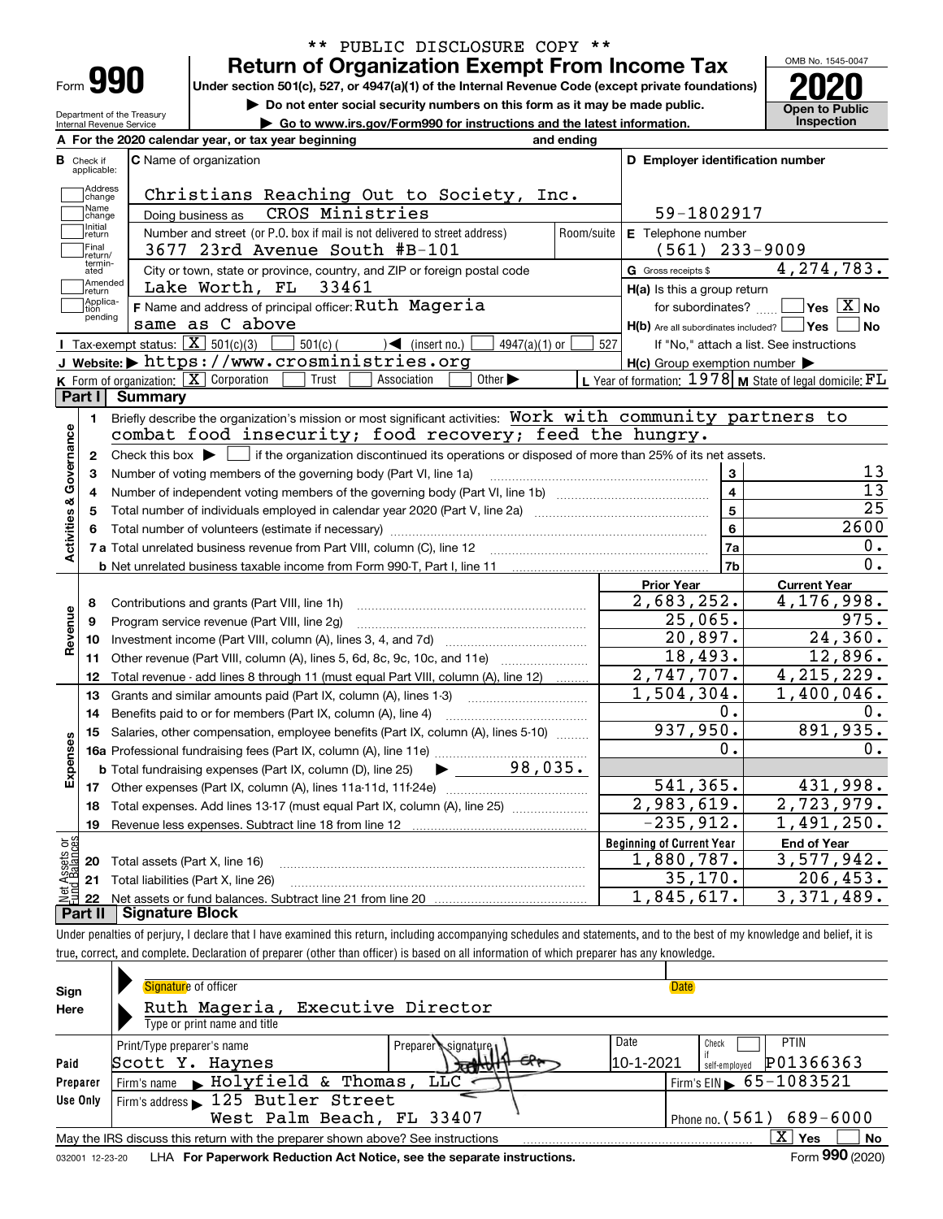** PUBLIC DISCLOSURE COPY **

# Form 990 — Return of Organization Exempt From Income Tax

Under section 501(c), 527, or 4947(a)(1) of the Internal Revenue Code (except private foundations)

▶ Do not enter social security numbers on this form as it may be made public.

▶ Go to www.irs.gov/Form990 for instructions and the latest information.

Department of the Treasury, Internal Revenue Service

OMB No. 1545-0047 — **2020** — Open to Public Inspection

**A** For the 2020 calendar year, or tax year beginning and ending

**B** Check if applicable: Address change, Name change, Initial return, Final return/terminated, Amended return, Application pending

**C** Name of organization: Christians Reaching Out to Society, Inc.

Doing business as: CROS Ministries

Number and street (or P.O. box if mail is not delivered to street address): 3677 23rd Avenue South #B-101 — Room/suite

City or town, state or province, country, and ZIP or foreign postal code: Lake Worth, FL 33461

**D** Employer identification number: 59-1802917

**E** Telephone number: (561) 233-9009

**G** Gross receipts $ 4,274,783.

**F** Name and address of principal officer: Ruth Mageria, same as C above

**H(a)** Is this a group return for subordinates? ☐ Yes ☒ No

**H(b)** Are all subordinates included? ☐ Yes ☐ No — If "No," attach a list. See instructions

**H(c)** Group exemption number ▶

**I** Tax-exempt status: ☒ 501(c)(3) ☐ 501(c) ( ) ◀ (insert no.) ☐ 4947(a)(1) or ☐ 527

**J** Website: ▶ https://www.crosministries.org

**K** Form of organization: ☒ Corporation ☐ Trust ☐ Association ☐ Other ▶

**L** Year of formation: 1978 **M** State of legal domicile: FL

## Part I Summary

**Activities & Governance**

1. Briefly describe the organization's mission or most significant activities: Work with community partners to combat food insecurity; food recovery; feed the hungry.
2. Check this box ▶ ☐ if the organization discontinued its operations or disposed of more than 25% of its net assets.

| Line | Description | | Value |
|---|---|---|---|
| 3 | Number of voting members of the governing body (Part VI, line 1a) | 3 | 13 |
| 4 | Number of independent voting members of the governing body (Part VI, line 1b) | 4 | 13 |
| 5 | Total number of individuals employed in calendar year 2020 (Part V, line 2a) | 5 | 25 |
| 6 | Total number of volunteers (estimate if necessary) | 6 | 2600 |
| 7a | Total unrelated business revenue from Part VIII, column (C), line 12 | 7a | 0. |
| 7b | Net unrelated business taxable income from Form 990-T, Part I, line 11 | 7b | 0. |

| Line | Description | Prior Year | Current Year |
|---|---|---|---|
| **Revenue** | | | |
| 8 | Contributions and grants (Part VIII, line 1h) | 2,683,252. | 4,176,998. |
| 9 | Program service revenue (Part VIII, line 2g) | 25,065. | 975. |
| 10 | Investment income (Part VIII, column (A), lines 3, 4, and 7d) | 20,897. | 24,360. |
| 11 | Other revenue (Part VIII, column (A), lines 5, 6d, 8c, 9c, 10c, and 11e) | 18,493. | 12,896. |
| 12 | Total revenue - add lines 8 through 11 (must equal Part VIII, column (A), line 12) | 2,747,707. | 4,215,229. |
| **Expenses** | | | |
| 13 | Grants and similar amounts paid (Part IX, column (A), lines 1-3) | 1,504,304. | 1,400,046. |
| 14 | Benefits paid to or for members (Part IX, column (A), line 4) | 0. | 0. |
| 15 | Salaries, other compensation, employee benefits (Part IX, column (A), lines 5-10) | 937,950. | 891,935. |
| 16a | Professional fundraising fees (Part IX, column (A), line 11e) | 0. | 0. |
| b | Total fundraising expenses (Part IX, column (D), line 25) ▶ 98,035. | | |
| 17 | Other expenses (Part IX, column (A), lines 11a-11d, 11f-24e) | 541,365. | 431,998. |
| 18 | Total expenses. Add lines 13-17 (must equal Part IX, column (A), line 25) | 2,983,619. | 2,723,979. |
| 19 | Revenue less expenses. Subtract line 18 from line 12 | -235,912. | 1,491,250. |
| **Net Assets or Fund Balances** | | **Beginning of Current Year** | **End of Year** |
| 20 | Total assets (Part X, line 16) | 1,880,787. | 3,577,942. |
| 21 | Total liabilities (Part X, line 26) | 35,170. | 206,453. |
| 22 | Net assets or fund balances. Subtract line 21 from line 20 | 1,845,617. | 3,371,489. |

## Part II Signature Block

Under penalties of perjury, I declare that I have examined this return, including accompanying schedules and statements, and to the best of my knowledge and belief, it is true, correct, and complete. Declaration of preparer (other than officer) is based on all information of which preparer has any knowledge.

**Sign Here**

Signature of officer — Date

Ruth Mageria, Executive Director

Type or print name and title

**Paid Preparer Use Only**

| Print/Type preparer's name | Preparer's signature | Date | Check ☐ if self-employed | PTIN |
|---|---|---|---|---|
| Scott Y. Haynes | | 10-1-2021 | | P01366363 |

Firm's name ▶ Holyfield & Thomas, LLC — Firm's EIN ▶ 65-1083521

Firm's address ▶ 125 Butler Street, West Palm Beach, FL 33407 — Phone no. (561) 689-6000

May the IRS discuss this return with the preparer shown above? See instructions ☒ Yes ☐ No

032001 12-23-20 LHA For Paperwork Reduction Act Notice, see the separate instructions. Form **990** (2020)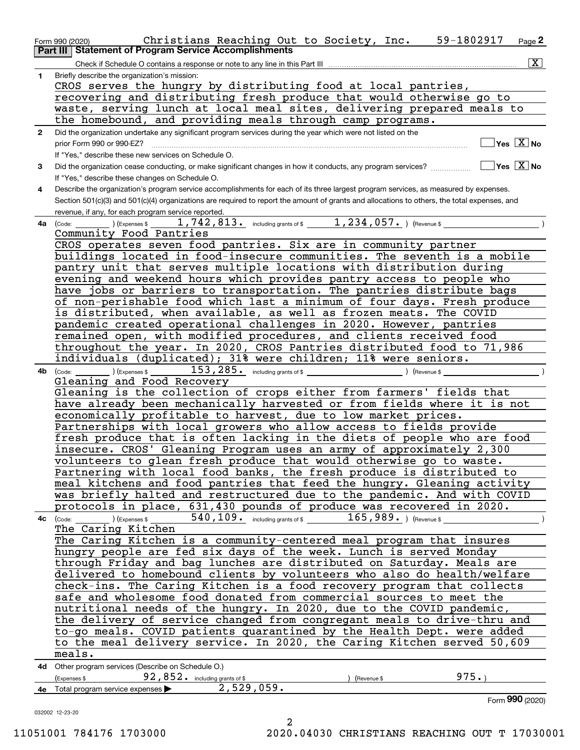Form 990 (2020) Christians Reaching Out to Society, Inc. 59-1802917 Page **2**

## Part III Statement of Program Service Accomplishments

Check if Schedule O contains a response or note to any line in this Part III [X]

**1** Briefly describe the organization's mission:

CROS serves the hungry by distributing food at local pantries, recovering and distributing fresh produce that would otherwise go to waste, serving lunch at local meal sites, delivering prepared meals to the homebound, and providing meals through camp programs.

**2** Did the organization undertake any significant program services during the year which were not listed on the prior Form 990 or 990-EZ? [ ] Yes [X] No

If "Yes," describe these new services on Schedule O.

**3** Did the organization cease conducting, or make significant changes in how it conducts, any program services? [ ] Yes [X] No

If "Yes," describe these changes on Schedule O.

**4** Describe the organization's program service accomplishments for each of its three largest program services, as measured by expenses. Section 501(c)(3) and 501(c)(4) organizations are required to report the amount of grants and allocations to others, the total expenses, and revenue, if any, for each program service reported.

**4a** (Code: ) (Expenses $ 1,742,813. including grants of $ 1,234,057. ) (Revenue $ )

Community Food Pantries

CROS operates seven food pantries. Six are in community partner buildings located in food-insecure communities. The seventh is a mobile pantry unit that serves multiple locations with distribution during evening and weekend hours which provides pantry access to people who have jobs or barriers to transportation. The pantries distribute bags of non-perishable food which last a minimum of four days. Fresh produce is distributed, when available, as well as frozen meats. The COVID pandemic created operational challenges in 2020. However, pantries remained open, with modified procedures, and clients received food throughout the year. In 2020, CROS Pantries distributed food to 71,986 individuals (duplicated); 31% were children; 11% were seniors.

**4b** (Code: ) (Expenses $ 153,285. including grants of $ ) (Revenue $ )

Gleaning and Food Recovery

Gleaning is the collection of crops either from farmers' fields that have already been mechanically harvested or from fields where it is not economically profitable to harvest, due to low market prices. Partnerships with local growers who allow access to fields provide fresh produce that is often lacking in the diets of people who are food insecure. CROS' Gleaning Program uses an army of approximately 2,300 volunteers to glean fresh produce that would otherwise go to waste. Partnering with local food banks, the fresh produce is distributed to meal kitchens and food pantries that feed the hungry. Gleaning activity was briefly halted and restructured due to the pandemic. And with COVID protocols in place, 631,430 pounds of produce was recovered in 2020.

**4c** (Code: ) (Expenses $ 540,109. including grants of $ 165,989. ) (Revenue $ )

The Caring Kitchen

The Caring Kitchen is a community-centered meal program that insures hungry people are fed six days of the week. Lunch is served Monday through Friday and bag lunches are distributed on Saturday. Meals are delivered to homebound clients by volunteers who also do health/welfare check-ins. The Caring Kitchen is a food recovery program that collects safe and wholesome food donated from commercial sources to meet the nutritional needs of the hungry. In 2020, due to the COVID pandemic, the delivery of service changed from congregant meals to drive-thru and to-go meals. COVID patients quarantined by the Health Dept. were added to the meal delivery service. In 2020, the Caring Kitchen served 50,609 meals.

**4d** Other program services (Describe on Schedule O.)

(Expenses $ 92,852. including grants of $ ) (Revenue $ 975.)

**4e** Total program service expenses ▶ 2,529,059.

Form **990** (2020)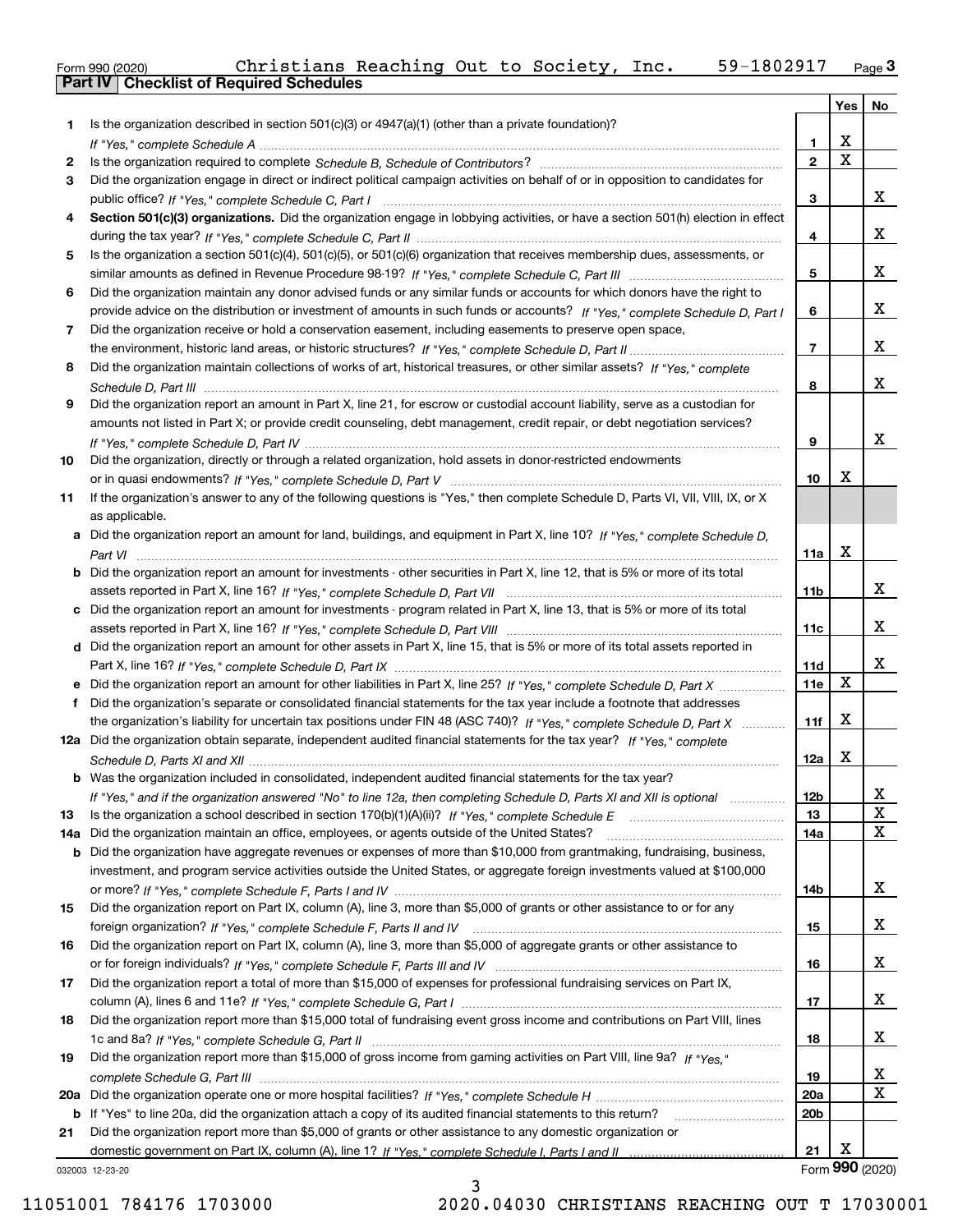Form 990 (2020) Christians Reaching Out to Society, Inc. 59-1802917

## Part IV Checklist of Required Schedules

| | | | Yes | No |
|---|---|---|---|---|
| 1 | Is the organization described in section 501(c)(3) or 4947(a)(1) (other than a private foundation)? *If "Yes," complete Schedule A* | 1 | X | |
| 2 | Is the organization required to complete *Schedule B, Schedule of Contributors*? | 2 | X | |
| 3 | Did the organization engage in direct or indirect political campaign activities on behalf of or in opposition to candidates for public office? *If "Yes," complete Schedule C, Part I* | 3 | | X |
| 4 | **Section 501(c)(3) organizations.** Did the organization engage in lobbying activities, or have a section 501(h) election in effect during the tax year? *If "Yes," complete Schedule C, Part II* | 4 | | X |
| 5 | Is the organization a section 501(c)(4), 501(c)(5), or 501(c)(6) organization that receives membership dues, assessments, or similar amounts as defined in Revenue Procedure 98-19? *If "Yes," complete Schedule C, Part III* | 5 | | X |
| 6 | Did the organization maintain any donor advised funds or any similar funds or accounts for which donors have the right to provide advice on the distribution or investment of amounts in such funds or accounts? *If "Yes," complete Schedule D, Part I* | 6 | | X |
| 7 | Did the organization receive or hold a conservation easement, including easements to preserve open space, the environment, historic land areas, or historic structures? *If "Yes," complete Schedule D, Part II* | 7 | | X |
| 8 | Did the organization maintain collections of works of art, historical treasures, or other similar assets? *If "Yes," complete Schedule D, Part III* | 8 | | X |
| 9 | Did the organization report an amount in Part X, line 21, for escrow or custodial account liability, serve as a custodian for amounts not listed in Part X; or provide credit counseling, debt management, credit repair, or debt negotiation services? *If "Yes," complete Schedule D, Part IV* | 9 | | X |
| 10 | Did the organization, directly or through a related organization, hold assets in donor-restricted endowments or in quasi endowments? *If "Yes," complete Schedule D, Part V* | 10 | X | |
| 11 | If the organization's answer to any of the following questions is "Yes," then complete Schedule D, Parts VI, VII, VIII, IX, or X as applicable. | | | |
| a | Did the organization report an amount for land, buildings, and equipment in Part X, line 10? *If "Yes," complete Schedule D, Part VI* | 11a | X | |
| b | Did the organization report an amount for investments - other securities in Part X, line 12, that is 5% or more of its total assets reported in Part X, line 16? *If "Yes," complete Schedule D, Part VII* | 11b | | X |
| c | Did the organization report an amount for investments - program related in Part X, line 13, that is 5% or more of its total assets reported in Part X, line 16? *If "Yes," complete Schedule D, Part VIII* | 11c | | X |
| d | Did the organization report an amount for other assets in Part X, line 15, that is 5% or more of its total assets reported in Part X, line 16? *If "Yes," complete Schedule D, Part IX* | 11d | | X |
| e | Did the organization report an amount for other liabilities in Part X, line 25? *If "Yes," complete Schedule D, Part X* | 11e | X | |
| f | Did the organization's separate or consolidated financial statements for the tax year include a footnote that addresses the organization's liability for uncertain tax positions under FIN 48 (ASC 740)? *If "Yes," complete Schedule D, Part X* | 11f | X | |
| 12a | Did the organization obtain separate, independent audited financial statements for the tax year? *If "Yes," complete Schedule D, Parts XI and XII* | 12a | X | |
| b | Was the organization included in consolidated, independent audited financial statements for the tax year? *If "Yes," and if the organization answered "No" to line 12a, then completing Schedule D, Parts XI and XII is optional* | 12b | | X |
| 13 | Is the organization a school described in section 170(b)(1)(A)(ii)? *If "Yes," complete Schedule E* | 13 | | X |
| 14a | Did the organization maintain an office, employees, or agents outside of the United States? | 14a | | X |
| b | Did the organization have aggregate revenues or expenses of more than $10,000 from grantmaking, fundraising, business, investment, and program service activities outside the United States, or aggregate foreign investments valued at $100,000 or more? *If "Yes," complete Schedule F, Parts I and IV* | 14b | | X |
| 15 | Did the organization report on Part IX, column (A), line 3, more than $5,000 of grants or other assistance to or for any foreign organization? *If "Yes," complete Schedule F, Parts II and IV* | 15 | | X |
| 16 | Did the organization report on Part IX, column (A), line 3, more than $5,000 of aggregate grants or other assistance to or for foreign individuals? *If "Yes," complete Schedule F, Parts III and IV* | 16 | | X |
| 17 | Did the organization report a total of more than $15,000 of expenses for professional fundraising services on Part IX, column (A), lines 6 and 11e? *If "Yes," complete Schedule G, Part I* | 17 | | X |
| 18 | Did the organization report more than $15,000 total of fundraising event gross income and contributions on Part VIII, lines 1c and 8a? *If "Yes," complete Schedule G, Part II* | 18 | | X |
| 19 | Did the organization report more than $15,000 of gross income from gaming activities on Part VIII, line 9a? *If "Yes," complete Schedule G, Part III* | 19 | | X |
| 20a | Did the organization operate one or more hospital facilities? *If "Yes," complete Schedule H* | 20a | | X |
| b | If "Yes" to line 20a, did the organization attach a copy of its audited financial statements to this return? | 20b | | |
| 21 | Did the organization report more than $5,000 of grants or other assistance to any domestic organization or domestic government on Part IX, column (A), line 1? *If "Yes," complete Schedule I, Parts I and II* | 21 | X | |

032003 12-23-20

Form **990** (2020)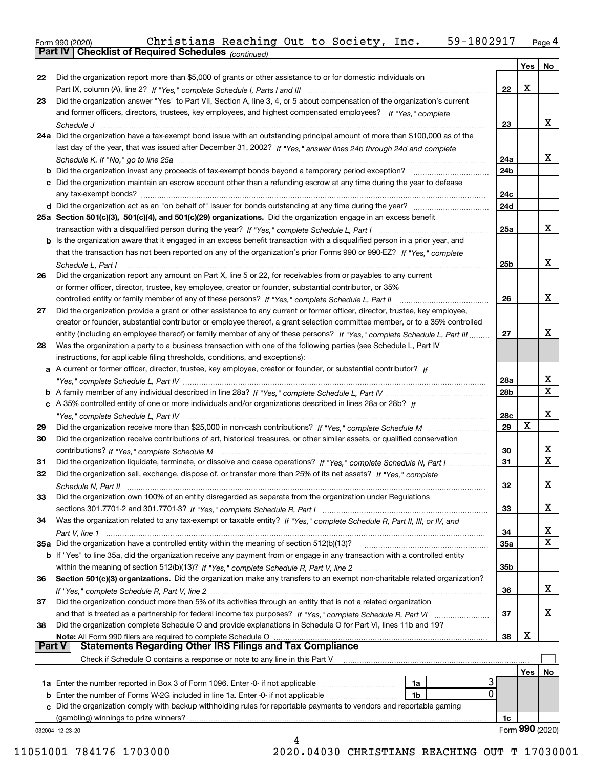Form 990 (2020) Christians Reaching Out to Society, Inc. 59-1802917 Page 4

**Part IV | Checklist of Required Schedules** *(continued)*

| | | Line | Yes | No |
|---|---|---|---|---|
| 22 | Did the organization report more than $5,000 of grants or other assistance to or for domestic individuals on Part IX, column (A), line 2? *If "Yes," complete Schedule I, Parts I and III* | 22 | X | |
| 23 | Did the organization answer "Yes" to Part VII, Section A, line 3, 4, or 5 about compensation of the organization's current and former officers, directors, trustees, key employees, and highest compensated employees? *If "Yes," complete Schedule J* | 23 | | X |
| 24a | Did the organization have a tax-exempt bond issue with an outstanding principal amount of more than $100,000 as of the last day of the year, that was issued after December 31, 2002? *If "Yes," answer lines 24b through 24d and complete Schedule K. If "No," go to line 25a* | 24a | | X |
| b | Did the organization invest any proceeds of tax-exempt bonds beyond a temporary period exception? | 24b | | |
| c | Did the organization maintain an escrow account other than a refunding escrow at any time during the year to defease any tax-exempt bonds? | 24c | | |
| d | Did the organization act as an "on behalf of" issuer for bonds outstanding at any time during the year? | 24d | | |
| 25a | **Section 501(c)(3), 501(c)(4), and 501(c)(29) organizations.** Did the organization engage in an excess benefit transaction with a disqualified person during the year? *If "Yes," complete Schedule L, Part I* | 25a | | X |
| b | Is the organization aware that it engaged in an excess benefit transaction with a disqualified person in a prior year, and that the transaction has not been reported on any of the organization's prior Forms 990 or 990-EZ? *If "Yes," complete Schedule L, Part I* | 25b | | X |
| 26 | Did the organization report any amount on Part X, line 5 or 22, for receivables from or payables to any current or former officer, director, trustee, key employee, creator or founder, substantial contributor, or 35% controlled entity or family member of any of these persons? *If "Yes," complete Schedule L, Part II* | 26 | | X |
| 27 | Did the organization provide a grant or other assistance to any current or former officer, director, trustee, key employee, creator or founder, substantial contributor or employee thereof, a grant selection committee member, or to a 35% controlled entity (including an employee thereof) or family member of any of these persons? *If "Yes," complete Schedule L, Part III* | 27 | | X |
| 28 | Was the organization a party to a business transaction with one of the following parties (see Schedule L, Part IV instructions, for applicable filing thresholds, conditions, and exceptions): | | | |
| a | A current or former officer, director, trustee, key employee, creator or founder, or substantial contributor? *If "Yes," complete Schedule L, Part IV* | 28a | | X |
| b | A family member of any individual described in line 28a? *If "Yes," complete Schedule L, Part IV* | 28b | | X |
| c | A 35% controlled entity of one or more individuals and/or organizations described in lines 28a or 28b? *If "Yes," complete Schedule L, Part IV* | 28c | | X |
| 29 | Did the organization receive more than $25,000 in non-cash contributions? *If "Yes," complete Schedule M* | 29 | X | |
| 30 | Did the organization receive contributions of art, historical treasures, or other similar assets, or qualified conservation contributions? *If "Yes," complete Schedule M* | 30 | | X |
| 31 | Did the organization liquidate, terminate, or dissolve and cease operations? *If "Yes," complete Schedule N, Part I* | 31 | | X |
| 32 | Did the organization sell, exchange, dispose of, or transfer more than 25% of its net assets? *If "Yes," complete Schedule N, Part II* | 32 | | X |
| 33 | Did the organization own 100% of an entity disregarded as separate from the organization under Regulations sections 301.7701-2 and 301.7701-3? *If "Yes," complete Schedule R, Part I* | 33 | | X |
| 34 | Was the organization related to any tax-exempt or taxable entity? *If "Yes," complete Schedule R, Part II, III, or IV, and Part V, line 1* | 34 | | X |
| 35a | Did the organization have a controlled entity within the meaning of section 512(b)(13)? | 35a | | X |
| b | If "Yes" to line 35a, did the organization receive any payment from or engage in any transaction with a controlled entity within the meaning of section 512(b)(13)? *If "Yes," complete Schedule R, Part V, line 2* | 35b | | |
| 36 | **Section 501(c)(3) organizations.** Did the organization make any transfers to an exempt non-charitable related organization? *If "Yes," complete Schedule R, Part V, line 2* | 36 | | X |
| 37 | Did the organization conduct more than 5% of its activities through an entity that is not a related organization and that is treated as a partnership for federal income tax purposes? *If "Yes," complete Schedule R, Part VI* | 37 | | X |
| 38 | Did the organization complete Schedule O and provide explanations in Schedule O for Part VI, lines 11b and 19? **Note:** All Form 990 filers are required to complete Schedule O | 38 | X | |

**Part V | Statements Regarding Other IRS Filings and Tax Compliance**

Check if Schedule O contains a response or note to any line in this Part V ☐

| | | Line | Amount | Yes | No |
|---|---|---|---|---|---|
| 1a | Enter the number reported in Box 3 of Form 1096. Enter -0- if not applicable | 1a | 3 | | |
| b | Enter the number of Forms W-2G included in line 1a. Enter -0- if not applicable | 1b | 0 | | |
| c | Did the organization comply with backup withholding rules for reportable payments to vendors and reportable gaming (gambling) winnings to prize winners? | 1c | | | |

032004 12-23-20 Form **990** (2020)

11051001 784176 1703000 2020.04030 CHRISTIANS REACHING OUT T 17030001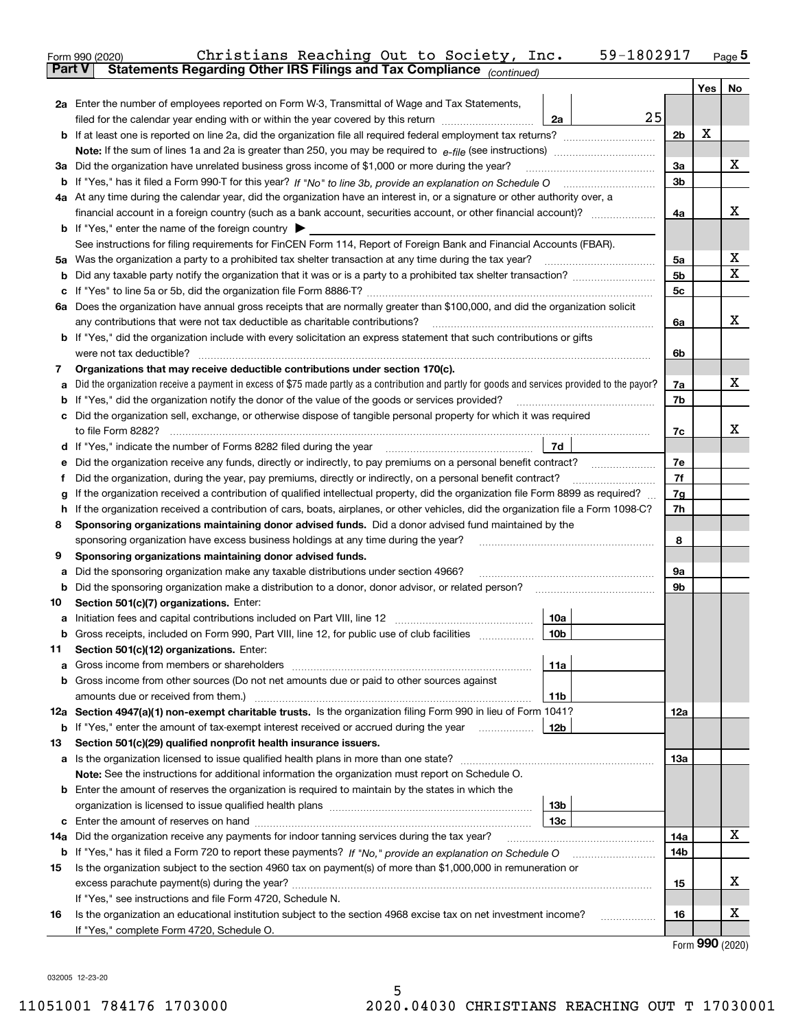Form 990 (2020) Christians Reaching Out to Society, Inc. 59-1802917 Page **5**

**Part V Statements Regarding Other IRS Filings and Tax Compliance** *(continued)*

| | | | | Yes | No |
|---|---|---|---|---|---|
| **2a** | Enter the number of employees reported on Form W-3, Transmittal of Wage and Tax Statements, filed for the calendar year ending with or within the year covered by this return | 2a | 25 | | |
| **b** | If at least one is reported on line 2a, did the organization file all required federal employment tax returns? | | 2b | X | |
| | **Note:** If the sum of lines 1a and 2a is greater than 250, you may be required to *e-file* (see instructions) | | | | |
| **3a** | Did the organization have unrelated business gross income of $1,000 or more during the year? | | 3a | | X |
| **b** | If "Yes," has it filed a Form 990-T for this year? *If "No" to line 3b, provide an explanation on Schedule O* | | 3b | | |
| **4a** | At any time during the calendar year, did the organization have an interest in, or a signature or other authority over, a financial account in a foreign country (such as a bank account, securities account, or other financial account)? | | 4a | | X |
| **b** | If "Yes," enter the name of the foreign country ▶ | | | | |
| | See instructions for filing requirements for FinCEN Form 114, Report of Foreign Bank and Financial Accounts (FBAR). | | | | |
| **5a** | Was the organization a party to a prohibited tax shelter transaction at any time during the tax year? | | 5a | | X |
| **b** | Did any taxable party notify the organization that it was or is a party to a prohibited tax shelter transaction? | | 5b | | X |
| **c** | If "Yes" to line 5a or 5b, did the organization file Form 8886-T? | | 5c | | |
| **6a** | Does the organization have annual gross receipts that are normally greater than $100,000, and did the organization solicit any contributions that were not tax deductible as charitable contributions? | | 6a | | X |
| **b** | If "Yes," did the organization include with every solicitation an express statement that such contributions or gifts were not tax deductible? | | 6b | | |
| **7** | **Organizations that may receive deductible contributions under section 170(c).** | | | | |
| **a** | Did the organization receive a payment in excess of $75 made partly as a contribution and partly for goods and services provided to the payor? | | 7a | | X |
| **b** | If "Yes," did the organization notify the donor of the value of the goods or services provided? | | 7b | | |
| **c** | Did the organization sell, exchange, or otherwise dispose of tangible personal property for which it was required to file Form 8282? | | 7c | | X |
| **d** | If "Yes," indicate the number of Forms 8282 filed during the year | 7d | | | |
| **e** | Did the organization receive any funds, directly or indirectly, to pay premiums on a personal benefit contract? | | 7e | | |
| **f** | Did the organization, during the year, pay premiums, directly or indirectly, on a personal benefit contract? | | 7f | | |
| **g** | If the organization received a contribution of qualified intellectual property, did the organization file Form 8899 as required? | | 7g | | |
| **h** | If the organization received a contribution of cars, boats, airplanes, or other vehicles, did the organization file a Form 1098-C? | | 7h | | |
| **8** | **Sponsoring organizations maintaining donor advised funds.** Did a donor advised fund maintained by the sponsoring organization have excess business holdings at any time during the year? | | 8 | | |
| **9** | **Sponsoring organizations maintaining donor advised funds.** | | | | |
| **a** | Did the sponsoring organization make any taxable distributions under section 4966? | | 9a | | |
| **b** | Did the sponsoring organization make a distribution to a donor, donor advisor, or related person? | | 9b | | |
| **10** | **Section 501(c)(7) organizations.** Enter: | | | | |
| **a** | Initiation fees and capital contributions included on Part VIII, line 12 | 10a | | | |
| **b** | Gross receipts, included on Form 990, Part VIII, line 12, for public use of club facilities | 10b | | | |
| **11** | **Section 501(c)(12) organizations.** Enter: | | | | |
| **a** | Gross income from members or shareholders | 11a | | | |
| **b** | Gross income from other sources (Do not net amounts due or paid to other sources against amounts due or received from them.) | 11b | | | |
| **12a** | **Section 4947(a)(1) non-exempt charitable trusts.** Is the organization filing Form 990 in lieu of Form 1041? | | 12a | | |
| **b** | If "Yes," enter the amount of tax-exempt interest received or accrued during the year | 12b | | | |
| **13** | **Section 501(c)(29) qualified nonprofit health insurance issuers.** | | | | |
| **a** | Is the organization licensed to issue qualified health plans in more than one state? | | 13a | | |
| | **Note:** See the instructions for additional information the organization must report on Schedule O. | | | | |
| **b** | Enter the amount of reserves the organization is required to maintain by the states in which the organization is licensed to issue qualified health plans | 13b | | | |
| **c** | Enter the amount of reserves on hand | 13c | | | |
| **14a** | Did the organization receive any payments for indoor tanning services during the tax year? | | 14a | | X |
| **b** | If "Yes," has it filed a Form 720 to report these payments? *If "No," provide an explanation on Schedule O* | | 14b | | |
| **15** | Is the organization subject to the section 4960 tax on payment(s) of more than $1,000,000 in remuneration or excess parachute payment(s) during the year? | | 15 | | X |
| | If "Yes," see instructions and file Form 4720, Schedule N. | | | | |
| **16** | Is the organization an educational institution subject to the section 4968 excise tax on net investment income? | | 16 | | X |
| | If "Yes," complete Form 4720, Schedule O. | | | | |

Form **990** (2020)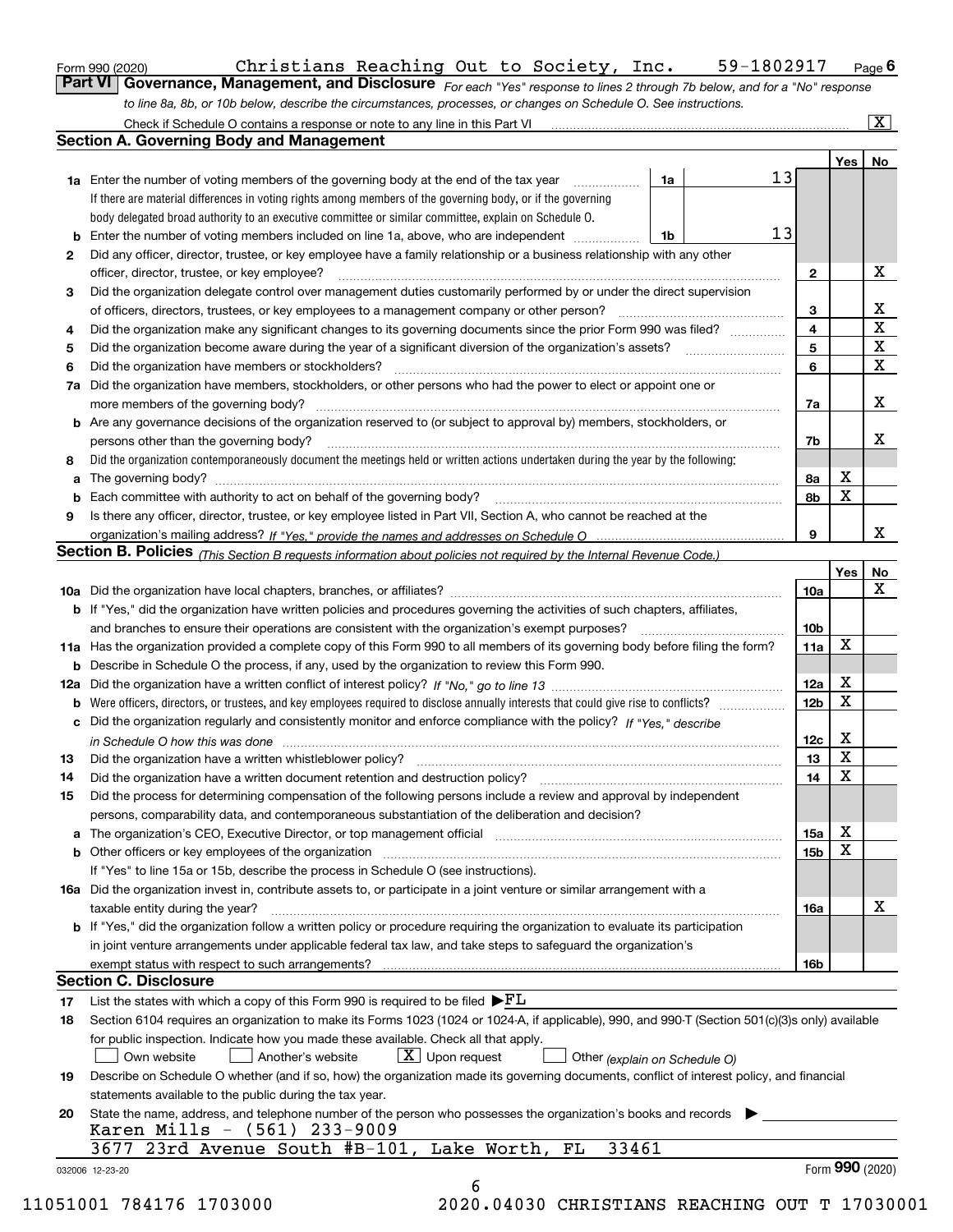Form 990 (2020) Christians Reaching Out to Society, Inc. 59-1802917 Page 6

**Part VI Governance, Management, and Disclosure** *For each "Yes" response to lines 2 through 7b below, and for a "No" response to line 8a, 8b, or 10b below, describe the circumstances, processes, or changes on Schedule O. See instructions.*

Check if Schedule O contains a response or note to any line in this Part VI [X]

## Section A. Governing Body and Management

| | | | | Yes | No |
|---|---|---|---|---|---|
| **1a** | Enter the number of voting members of the governing body at the end of the tax year | 1a | 13 | | |
| | If there are material differences in voting rights among members of the governing body, or if the governing body delegated broad authority to an executive committee or similar committee, explain on Schedule O. | | | | |
| **b** | Enter the number of voting members included on line 1a, above, who are independent | 1b | 13 | | |
| **2** | Did any officer, director, trustee, or key employee have a family relationship or a business relationship with any other officer, director, trustee, or key employee? | 2 | | | X |
| **3** | Did the organization delegate control over management duties customarily performed by or under the direct supervision of officers, directors, trustees, or key employees to a management company or other person? | 3 | | | X |
| **4** | Did the organization make any significant changes to its governing documents since the prior Form 990 was filed? | 4 | | | X |
| **5** | Did the organization become aware during the year of a significant diversion of the organization's assets? | 5 | | | X |
| **6** | Did the organization have members or stockholders? | 6 | | | X |
| **7a** | Did the organization have members, stockholders, or other persons who had the power to elect or appoint one or more members of the governing body? | 7a | | | X |
| **b** | Are any governance decisions of the organization reserved to (or subject to approval by) members, stockholders, or persons other than the governing body? | 7b | | | X |
| **8** | Did the organization contemporaneously document the meetings held or written actions undertaken during the year by the following: | | | | |
| **a** | The governing body? | 8a | | X | |
| **b** | Each committee with authority to act on behalf of the governing body? | 8b | | X | |
| **9** | Is there any officer, director, trustee, or key employee listed in Part VII, Section A, who cannot be reached at the organization's mailing address? *If "Yes," provide the names and addresses on Schedule O* | 9 | | | X |

## Section B. Policies *(This Section B requests information about policies not required by the Internal Revenue Code.)*

| | | | Yes | No |
|---|---|---|---|---|
| **10a** | Did the organization have local chapters, branches, or affiliates? | 10a | | X |
| **b** | If "Yes," did the organization have written policies and procedures governing the activities of such chapters, affiliates, and branches to ensure their operations are consistent with the organization's exempt purposes? | 10b | | |
| **11a** | Has the organization provided a complete copy of this Form 990 to all members of its governing body before filing the form? | 11a | X | |
| **b** | Describe in Schedule O the process, if any, used by the organization to review this Form 990. | | | |
| **12a** | Did the organization have a written conflict of interest policy? *If "No," go to line 13* | 12a | X | |
| **b** | Were officers, directors, or trustees, and key employees required to disclose annually interests that could give rise to conflicts? | 12b | X | |
| **c** | Did the organization regularly and consistently monitor and enforce compliance with the policy? *If "Yes," describe in Schedule O how this was done* | 12c | X | |
| **13** | Did the organization have a written whistleblower policy? | 13 | X | |
| **14** | Did the organization have a written document retention and destruction policy? | 14 | X | |
| **15** | Did the process for determining compensation of the following persons include a review and approval by independent persons, comparability data, and contemporaneous substantiation of the deliberation and decision? | | | |
| **a** | The organization's CEO, Executive Director, or top management official | 15a | X | |
| **b** | Other officers or key employees of the organization | 15b | X | |
| | If "Yes" to line 15a or 15b, describe the process in Schedule O (see instructions). | | | |
| **16a** | Did the organization invest in, contribute assets to, or participate in a joint venture or similar arrangement with a taxable entity during the year? | 16a | | X |
| **b** | If "Yes," did the organization follow a written policy or procedure requiring the organization to evaluate its participation in joint venture arrangements under applicable federal tax law, and take steps to safeguard the organization's exempt status with respect to such arrangements? | 16b | | |

## Section C. Disclosure

**17** List the states with which a copy of this Form 990 is required to be filed ▶FL

**18** Section 6104 requires an organization to make its Forms 1023 (1024 or 1024-A, if applicable), 990, and 990-T (Section 501(c)(3)s only) available for public inspection. Indicate how you made these available. Check all that apply.

[ ] Own website [ ] Another's website [X] Upon request [ ] Other *(explain on Schedule O)*

**19** Describe on Schedule O whether (and if so, how) the organization made its governing documents, conflict of interest policy, and financial statements available to the public during the tax year.

**20** State the name, address, and telephone number of the person who possesses the organization's books and records ▶

Karen Mills - (561) 233-9009
3677 23rd Avenue South #B-101, Lake Worth, FL 33461

032006 12-23-20 Form **990** (2020)

11051001 784176 1703000 2020.04030 CHRISTIANS REACHING OUT T 17030001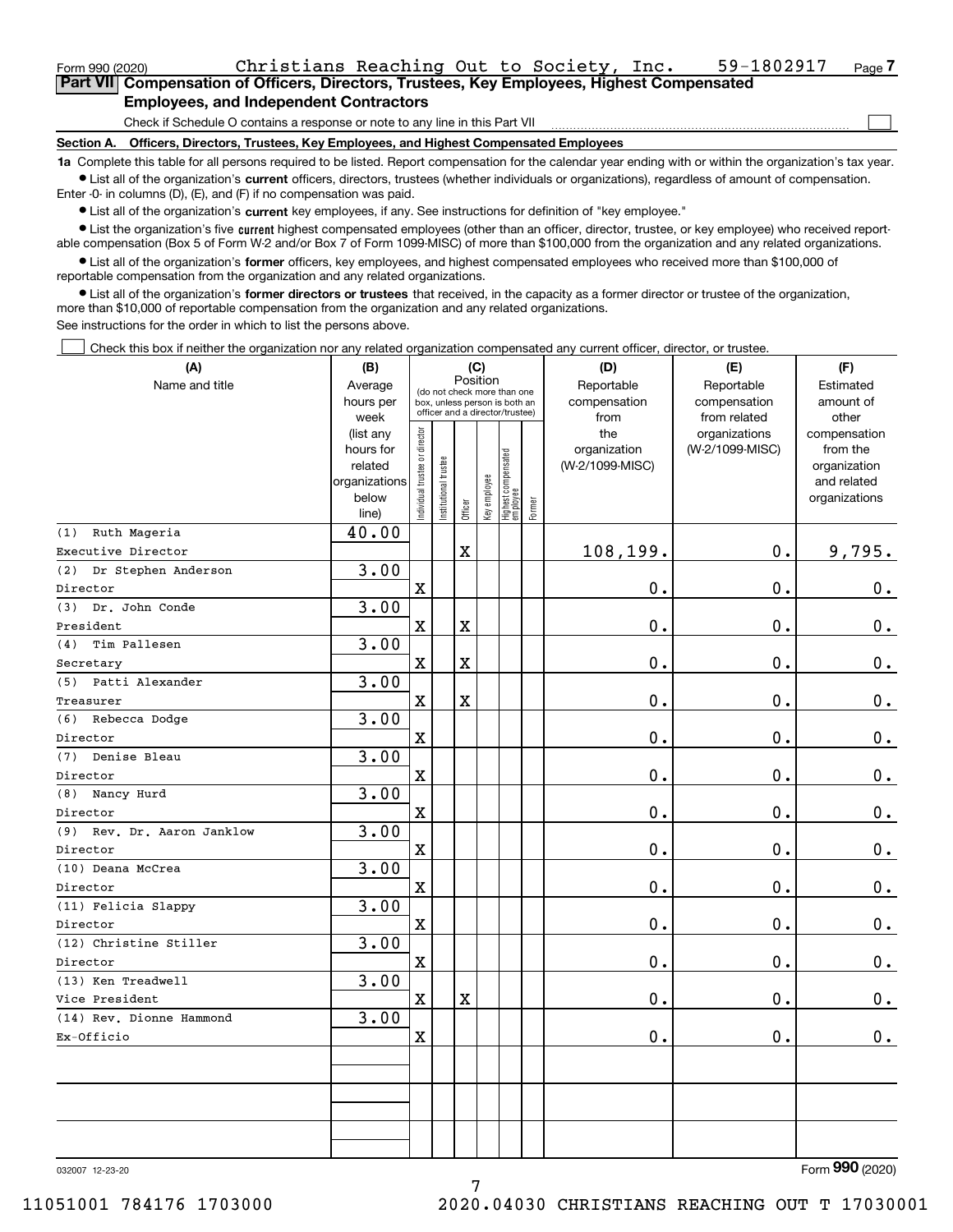Form 990 (2020) Christians Reaching Out to Society, Inc. 59-1802917 Page 7

## Part VII Compensation of Officers, Directors, Trustees, Key Employees, Highest Compensated Employees, and Independent Contractors

Check if Schedule O contains a response or note to any line in this Part VII ☐

**Section A. Officers, Directors, Trustees, Key Employees, and Highest Compensated Employees**

**1a** Complete this table for all persons required to be listed. Report compensation for the calendar year ending with or within the organization's tax year.

- List all of the organization's **current** officers, directors, trustees (whether individuals or organizations), regardless of amount of compensation. Enter -0- in columns (D), (E), and (F) if no compensation was paid.
- List all of the organization's **current** key employees, if any. See instructions for definition of "key employee."
- List the organization's five **current** highest compensated employees (other than an officer, director, trustee, or key employee) who received reportable compensation (Box 5 of Form W-2 and/or Box 7 of Form 1099-MISC) of more than $100,000 from the organization and any related organizations.
- List all of the organization's **former** officers, key employees, and highest compensated employees who received more than $100,000 of reportable compensation from the organization and any related organizations.
- List all of the organization's **former directors or trustees** that received, in the capacity as a former director or trustee of the organization, more than $10,000 of reportable compensation from the organization and any related organizations.

See instructions for the order in which to list the persons above.

☐ Check this box if neither the organization nor any related organization compensated any current officer, director, or trustee.

| (A) Name and title | (B) Average hours per week (list any hours for related organizations below line) | (C) Position (do not check more than one box, unless person is both an officer and a director/trustee) | | | | | | (D) Reportable compensation from the organization (W-2/1099-MISC) | (E) Reportable compensation from related organizations (W-2/1099-MISC) | (F) Estimated amount of other compensation from the organization and related organizations |
|---|---|---|---|---|---|---|---|---|---|---|
| | | Individual trustee or director | Institutional trustee | Officer | Key employee | Highest compensated employee | Former | | | |
| (1) Ruth Mageria<br>Executive Director | 40.00 | | | X | | | | 108,199. | 0. | 9,795. |
| (2) Dr Stephen Anderson<br>Director | 3.00 | X | | | | | | 0. | 0. | 0. |
| (3) Dr. John Conde<br>President | 3.00 | X | | X | | | | 0. | 0. | 0. |
| (4) Tim Pallesen<br>Secretary | 3.00 | X | | X | | | | 0. | 0. | 0. |
| (5) Patti Alexander<br>Treasurer | 3.00 | X | | X | | | | 0. | 0. | 0. |
| (6) Rebecca Dodge<br>Director | 3.00 | X | | | | | | 0. | 0. | 0. |
| (7) Denise Bleau<br>Director | 3.00 | X | | | | | | 0. | 0. | 0. |
| (8) Nancy Hurd<br>Director | 3.00 | X | | | | | | 0. | 0. | 0. |
| (9) Rev. Dr. Aaron Janklow<br>Director | 3.00 | X | | | | | | 0. | 0. | 0. |
| (10) Deana McCrea<br>Director | 3.00 | X | | | | | | 0. | 0. | 0. |
| (11) Felicia Slappy<br>Director | 3.00 | X | | | | | | 0. | 0. | 0. |
| (12) Christine Stiller<br>Director | 3.00 | X | | | | | | 0. | 0. | 0. |
| (13) Ken Treadwell<br>Vice President | 3.00 | X | | X | | | | 0. | 0. | 0. |
| (14) Rev. Dionne Hammond<br>Ex-Officio | 3.00 | X | | | | | | 0. | 0. | 0. |
| | | | | | | | | | | |
| | | | | | | | | | | |
| | | | | | | | | | | |

032007 12-23-20 Form 990 (2020)

11051001 784176 1703000 2020.04030 CHRISTIANS REACHING OUT T 17030001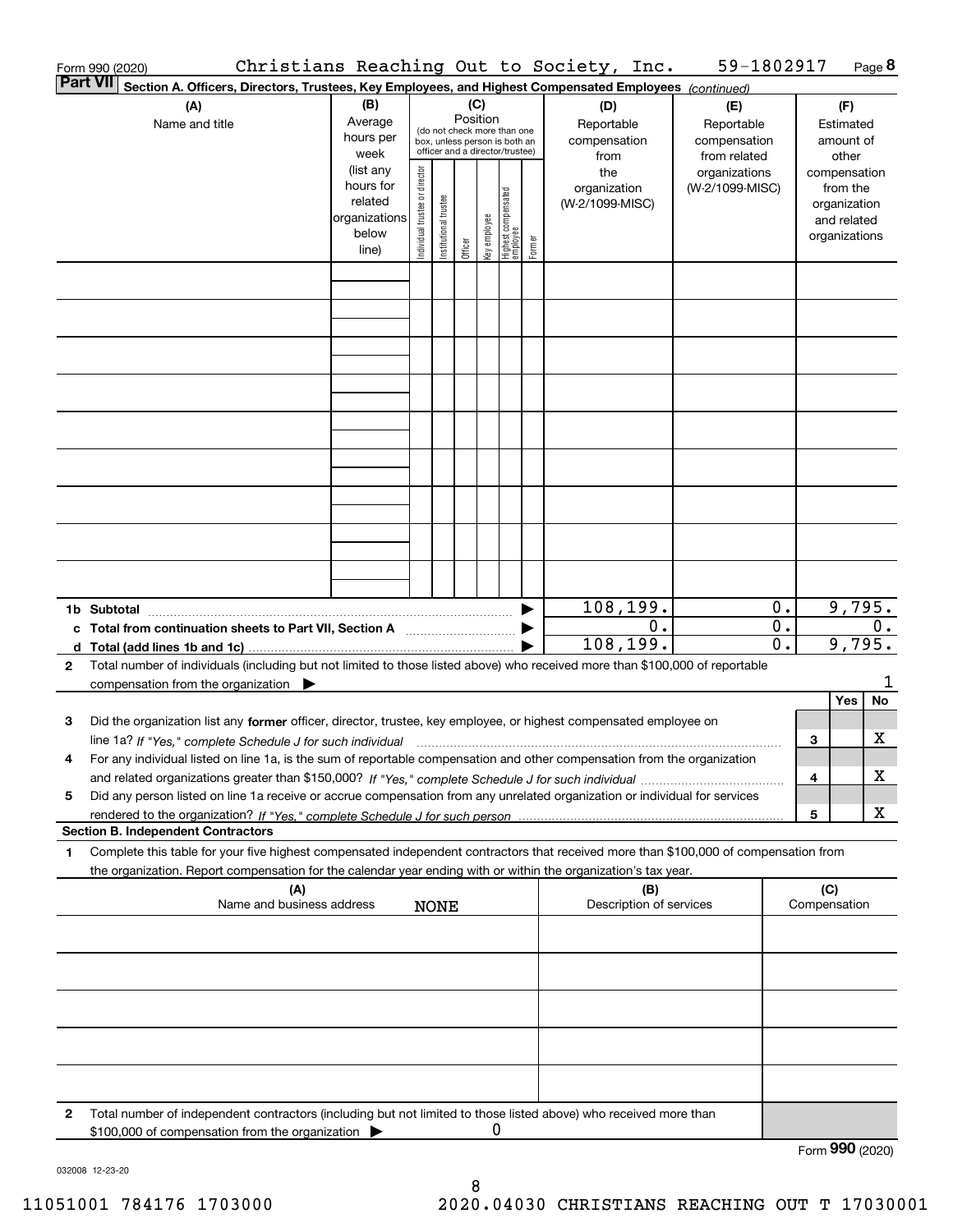Form 990 (2020) Christians Reaching Out to Society, Inc. 59-1802917 Page **8**

**Part VII** **Section A. Officers, Directors, Trustees, Key Employees, and Highest Compensated Employees** *(continued)*

| (A) Name and title | (B) Average hours per week (list any hours for related organizations below line) | (C) Position (do not check more than one box, unless person is both an officer and a director/trustee): Individual trustee or director | Institutional trustee | Officer | Key employee | Highest compensated employee | Former | (D) Reportable compensation from the organization (W-2/1099-MISC) | (E) Reportable compensation from related organizations (W-2/1099-MISC) | (F) Estimated amount of other compensation from the organization and related organizations |
|---|---|---|---|---|---|---|---|---|---|---|
| | | | | | | | | | | |
| | | | | | | | | | | |
| | | | | | | | | | | |
| | | | | | | | | | | |
| | | | | | | | | | | |
| | | | | | | | | | | |
| | | | | | | | | | | |
| | | | | | | | | | | |
| | | | | | | | | | | |

| | | (D) | (E) | (F) |
|---|---|---|---|---|
| **1b** | **Subtotal** | 108,199. | 0. | 9,795. |
| **c** | **Total from continuation sheets to Part VII, Section A** | 0. | 0. | 0. |
| **d** | **Total (add lines 1b and 1c)** | 108,199. | 0. | 9,795. |

**2** Total number of individuals (including but not limited to those listed above) who received more than $100,000 of reportable compensation from the organization ▶ 1

| | | | Yes | No |
|---|---|---|---|---|
| **3** | Did the organization list any **former** officer, director, trustee, key employee, or highest compensated employee on line 1a? *If "Yes," complete Schedule J for such individual* | 3 | | X |
| **4** | For any individual listed on line 1a, is the sum of reportable compensation and other compensation from the organization and related organizations greater than $150,000? *If "Yes," complete Schedule J for such individual* | 4 | | X |
| **5** | Did any person listed on line 1a receive or accrue compensation from any unrelated organization or individual for services rendered to the organization? *If "Yes," complete Schedule J for such person* | 5 | | X |

**Section B. Independent Contractors**

**1** Complete this table for your five highest compensated independent contractors that received more than $100,000 of compensation from the organization. Report compensation for the calendar year ending with or within the organization's tax year.

| (A) Name and business address | (B) Description of services | (C) Compensation |
|---|---|---|
| NONE | | |
| | | |
| | | |
| | | |
| | | |

**2** Total number of independent contractors (including but not limited to those listed above) who received more than $100,000 of compensation from the organization ▶ 0

Form **990** (2020)

032008 12-23-20

11051001 784176 1703000 2020.04030 CHRISTIANS REACHING OUT T 17030001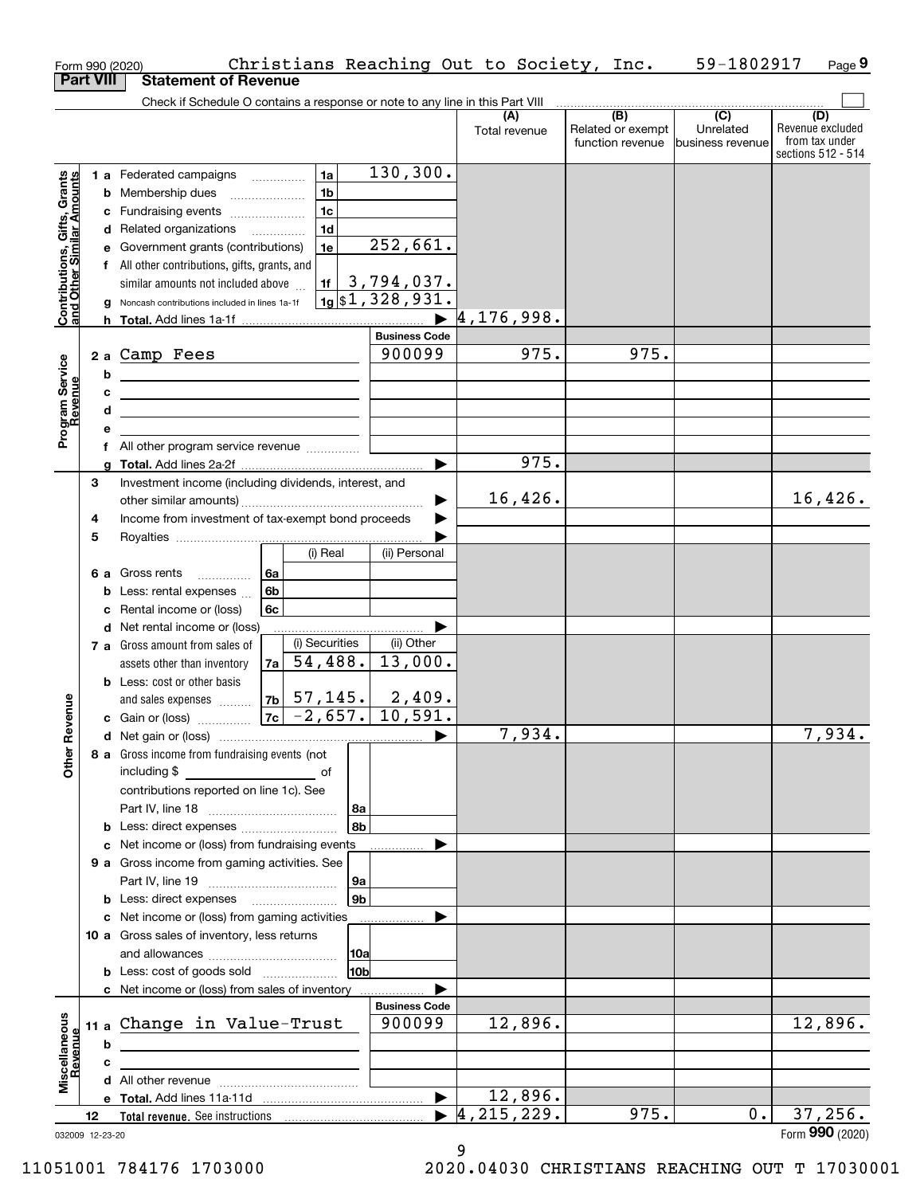Form 990 (2020) Christians Reaching Out to Society, Inc. 59-1802917 Page 9

**Part VIII Statement of Revenue**

Check if Schedule O contains a response or note to any line in this Part VIII

| | | | | (A) Total revenue | (B) Related or exempt function revenue | (C) Unrelated business revenue | (D) Revenue excluded from tax under sections 512 - 514 |
|---|---|---|---|---|---|---|---|
| **Contributions, Gifts, Grants and Other Similar Amounts** | 1a Federated campaigns | 1a | 130,300. | | | | |
| | b Membership dues | 1b | | | | | |
| | c Fundraising events | 1c | | | | | |
| | d Related organizations | 1d | | | | | |
| | e Government grants (contributions) | 1e | 252,661. | | | | |
| | f All other contributions, gifts, grants, and similar amounts not included above | 1f | 3,794,037. | | | | |
| | g Noncash contributions included in lines 1a-1f | 1g | $1,328,931. | | | | |
| | h **Total.** Add lines 1a-1f | | | 4,176,998. | | | |
| | | | **Business Code** | | | | |
| **Program Service Revenue** | 2a Camp Fees | | 900099 | 975. | 975. | | |
| | b | | | | | | |
| | c | | | | | | |
| | d | | | | | | |
| | e | | | | | | |
| | f All other program service revenue | | | | | | |
| | g **Total.** Add lines 2a-2f | | | 975. | | | |
| **Other Revenue** | 3 Investment income (including dividends, interest, and other similar amounts) | | | 16,426. | | | 16,426. |
| | 4 Income from investment of tax-exempt bond proceeds | | | | | | |
| | 5 Royalties | | | | | | |
| | | (i) Real | (ii) Personal | | | | |
| | 6a Gross rents (6a) | | | | | | |
| | b Less: rental expenses (6b) | | | | | | |
| | c Rental income or (loss) (6c) | | | | | | |
| | d Net rental income or (loss) | | | | | | |
| | | (i) Securities | (ii) Other | | | | |
| | 7a Gross amount from sales of assets other than inventory (7a) | 54,488. | 13,000. | | | | |
| | b Less: cost or other basis and sales expenses (7b) | 57,145. | 2,409. | | | | |
| | c Gain or (loss) (7c) | -2,657. | 10,591. | | | | |
| | d Net gain or (loss) | | | 7,934. | | | 7,934. |
| | 8a Gross income from fundraising events (not including $ of contributions reported on line 1c). See Part IV, line 18 | 8a | | | | | |
| | b Less: direct expenses | 8b | | | | | |
| | c Net income or (loss) from fundraising events | | | | | | |
| | 9a Gross income from gaming activities. See Part IV, line 19 | 9a | | | | | |
| | b Less: direct expenses | 9b | | | | | |
| | c Net income or (loss) from gaming activities | | | | | | |
| | 10a Gross sales of inventory, less returns and allowances | 10a | | | | | |
| | b Less: cost of goods sold | 10b | | | | | |
| | c Net income or (loss) from sales of inventory | | | | | | |
| | | | **Business Code** | | | | |
| **Miscellaneous Revenue** | 11a Change in Value-Trust | | 900099 | 12,896. | | | 12,896. |
| | b | | | | | | |
| | c | | | | | | |
| | d All other revenue | | | | | | |
| | e **Total.** Add lines 11a-11d | | | 12,896. | | | |
| | 12 **Total revenue.** See instructions | | | 4,215,229. | 975. | 0. | 37,256. |

032009 12-23-20 Form **990** (2020)

11051001 784176 1703000 2020.04030 CHRISTIANS REACHING OUT T 17030001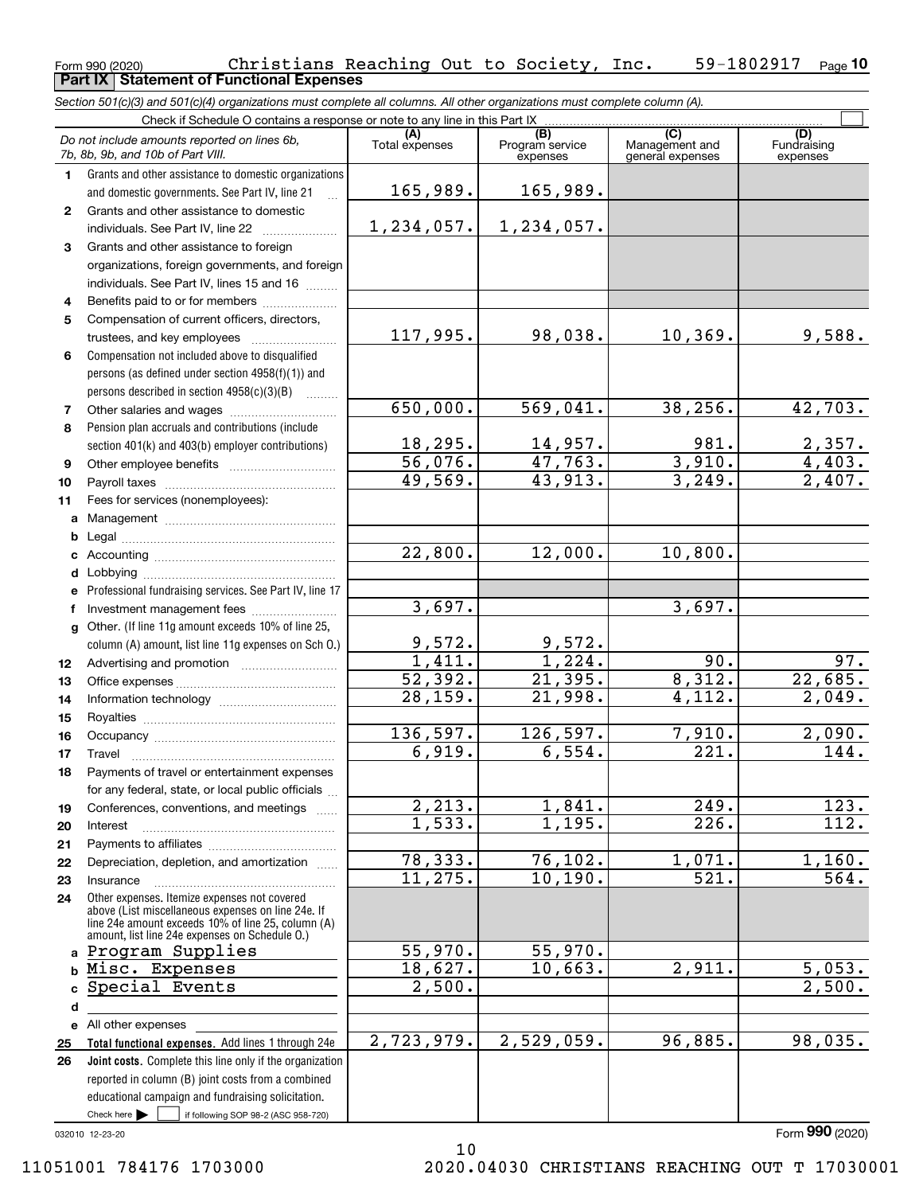Form 990 (2020) Christians Reaching Out to Society, Inc. 59-1802917 Page **10**

## Part IX Statement of Functional Expenses

*Section 501(c)(3) and 501(c)(4) organizations must complete all columns. All other organizations must complete column (A).*

Check if Schedule O contains a response or note to any line in this Part IX ☐

| *Do not include amounts reported on lines 6b, 7b, 8b, 9b, and 10b of Part VIII.* | (A) Total expenses | (B) Program service expenses | (C) Management and general expenses | (D) Fundraising expenses |
|---|---|---|---|---|
| **1** Grants and other assistance to domestic organizations and domestic governments. See Part IV, line 21 | 165,989. | 165,989. | | |
| **2** Grants and other assistance to domestic individuals. See Part IV, line 22 | 1,234,057. | 1,234,057. | | |
| **3** Grants and other assistance to foreign organizations, foreign governments, and foreign individuals. See Part IV, lines 15 and 16 | | | | |
| **4** Benefits paid to or for members | | | | |
| **5** Compensation of current officers, directors, trustees, and key employees | 117,995. | 98,038. | 10,369. | 9,588. |
| **6** Compensation not included above to disqualified persons (as defined under section 4958(f)(1)) and persons described in section 4958(c)(3)(B) | | | | |
| **7** Other salaries and wages | 650,000. | 569,041. | 38,256. | 42,703. |
| **8** Pension plan accruals and contributions (include section 401(k) and 403(b) employer contributions) | 18,295. | 14,957. | 981. | 2,357. |
| **9** Other employee benefits | 56,076. | 47,763. | 3,910. | 4,403. |
| **10** Payroll taxes | 49,569. | 43,913. | 3,249. | 2,407. |
| **11** Fees for services (nonemployees): | | | | |
| **a** Management | | | | |
| **b** Legal | | | | |
| **c** Accounting | 22,800. | 12,000. | 10,800. | |
| **d** Lobbying | | | | |
| **e** Professional fundraising services. See Part IV, line 17 | | | | |
| **f** Investment management fees | 3,697. | | 3,697. | |
| **g** Other. (If line 11g amount exceeds 10% of line 25, column (A) amount, list line 11g expenses on Sch O.) | 9,572. | 9,572. | | |
| **12** Advertising and promotion | 1,411. | 1,224. | 90. | 97. |
| **13** Office expenses | 52,392. | 21,395. | 8,312. | 22,685. |
| **14** Information technology | 28,159. | 21,998. | 4,112. | 2,049. |
| **15** Royalties | | | | |
| **16** Occupancy | 136,597. | 126,597. | 7,910. | 2,090. |
| **17** Travel | 6,919. | 6,554. | 221. | 144. |
| **18** Payments of travel or entertainment expenses for any federal, state, or local public officials | | | | |
| **19** Conferences, conventions, and meetings | 2,213. | 1,841. | 249. | 123. |
| **20** Interest | 1,533. | 1,195. | 226. | 112. |
| **21** Payments to affiliates | | | | |
| **22** Depreciation, depletion, and amortization | 78,333. | 76,102. | 1,071. | 1,160. |
| **23** Insurance | 11,275. | 10,190. | 521. | 564. |
| **24** Other expenses. Itemize expenses not covered above (List miscellaneous expenses on line 24e. If line 24e amount exceeds 10% of line 25, column (A) amount, list line 24e expenses on Schedule O.) | | | | |
| **a** Program Supplies | 55,970. | 55,970. | | |
| **b** Misc. Expenses | 18,627. | 10,663. | 2,911. | 5,053. |
| **c** Special Events | 2,500. | | | 2,500. |
| **d** | | | | |
| **e** All other expenses | | | | |
| **25 Total functional expenses.** Add lines 1 through 24e | 2,723,979. | 2,529,059. | 96,885. | 98,035. |
| **26 Joint costs.** Complete this line only if the organization reported in column (B) joint costs from a combined educational campaign and fundraising solicitation. Check here ☐ if following SOP 98-2 (ASC 958-720) | | | | |

032010 12-23-20

Form **990** (2020)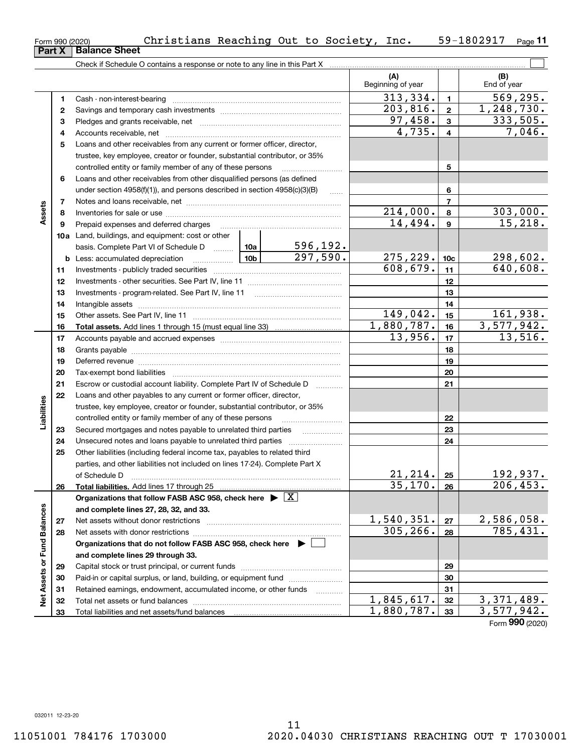Form 990 (2020) Christians Reaching Out to Society, Inc. 59-1802917 Page 11

## Part X Balance Sheet

Check if Schedule O contains a response or note to any line in this Part X

| | | Description | | | (A) Beginning of year | | (B) End of year |
|---|---|---|---|---|---|---|---|
| Assets | 1 | Cash - non-interest-bearing | | | 313,334. | 1 | 569,295. |
| | 2 | Savings and temporary cash investments | | | 203,816. | 2 | 1,248,730. |
| | 3 | Pledges and grants receivable, net | | | 97,458. | 3 | 333,505. |
| | 4 | Accounts receivable, net | | | 4,735. | 4 | 7,046. |
| | 5 | Loans and other receivables from any current or former officer, director, trustee, key employee, creator or founder, substantial contributor, or 35% controlled entity or family member of any of these persons | | | | 5 | |
| | 6 | Loans and other receivables from other disqualified persons (as defined under section 4958(f)(1)), and persons described in section 4958(c)(3)(B) | | | | 6 | |
| | 7 | Notes and loans receivable, net | | | | 7 | |
| | 8 | Inventories for sale or use | | | 214,000. | 8 | 303,000. |
| | 9 | Prepaid expenses and deferred charges | | | 14,494. | 9 | 15,218. |
| | 10a | Land, buildings, and equipment: cost or other basis. Complete Part VI of Schedule D | 10a | 596,192. | | | |
| | b | Less: accumulated depreciation | 10b | 297,590. | 275,229. | 10c | 298,602. |
| | 11 | Investments - publicly traded securities | | | 608,679. | 11 | 640,608. |
| | 12 | Investments - other securities. See Part IV, line 11 | | | | 12 | |
| | 13 | Investments - program-related. See Part IV, line 11 | | | | 13 | |
| | 14 | Intangible assets | | | | 14 | |
| | 15 | Other assets. See Part IV, line 11 | | | 149,042. | 15 | 161,938. |
| | 16 | **Total assets.** Add lines 1 through 15 (must equal line 33) | | | 1,880,787. | 16 | 3,577,942. |
| Liabilities | 17 | Accounts payable and accrued expenses | | | 13,956. | 17 | 13,516. |
| | 18 | Grants payable | | | | 18 | |
| | 19 | Deferred revenue | | | | 19 | |
| | 20 | Tax-exempt bond liabilities | | | | 20 | |
| | 21 | Escrow or custodial account liability. Complete Part IV of Schedule D | | | | 21 | |
| | 22 | Loans and other payables to any current or former officer, director, trustee, key employee, creator or founder, substantial contributor, or 35% controlled entity or family member of any of these persons | | | | 22 | |
| | 23 | Secured mortgages and notes payable to unrelated third parties | | | | 23 | |
| | 24 | Unsecured notes and loans payable to unrelated third parties | | | | 24 | |
| | 25 | Other liabilities (including federal income tax, payables to related third parties, and other liabilities not included on lines 17-24). Complete Part X of Schedule D | | | 21,214. | 25 | 192,937. |
| | 26 | **Total liabilities.** Add lines 17 through 25 | | | 35,170. | 26 | 206,453. |
| Net Assets or Fund Balances | | **Organizations that follow FASB ASC 958, check here** ▶ [X] **and complete lines 27, 28, 32, and 33.** | | | | | |
| | 27 | Net assets without donor restrictions | | | 1,540,351. | 27 | 2,586,058. |
| | 28 | Net assets with donor restrictions | | | 305,266. | 28 | 785,431. |
| | | **Organizations that do not follow FASB ASC 958, check here** ▶ [ ] **and complete lines 29 through 33.** | | | | | |
| | 29 | Capital stock or trust principal, or current funds | | | | 29 | |
| | 30 | Paid-in or capital surplus, or land, building, or equipment fund | | | | 30 | |
| | 31 | Retained earnings, endowment, accumulated income, or other funds | | | | 31 | |
| | 32 | Total net assets or fund balances | | | 1,845,617. | 32 | 3,371,489. |
| | 33 | Total liabilities and net assets/fund balances | | | 1,880,787. | 33 | 3,577,942. |

Form **990** (2020)

032011 12-23-20

11051001 784176 1703000 2020.04030 CHRISTIANS REACHING OUT T 17030001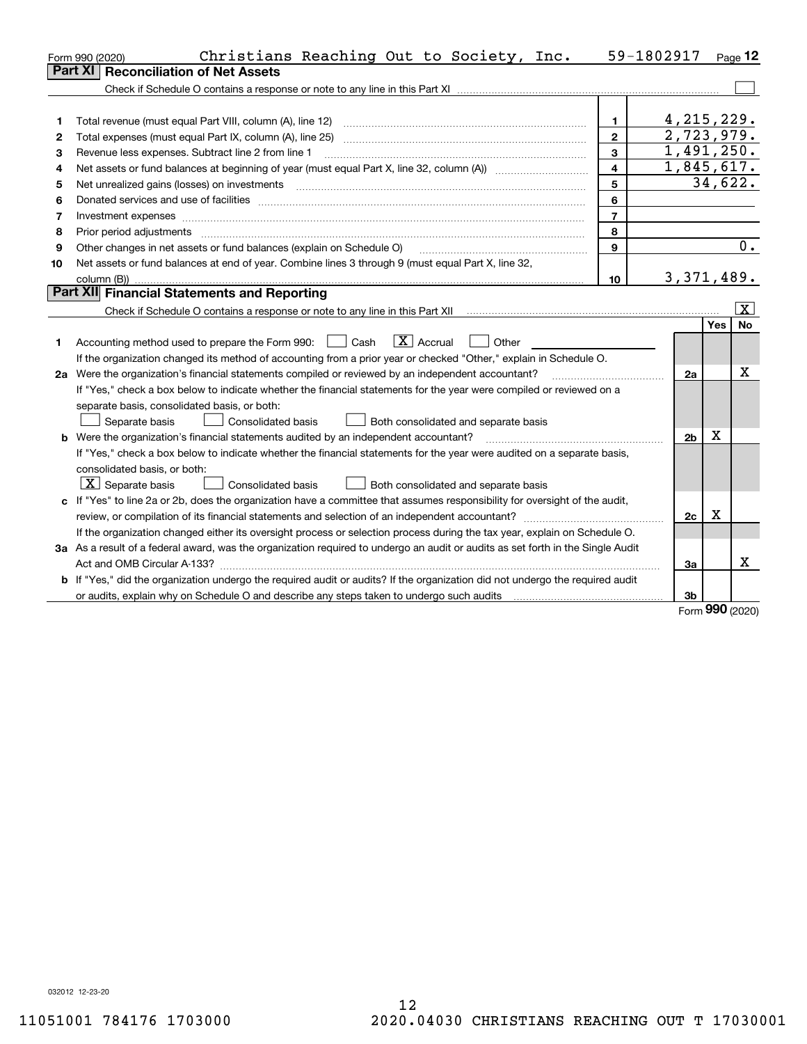Form 990 (2020) Christians Reaching Out to Society, Inc. 59-1802917 Page **12**

## Part XI Reconciliation of Net Assets

Check if Schedule O contains a response or note to any line in this Part XI [ ]

| | | | |
|---|---|---|---|
| 1 | Total revenue (must equal Part VIII, column (A), line 12) | 1 | 4,215,229. |
| 2 | Total expenses (must equal Part IX, column (A), line 25) | 2 | 2,723,979. |
| 3 | Revenue less expenses. Subtract line 2 from line 1 | 3 | 1,491,250. |
| 4 | Net assets or fund balances at beginning of year (must equal Part X, line 32, column (A)) | 4 | 1,845,617. |
| 5 | Net unrealized gains (losses) on investments | 5 | 34,622. |
| 6 | Donated services and use of facilities | 6 | |
| 7 | Investment expenses | 7 | |
| 8 | Prior period adjustments | 8 | |
| 9 | Other changes in net assets or fund balances (explain on Schedule O) | 9 | 0. |
| 10 | Net assets or fund balances at end of year. Combine lines 3 through 9 (must equal Part X, line 32, column (B)) | 10 | 3,371,489. |

## Part XII Financial Statements and Reporting

Check if Schedule O contains a response or note to any line in this Part XII [X]

| | | | Yes | No |
|---|---|---|---|---|
| 1 | Accounting method used to prepare the Form 990: [ ] Cash [X] Accrual [ ] Other<br>If the organization changed its method of accounting from a prior year or checked "Other," explain in Schedule O. | | | |
| 2a | Were the organization's financial statements compiled or reviewed by an independent accountant?<br>If "Yes," check a box below to indicate whether the financial statements for the year were compiled or reviewed on a separate basis, consolidated basis, or both:<br>[ ] Separate basis [ ] Consolidated basis [ ] Both consolidated and separate basis | 2a | | X |
| b | Were the organization's financial statements audited by an independent accountant?<br>If "Yes," check a box below to indicate whether the financial statements for the year were audited on a separate basis, consolidated basis, or both:<br>[X] Separate basis [ ] Consolidated basis [ ] Both consolidated and separate basis | 2b | X | |
| c | If "Yes" to line 2a or 2b, does the organization have a committee that assumes responsibility for oversight of the audit, review, or compilation of its financial statements and selection of an independent accountant?<br>If the organization changed either its oversight process or selection process during the tax year, explain on Schedule O. | 2c | X | |
| 3a | As a result of a federal award, was the organization required to undergo an audit or audits as set forth in the Single Audit Act and OMB Circular A-133? | 3a | | X |
| b | If "Yes," did the organization undergo the required audit or audits? If the organization did not undergo the required audit or audits, explain why on Schedule O and describe any steps taken to undergo such audits | 3b | | |

Form **990** (2020)

032012 12-23-20

11051001 784176 1703000 2020.04030 CHRISTIANS REACHING OUT T 17030001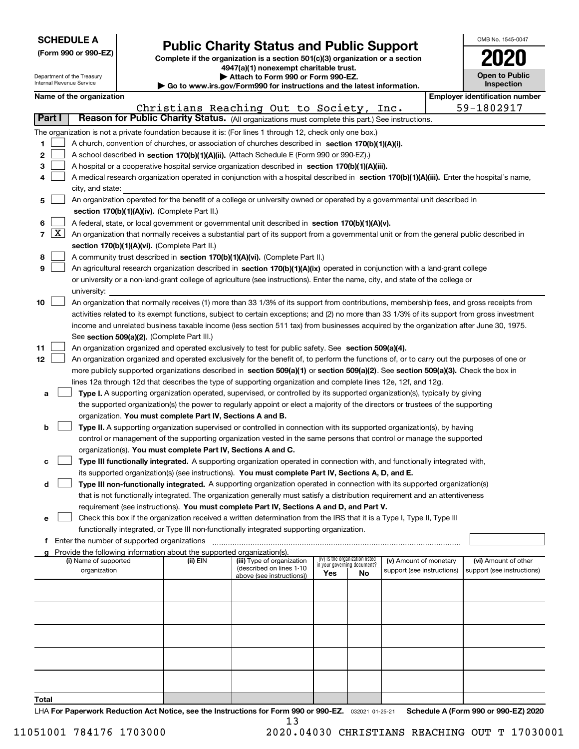**SCHEDULE A**
**(Form 990 or 990-EZ)**

Department of the Treasury
Internal Revenue Service

# Public Charity Status and Public Support

**Complete if the organization is a section 501(c)(3) organization or a section 4947(a)(1) nonexempt charitable trust.**
**▶ Attach to Form 990 or Form 990-EZ.**
**▶ Go to www.irs.gov/Form990 for instructions and the latest information.**

OMB No. 1545-0047
**2020**
**Open to Public Inspection**

**Name of the organization**
Christians Reaching Out to Society, Inc.

**Employer identification number**
59-1802917

**Part I** **Reason for Public Charity Status.** (All organizations must complete this part.) See instructions.

The organization is not a private foundation because it is: (For lines 1 through 12, check only one box.)

1 ☐ A church, convention of churches, or association of churches described in **section 170(b)(1)(A)(i).**
2 ☐ A school described in **section 170(b)(1)(A)(ii).** (Attach Schedule E (Form 990 or 990-EZ).)
3 ☐ A hospital or a cooperative hospital service organization described in **section 170(b)(1)(A)(iii).**
4 ☐ A medical research organization operated in conjunction with a hospital described in **section 170(b)(1)(A)(iii).** Enter the hospital's name, city, and state:
5 ☐ An organization operated for the benefit of a college or university owned or operated by a governmental unit described in **section 170(b)(1)(A)(iv).** (Complete Part II.)
6 ☐ A federal, state, or local government or governmental unit described in **section 170(b)(1)(A)(v).**
7 ☒ An organization that normally receives a substantial part of its support from a governmental unit or from the general public described in **section 170(b)(1)(A)(vi).** (Complete Part II.)
8 ☐ A community trust described in **section 170(b)(1)(A)(vi).** (Complete Part II.)
9 ☐ An agricultural research organization described in **section 170(b)(1)(A)(ix)** operated in conjunction with a land-grant college or university or a non-land-grant college of agriculture (see instructions). Enter the name, city, and state of the college or university:
10 ☐ An organization that normally receives (1) more than 33 1/3% of its support from contributions, membership fees, and gross receipts from activities related to its exempt functions, subject to certain exceptions; and (2) no more than 33 1/3% of its support from gross investment income and unrelated business taxable income (less section 511 tax) from businesses acquired by the organization after June 30, 1975. See **section 509(a)(2).** (Complete Part III.)
11 ☐ An organization organized and operated exclusively to test for public safety. See **section 509(a)(4).**
12 ☐ An organization organized and operated exclusively for the benefit of, to perform the functions of, or to carry out the purposes of one or more publicly supported organizations described in **section 509(a)(1)** or **section 509(a)(2)**. See **section 509(a)(3).** Check the box in lines 12a through 12d that describes the type of supporting organization and complete lines 12e, 12f, and 12g.

a ☐ **Type I.** A supporting organization operated, supervised, or controlled by its supported organization(s), typically by giving the supported organization(s) the power to regularly appoint or elect a majority of the directors or trustees of the supporting organization. **You must complete Part IV, Sections A and B.**

b ☐ **Type II.** A supporting organization supervised or controlled in connection with its supported organization(s), by having control or management of the supporting organization vested in the same persons that control or manage the supported organization(s). **You must complete Part IV, Sections A and C.**

c ☐ **Type III functionally integrated.** A supporting organization operated in connection with, and functionally integrated with, its supported organization(s) (see instructions). **You must complete Part IV, Sections A, D, and E.**

d ☐ **Type III non-functionally integrated.** A supporting organization operated in connection with its supported organization(s) that is not functionally integrated. The organization generally must satisfy a distribution requirement and an attentiveness requirement (see instructions). **You must complete Part IV, Sections A and D, and Part V.**

e ☐ Check this box if the organization received a written determination from the IRS that it is a Type I, Type II, Type III functionally integrated, or Type III non-functionally integrated supporting organization.

f Enter the number of supported organizations

g Provide the following information about the supported organization(s).

| (i) Name of supported organization | (ii) EIN | (iii) Type of organization (described on lines 1-10 above (see instructions)) | (iv) Is the organization listed in your governing document? Yes | No | (v) Amount of monetary support (see instructions) | (vi) Amount of other support (see instructions) |
|---|---|---|---|---|---|---|
| | | | | | | |
| | | | | | | |
| | | | | | | |
| | | | | | | |
| | | | | | | |
| **Total** | | | | | | |

LHA **For Paperwork Reduction Act Notice, see the Instructions for Form 990 or 990-EZ.** 032021 01-25-21 **Schedule A (Form 990 or 990-EZ) 2020**

11051001 784176 1703000 2020.04030 CHRISTIANS REACHING OUT T 17030001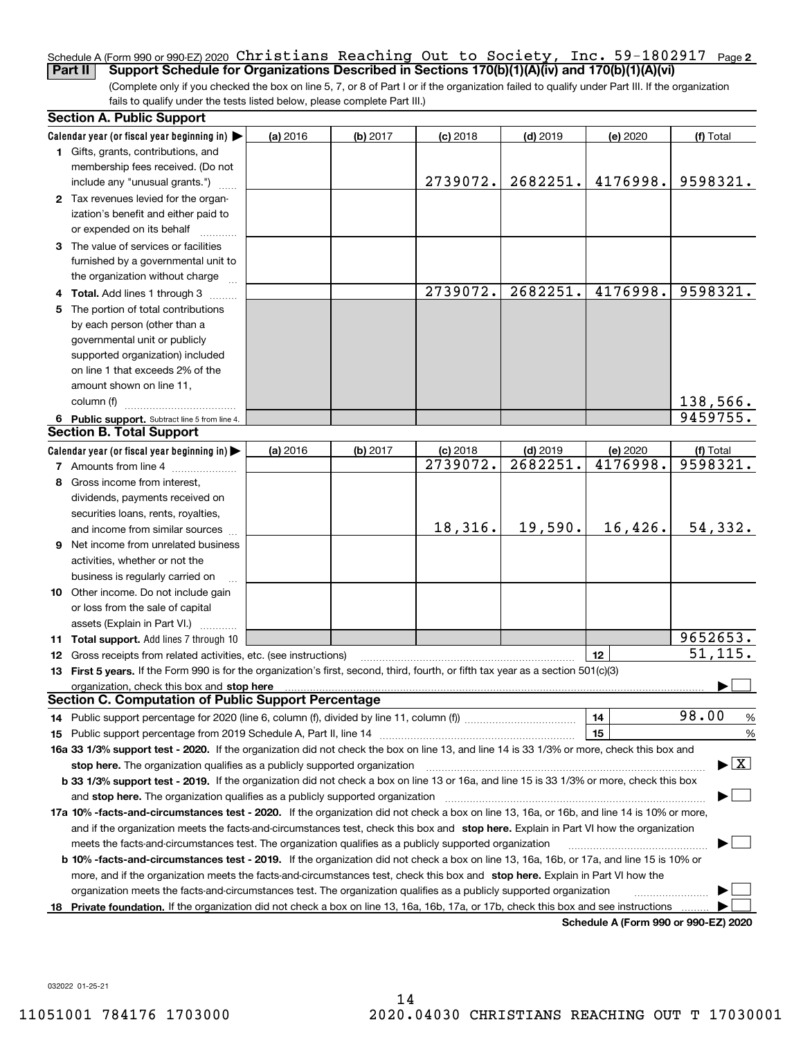Schedule A (Form 990 or 990-EZ) 2020 Christians Reaching Out to Society, Inc. 59-1802917 Page **2**

## Part II Support Schedule for Organizations Described in Sections 170(b)(1)(A)(iv) and 170(b)(1)(A)(vi)

(Complete only if you checked the box on line 5, 7, or 8 of Part I or if the organization failed to qualify under Part III. If the organization fails to qualify under the tests listed below, please complete Part III.)

### Section A. Public Support

| Calendar year (or fiscal year beginning in) ▶ | (a) 2016 | (b) 2017 | (c) 2018 | (d) 2019 | (e) 2020 | (f) Total |
|---|---|---|---|---|---|---|
| **1** Gifts, grants, contributions, and membership fees received. (Do not include any "unusual grants.") | | | 2739072. | 2682251. | 4176998. | 9598321. |
| **2** Tax revenues levied for the organization's benefit and either paid to or expended on its behalf | | | | | | |
| **3** The value of services or facilities furnished by a governmental unit to the organization without charge | | | | | | |
| **4 Total.** Add lines 1 through 3 | | | 2739072. | 2682251. | 4176998. | 9598321. |
| **5** The portion of total contributions by each person (other than a governmental unit or publicly supported organization) included on line 1 that exceeds 2% of the amount shown on line 11, column (f) | | | | | | 138,566. |
| **6 Public support.** Subtract line 5 from line 4. | | | | | | 9459755. |

### Section B. Total Support

| Calendar year (or fiscal year beginning in) ▶ | (a) 2016 | (b) 2017 | (c) 2018 | (d) 2019 | (e) 2020 | (f) Total |
|---|---|---|---|---|---|---|
| **7** Amounts from line 4 | | | 2739072. | 2682251. | 4176998. | 9598321. |
| **8** Gross income from interest, dividends, payments received on securities loans, rents, royalties, and income from similar sources | | | 18,316. | 19,590. | 16,426. | 54,332. |
| **9** Net income from unrelated business activities, whether or not the business is regularly carried on | | | | | | |
| **10** Other income. Do not include gain or loss from the sale of capital assets (Explain in Part VI.) | | | | | | |
| **11 Total support.** Add lines 7 through 10 | | | | | | 9652653. |

**12** Gross receipts from related activities, etc. (see instructions) **12** 51,115.

**13 First 5 years.** If the Form 990 is for the organization's first, second, third, fourth, or fifth tax year as a section 501(c)(3) organization, check this box and **stop here** ▶ ☐

### Section C. Computation of Public Support Percentage

**14** Public support percentage for 2020 (line 6, column (f), divided by line 11, column (f)) **14** 98.00 %

**15** Public support percentage from 2019 Schedule A, Part II, line 14 **15** %

**16a 33 1/3% support test - 2020.** If the organization did not check the box on line 13, and line 14 is 33 1/3% or more, check this box and **stop here.** The organization qualifies as a publicly supported organization ▶ ☒

**b 33 1/3% support test - 2019.** If the organization did not check a box on line 13 or 16a, and line 15 is 33 1/3% or more, check this box and **stop here.** The organization qualifies as a publicly supported organization ▶ ☐

**17a 10% -facts-and-circumstances test - 2020.** If the organization did not check a box on line 13, 16a, or 16b, and line 14 is 10% or more, and if the organization meets the facts-and-circumstances test, check this box and **stop here.** Explain in Part VI how the organization meets the facts-and-circumstances test. The organization qualifies as a publicly supported organization ▶ ☐

**b 10% -facts-and-circumstances test - 2019.** If the organization did not check a box on line 13, 16a, 16b, or 17a, and line 15 is 10% or more, and if the organization meets the facts-and-circumstances test, check this box and **stop here.** Explain in Part VI how the organization meets the facts-and-circumstances test. The organization qualifies as a publicly supported organization ▶ ☐

**18 Private foundation.** If the organization did not check a box on line 13, 16a, 16b, 17a, or 17b, check this box and see instructions ▶ ☐

**Schedule A (Form 990 or 990-EZ) 2020**

032022 01-25-21

11051001 784176 1703000 2020.04030 CHRISTIANS REACHING OUT T 17030001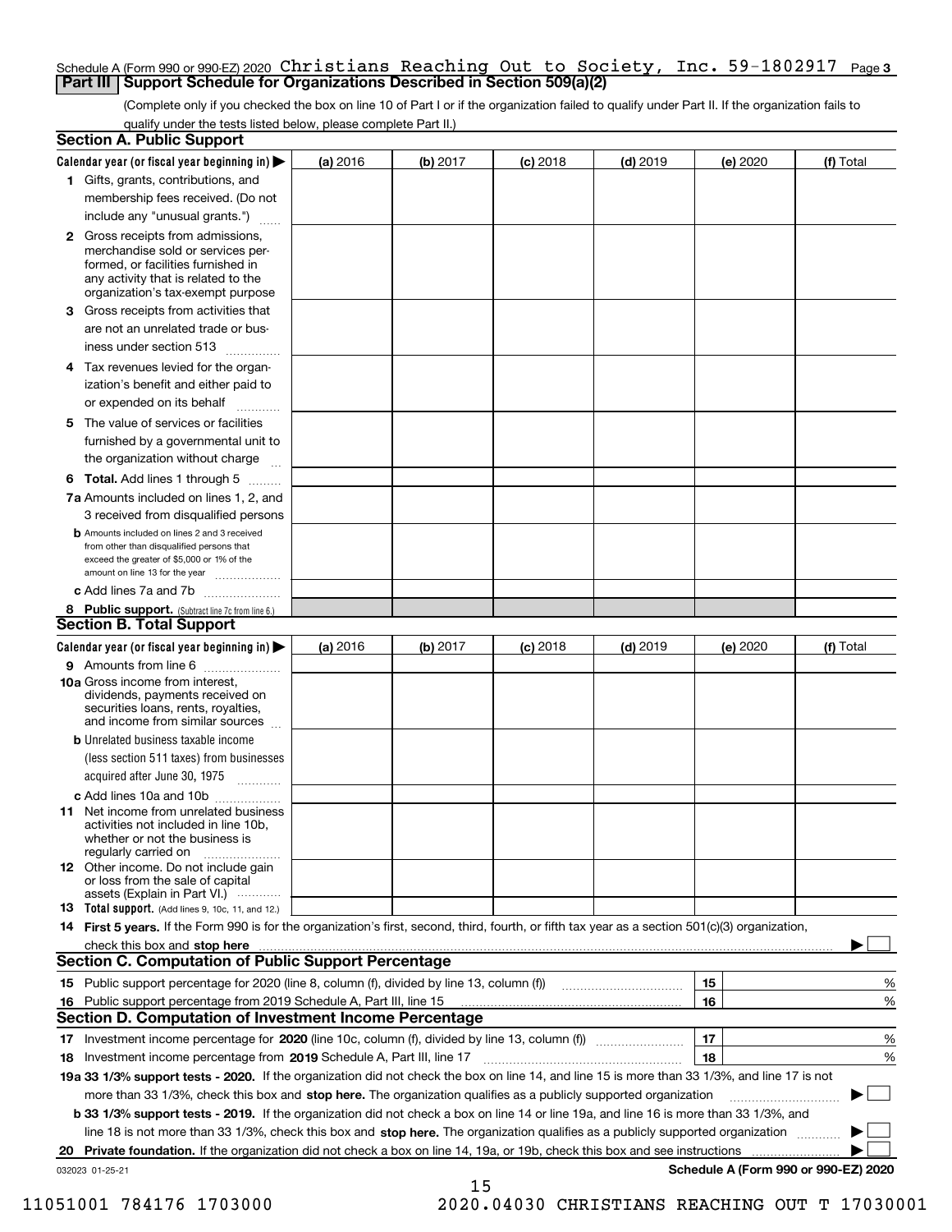Schedule A (Form 990 or 990-EZ) 2020 Christians Reaching Out to Society, Inc. 59-1802917 Page 3

## Part III Support Schedule for Organizations Described in Section 509(a)(2)

(Complete only if you checked the box on line 10 of Part I or if the organization failed to qualify under Part II. If the organization fails to qualify under the tests listed below, please complete Part II.)

### Section A. Public Support

| Calendar year (or fiscal year beginning in) ▶ | (a) 2016 | (b) 2017 | (c) 2018 | (d) 2019 | (e) 2020 | (f) Total |
|---|---|---|---|---|---|---|
| 1 Gifts, grants, contributions, and membership fees received. (Do not include any "unusual grants.") | | | | | | |
| 2 Gross receipts from admissions, merchandise sold or services performed, or facilities furnished in any activity that is related to the organization's tax-exempt purpose | | | | | | |
| 3 Gross receipts from activities that are not an unrelated trade or business under section 513 | | | | | | |
| 4 Tax revenues levied for the organization's benefit and either paid to or expended on its behalf | | | | | | |
| 5 The value of services or facilities furnished by a governmental unit to the organization without charge | | | | | | |
| 6 **Total.** Add lines 1 through 5 | | | | | | |
| 7a Amounts included on lines 1, 2, and 3 received from disqualified persons | | | | | | |
| b Amounts included on lines 2 and 3 received from other than disqualified persons that exceed the greater of $5,000 or 1% of the amount on line 13 for the year | | | | | | |
| c Add lines 7a and 7b | | | | | | |
| 8 **Public support.** (Subtract line 7c from line 6.) | | | | | | |

### Section B. Total Support

| Calendar year (or fiscal year beginning in) ▶ | (a) 2016 | (b) 2017 | (c) 2018 | (d) 2019 | (e) 2020 | (f) Total |
|---|---|---|---|---|---|---|
| 9 Amounts from line 6 | | | | | | |
| 10a Gross income from interest, dividends, payments received on securities loans, rents, royalties, and income from similar sources | | | | | | |
| b Unrelated business taxable income (less section 511 taxes) from businesses acquired after June 30, 1975 | | | | | | |
| c Add lines 10a and 10b | | | | | | |
| 11 Net income from unrelated business activities not included in line 10b, whether or not the business is regularly carried on | | | | | | |
| 12 Other income. Do not include gain or loss from the sale of capital assets (Explain in Part VI.) | | | | | | |
| 13 **Total support.** (Add lines 9, 10c, 11, and 12.) | | | | | | |

14 **First 5 years.** If the Form 990 is for the organization's first, second, third, fourth, or fifth tax year as a section 501(c)(3) organization, check this box and **stop here** ▶ ☐

### Section C. Computation of Public Support Percentage

| | | | |
|---|---|---|---|
| 15 Public support percentage for 2020 (line 8, column (f), divided by line 13, column (f)) | 15 | | % |
| 16 Public support percentage from 2019 Schedule A, Part III, line 15 | 16 | | % |

### Section D. Computation of Investment Income Percentage

| | | | |
|---|---|---|---|
| 17 Investment income percentage for **2020** (line 10c, column (f), divided by line 13, column (f)) | 17 | | % |
| 18 Investment income percentage from **2019** Schedule A, Part III, line 17 | 18 | | % |

19a **33 1/3% support tests - 2020.** If the organization did not check the box on line 14, and line 15 is more than 33 1/3%, and line 17 is not more than 33 1/3%, check this box and **stop here.** The organization qualifies as a publicly supported organization ▶ ☐

b **33 1/3% support tests - 2019.** If the organization did not check a box on line 14 or line 19a, and line 16 is more than 33 1/3%, and line 18 is not more than 33 1/3%, check this box and **stop here.** The organization qualifies as a publicly supported organization ▶ ☐

20 **Private foundation.** If the organization did not check a box on line 14, 19a, or 19b, check this box and see instructions ▶ ☐

032023 01-25-21 **Schedule A (Form 990 or 990-EZ) 2020**

11051001 784176 1703000 2020.04030 CHRISTIANS REACHING OUT T 17030001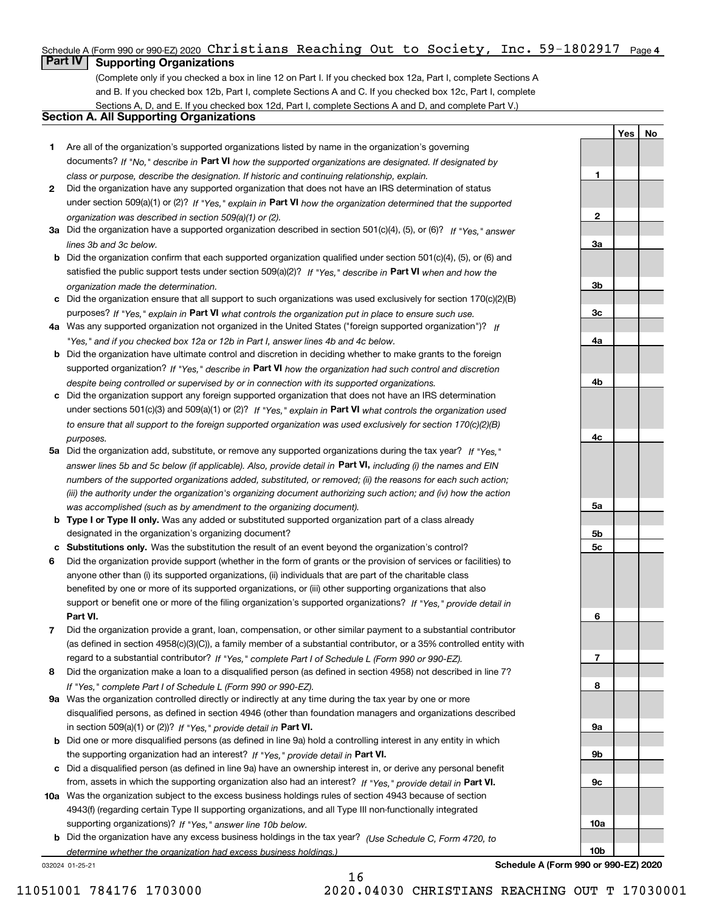Schedule A (Form 990 or 990-EZ) 2020 Christians Reaching Out to Society, Inc. 59-1802917 Page 4

## Part IV Supporting Organizations

(Complete only if you checked a box in line 12 on Part I. If you checked box 12a, Part I, complete Sections A and B. If you checked box 12b, Part I, complete Sections A and C. If you checked box 12c, Part I, complete Sections A, D, and E. If you checked box 12d, Part I, complete Sections A and D, and complete Part V.)

### Section A. All Supporting Organizations

| | | Line | Yes | No |
|---|---|---|---|---|
| **1** | Are all of the organization's supported organizations listed by name in the organization's governing documents? *If "No," describe in* **Part VI** *how the supported organizations are designated. If designated by class or purpose, describe the designation. If historic and continuing relationship, explain.* | 1 | | |
| **2** | Did the organization have any supported organization that does not have an IRS determination of status under section 509(a)(1) or (2)? *If "Yes," explain in* **Part VI** *how the organization determined that the supported organization was described in section 509(a)(1) or (2).* | 2 | | |
| **3a** | Did the organization have a supported organization described in section 501(c)(4), (5), or (6)? *If "Yes," answer lines 3b and 3c below.* | 3a | | |
| **b** | Did the organization confirm that each supported organization qualified under section 501(c)(4), (5), or (6) and satisfied the public support tests under section 509(a)(2)? *If "Yes," describe in* **Part VI** *when and how the organization made the determination.* | 3b | | |
| **c** | Did the organization ensure that all support to such organizations was used exclusively for section 170(c)(2)(B) purposes? *If "Yes," explain in* **Part VI** *what controls the organization put in place to ensure such use.* | 3c | | |
| **4a** | Was any supported organization not organized in the United States ("foreign supported organization")? *If "Yes," and if you checked box 12a or 12b in Part I, answer lines 4b and 4c below.* | 4a | | |
| **b** | Did the organization have ultimate control and discretion in deciding whether to make grants to the foreign supported organization? *If "Yes," describe in* **Part VI** *how the organization had such control and discretion despite being controlled or supervised by or in connection with its supported organizations.* | 4b | | |
| **c** | Did the organization support any foreign supported organization that does not have an IRS determination under sections 501(c)(3) and 509(a)(1) or (2)? *If "Yes," explain in* **Part VI** *what controls the organization used to ensure that all support to the foreign supported organization was used exclusively for section 170(c)(2)(B) purposes.* | 4c | | |
| **5a** | Did the organization add, substitute, or remove any supported organizations during the tax year? *If "Yes," answer lines 5b and 5c below (if applicable). Also, provide detail in* **Part VI,** *including (i) the names and EIN numbers of the supported organizations added, substituted, or removed; (ii) the reasons for each such action; (iii) the authority under the organization's organizing document authorizing such action; and (iv) how the action was accomplished (such as by amendment to the organizing document).* | 5a | | |
| **b** | **Type I or Type II only.** Was any added or substituted supported organization part of a class already designated in the organization's organizing document? | 5b | | |
| **c** | **Substitutions only.** Was the substitution the result of an event beyond the organization's control? | 5c | | |
| **6** | Did the organization provide support (whether in the form of grants or the provision of services or facilities) to anyone other than (i) its supported organizations, (ii) individuals that are part of the charitable class benefited by one or more of its supported organizations, or (iii) other supporting organizations that also support or benefit one or more of the filing organization's supported organizations? *If "Yes," provide detail in* **Part VI.** | 6 | | |
| **7** | Did the organization provide a grant, loan, compensation, or other similar payment to a substantial contributor (as defined in section 4958(c)(3)(C)), a family member of a substantial contributor, or a 35% controlled entity with regard to a substantial contributor? *If "Yes," complete Part I of Schedule L (Form 990 or 990-EZ).* | 7 | | |
| **8** | Did the organization make a loan to a disqualified person (as defined in section 4958) not described in line 7? *If "Yes," complete Part I of Schedule L (Form 990 or 990-EZ).* | 8 | | |
| **9a** | Was the organization controlled directly or indirectly at any time during the tax year by one or more disqualified persons, as defined in section 4946 (other than foundation managers and organizations described in section 509(a)(1) or (2))? *If "Yes," provide detail in* **Part VI.** | 9a | | |
| **b** | Did one or more disqualified persons (as defined in line 9a) hold a controlling interest in any entity in which the supporting organization had an interest? *If "Yes," provide detail in* **Part VI.** | 9b | | |
| **c** | Did a disqualified person (as defined in line 9a) have an ownership interest in, or derive any personal benefit from, assets in which the supporting organization also had an interest? *If "Yes," provide detail in* **Part VI.** | 9c | | |
| **10a** | Was the organization subject to the excess business holdings rules of section 4943 because of section 4943(f) (regarding certain Type II supporting organizations, and all Type III non-functionally integrated supporting organizations)? *If "Yes," answer line 10b below.* | 10a | | |
| **b** | Did the organization have any excess business holdings in the tax year? *(Use Schedule C, Form 4720, to determine whether the organization had excess business holdings.)* | 10b | | |

032024 01-25-21

**Schedule A (Form 990 or 990-EZ) 2020**

11051001 784176 1703000 2020.04030 CHRISTIANS REACHING OUT T 17030001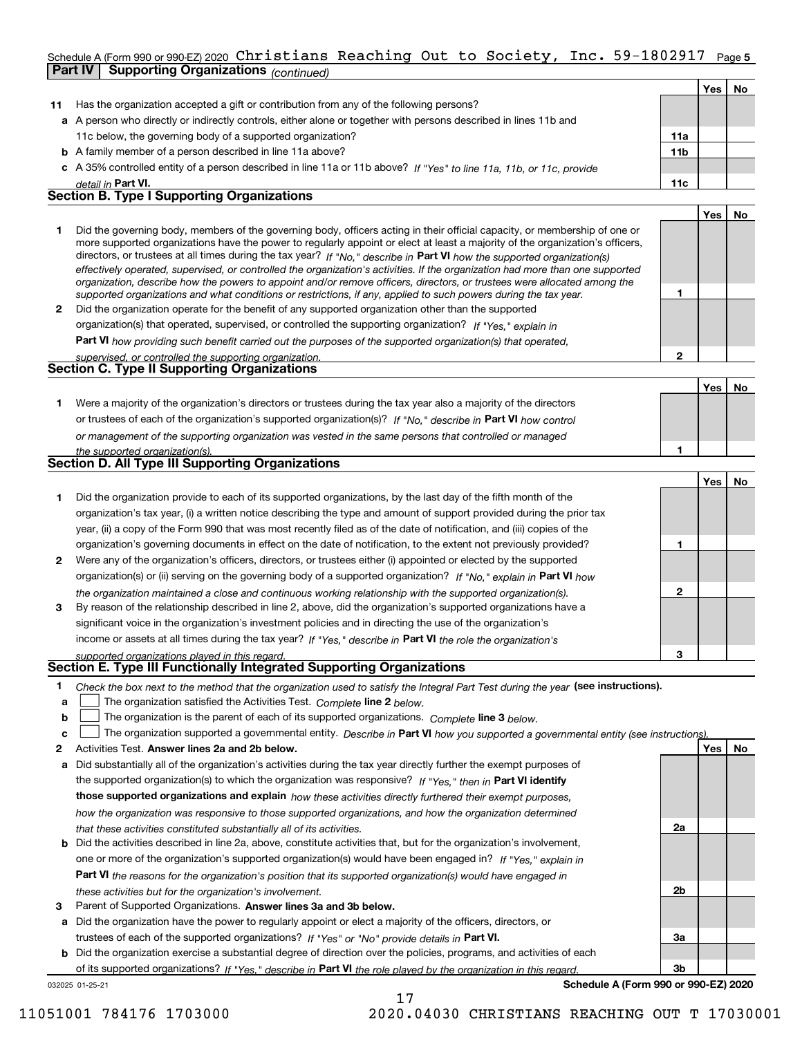Schedule A (Form 990 or 990-EZ) 2020 Christians Reaching Out to Society, Inc. 59-1802917 Page 5

**Part IV Supporting Organizations** *(continued)*

| | | | Yes | No |
|---|---|---|---|---|
| **11** | Has the organization accepted a gift or contribution from any of the following persons? | | | |
| **a** | A person who directly or indirectly controls, either alone or together with persons described in lines 11b and 11c below, the governing body of a supported organization? | **11a** | | |
| **b** | A family member of a person described in line 11a above? | **11b** | | |
| **c** | A 35% controlled entity of a person described in line 11a or 11b above? *If "Yes" to line 11a, 11b, or 11c, provide detail in* **Part VI.** | **11c** | | |

## Section B. Type I Supporting Organizations

| | | | Yes | No |
|---|---|---|---|---|
| **1** | Did the governing body, members of the governing body, officers acting in their official capacity, or membership of one or more supported organizations have the power to regularly appoint or elect at least a majority of the organization's officers, directors, or trustees at all times during the tax year? *If "No," describe in* **Part VI** *how the supported organization(s) effectively operated, supervised, or controlled the organization's activities. If the organization had more than one supported organization, describe how the powers to appoint and/or remove officers, directors, or trustees were allocated among the supported organizations and what conditions or restrictions, if any, applied to such powers during the tax year.* | **1** | | |
| **2** | Did the organization operate for the benefit of any supported organization other than the supported organization(s) that operated, supervised, or controlled the supporting organization? *If "Yes," explain in* **Part VI** *how providing such benefit carried out the purposes of the supported organization(s) that operated, supervised, or controlled the supporting organization.* | **2** | | |

## Section C. Type II Supporting Organizations

| | | | Yes | No |
|---|---|---|---|---|
| **1** | Were a majority of the organization's directors or trustees during the tax year also a majority of the directors or trustees of each of the organization's supported organization(s)? *If "No," describe in* **Part VI** *how control or management of the supporting organization was vested in the same persons that controlled or managed the supported organization(s).* | **1** | | |

## Section D. All Type III Supporting Organizations

| | | | Yes | No |
|---|---|---|---|---|
| **1** | Did the organization provide to each of its supported organizations, by the last day of the fifth month of the organization's tax year, (i) a written notice describing the type and amount of support provided during the prior tax year, (ii) a copy of the Form 990 that was most recently filed as of the date of notification, and (iii) copies of the organization's governing documents in effect on the date of notification, to the extent not previously provided? | **1** | | |
| **2** | Were any of the organization's officers, directors, or trustees either (i) appointed or elected by the supported organization(s) or (ii) serving on the governing body of a supported organization? *If "No," explain in* **Part VI** *how the organization maintained a close and continuous working relationship with the supported organization(s).* | **2** | | |
| **3** | By reason of the relationship described in line 2, above, did the organization's supported organizations have a significant voice in the organization's investment policies and in directing the use of the organization's income or assets at all times during the tax year? *If "Yes," describe in* **Part VI** *the role the organization's supported organizations played in this regard.* | **3** | | |

## Section E. Type III Functionally Integrated Supporting Organizations

**1** *Check the box next to the method that the organization used to satisfy the Integral Part Test during the year* **(see instructions).**

**a** ☐ The organization satisfied the Activities Test. *Complete* **line 2** *below.*

**b** ☐ The organization is the parent of each of its supported organizations. *Complete* **line 3** *below.*

**c** ☐ The organization supported a governmental entity. *Describe in* **Part VI** *how you supported a governmental entity (see instructions).*

| | | | Yes | No |
|---|---|---|---|---|
| **2** | Activities Test. **Answer lines 2a and 2b below.** | | | |
| **a** | Did substantially all of the organization's activities during the tax year directly further the exempt purposes of the supported organization(s) to which the organization was responsive? *If "Yes," then in* **Part VI identify those supported organizations and explain** *how these activities directly furthered their exempt purposes, how the organization was responsive to those supported organizations, and how the organization determined that these activities constituted substantially all of its activities.* | **2a** | | |
| **b** | Did the activities described in line 2a, above, constitute activities that, but for the organization's involvement, one or more of the organization's supported organization(s) would have been engaged in? *If "Yes," explain in* **Part VI** *the reasons for the organization's position that its supported organization(s) would have engaged in these activities but for the organization's involvement.* | **2b** | | |
| **3** | Parent of Supported Organizations. **Answer lines 3a and 3b below.** | | | |
| **a** | Did the organization have the power to regularly appoint or elect a majority of the officers, directors, or trustees of each of the supported organizations? *If "Yes" or "No" provide details in* **Part VI.** | **3a** | | |
| **b** | Did the organization exercise a substantial degree of direction over the policies, programs, and activities of each of its supported organizations? *If "Yes," describe in* **Part VI** *the role played by the organization in this regard.* | **3b** | | |

032025 01-25-21 **Schedule A (Form 990 or 990-EZ) 2020**

11051001 784176 1703000 2020.04030 CHRISTIANS REACHING OUT T 17030001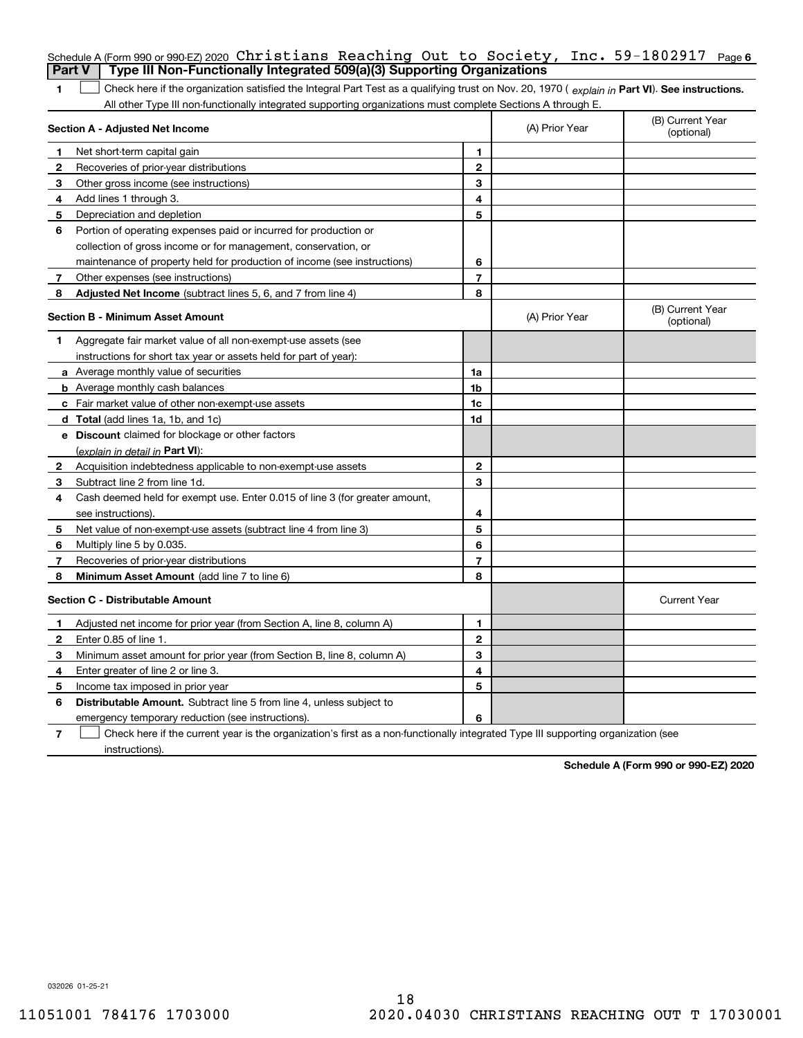Schedule A (Form 990 or 990-EZ) 2020 Christians Reaching Out to Society, Inc. 59-1802917 Page **6**

## Part V Type III Non-Functionally Integrated 509(a)(3) Supporting Organizations

**1** ☐ Check here if the organization satisfied the Integral Part Test as a qualifying trust on Nov. 20, 1970 ( *explain in* **Part VI**). **See instructions.** All other Type III non-functionally integrated supporting organizations must complete Sections A through E.

| **Section A - Adjusted Net Income** | | | (A) Prior Year | (B) Current Year (optional) |
|---|---|---|---|---|
| **1** | Net short-term capital gain | **1** | | |
| **2** | Recoveries of prior-year distributions | **2** | | |
| **3** | Other gross income (see instructions) | **3** | | |
| **4** | Add lines 1 through 3. | **4** | | |
| **5** | Depreciation and depletion | **5** | | |
| **6** | Portion of operating expenses paid or incurred for production or collection of gross income or for management, conservation, or maintenance of property held for production of income (see instructions) | **6** | | |
| **7** | Other expenses (see instructions) | **7** | | |
| **8** | **Adjusted Net Income** (subtract lines 5, 6, and 7 from line 4) | **8** | | |

| **Section B - Minimum Asset Amount** | | | (A) Prior Year | (B) Current Year (optional) |
|---|---|---|---|---|
| **1** | Aggregate fair market value of all non-exempt-use assets (see instructions for short tax year or assets held for part of year): | | | |
| **a** | Average monthly value of securities | **1a** | | |
| **b** | Average monthly cash balances | **1b** | | |
| **c** | Fair market value of other non-exempt-use assets | **1c** | | |
| **d** | **Total** (add lines 1a, 1b, and 1c) | **1d** | | |
| **e** | **Discount** claimed for blockage or other factors (*explain in detail in* **Part VI**): | | | |
| **2** | Acquisition indebtedness applicable to non-exempt-use assets | **2** | | |
| **3** | Subtract line 2 from line 1d. | **3** | | |
| **4** | Cash deemed held for exempt use. Enter 0.015 of line 3 (for greater amount, see instructions). | **4** | | |
| **5** | Net value of non-exempt-use assets (subtract line 4 from line 3) | **5** | | |
| **6** | Multiply line 5 by 0.035. | **6** | | |
| **7** | Recoveries of prior-year distributions | **7** | | |
| **8** | **Minimum Asset Amount** (add line 7 to line 6) | **8** | | |

| **Section C - Distributable Amount** | | | | Current Year |
|---|---|---|---|---|
| **1** | Adjusted net income for prior year (from Section A, line 8, column A) | **1** | | |
| **2** | Enter 0.85 of line 1. | **2** | | |
| **3** | Minimum asset amount for prior year (from Section B, line 8, column A) | **3** | | |
| **4** | Enter greater of line 2 or line 3. | **4** | | |
| **5** | Income tax imposed in prior year | **5** | | |
| **6** | **Distributable Amount.** Subtract line 5 from line 4, unless subject to emergency temporary reduction (see instructions). | **6** | | |

**7** ☐ Check here if the current year is the organization's first as a non-functionally integrated Type III supporting organization (see instructions).

**Schedule A (Form 990 or 990-EZ) 2020**

032026 01-25-21

11051001 784176 1703000 2020.04030 CHRISTIANS REACHING OUT T 17030001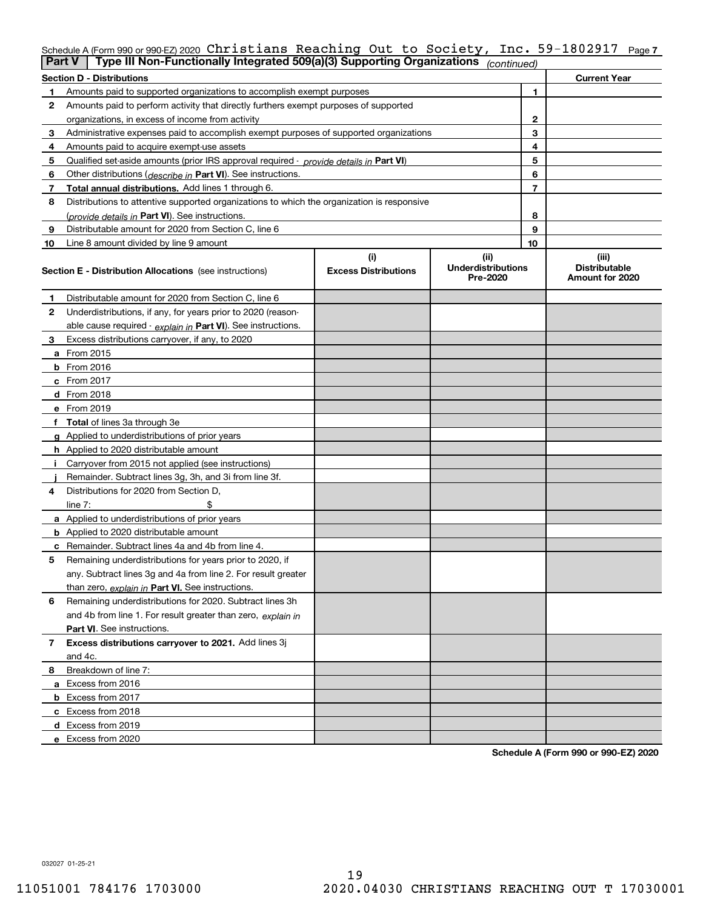Schedule A (Form 990 or 990-EZ) 2020 Christians Reaching Out to Society, Inc. 59-1802917 Page 7

**Part V | Type III Non-Functionally Integrated 509(a)(3) Supporting Organizations** *(continued)*

| **Section D - Distributions** | | | **Current Year** |
|---|---|---|---|
| 1 | Amounts paid to supported organizations to accomplish exempt purposes | 1 | |
| 2 | Amounts paid to perform activity that directly furthers exempt purposes of supported organizations, in excess of income from activity | 2 | |
| 3 | Administrative expenses paid to accomplish exempt purposes of supported organizations | 3 | |
| 4 | Amounts paid to acquire exempt-use assets | 4 | |
| 5 | Qualified set-aside amounts (prior IRS approval required - *provide details in* **Part VI**) | 5 | |
| 6 | Other distributions (*describe in* **Part VI**). See instructions. | 6 | |
| 7 | **Total annual distributions.** Add lines 1 through 6. | 7 | |
| 8 | Distributions to attentive supported organizations to which the organization is responsive (*provide details in* **Part VI**). See instructions. | 8 | |
| 9 | Distributable amount for 2020 from Section C, line 6 | 9 | |
| 10 | Line 8 amount divided by line 9 amount | 10 | |

| **Section E - Distribution Allocations** (see instructions) | (i) Excess Distributions | (ii) Underdistributions Pre-2020 | (iii) Distributable Amount for 2020 |
|---|---|---|---|
| **1** Distributable amount for 2020 from Section C, line 6 | | | |
| **2** Underdistributions, if any, for years prior to 2020 (reasonable cause required - *explain in* **Part VI**). See instructions. | | | |
| **3** Excess distributions carryover, if any, to 2020 | | | |
| **a** From 2015 | | | |
| **b** From 2016 | | | |
| **c** From 2017 | | | |
| **d** From 2018 | | | |
| **e** From 2019 | | | |
| **f Total** of lines 3a through 3e | | | |
| **g** Applied to underdistributions of prior years | | | |
| **h** Applied to 2020 distributable amount | | | |
| **i** Carryover from 2015 not applied (see instructions) | | | |
| **j** Remainder. Subtract lines 3g, 3h, and 3i from line 3f. | | | |
| **4** Distributions for 2020 from Section D, line 7: $ | | | |
| **a** Applied to underdistributions of prior years | | | |
| **b** Applied to 2020 distributable amount | | | |
| **c** Remainder. Subtract lines 4a and 4b from line 4. | | | |
| **5** Remaining underdistributions for years prior to 2020, if any. Subtract lines 3g and 4a from line 2. For result greater than zero, *explain in* **Part VI.** See instructions. | | | |
| **6** Remaining underdistributions for 2020. Subtract lines 3h and 4b from line 1. For result greater than zero, *explain in* **Part VI**. See instructions. | | | |
| **7 Excess distributions carryover to 2021.** Add lines 3j and 4c. | | | |
| **8** Breakdown of line 7: | | | |
| **a** Excess from 2016 | | | |
| **b** Excess from 2017 | | | |
| **c** Excess from 2018 | | | |
| **d** Excess from 2019 | | | |
| **e** Excess from 2020 | | | |

**Schedule A (Form 990 or 990-EZ) 2020**

032027 01-25-21

11051001 784176 1703000 2020.04030 CHRISTIANS REACHING OUT T 17030001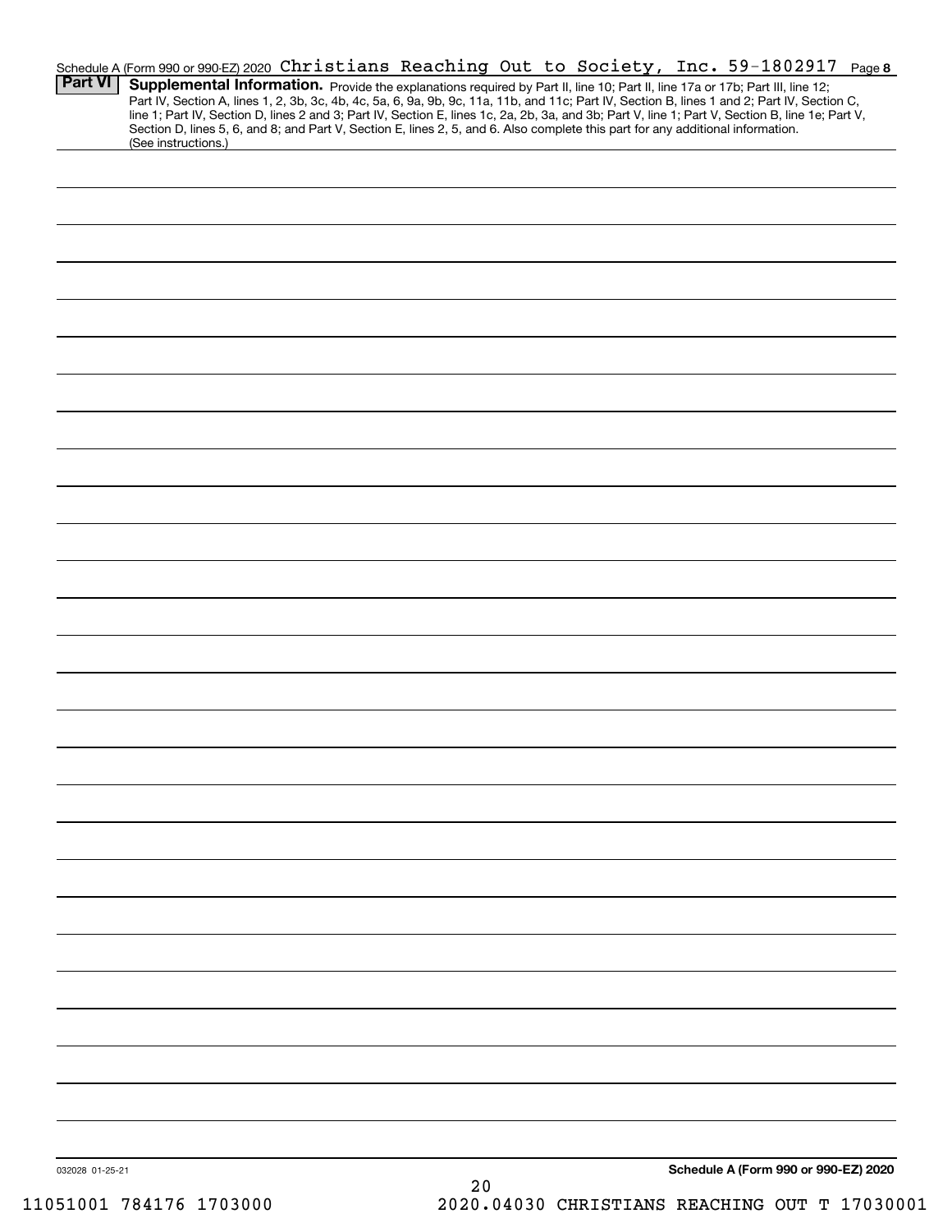Schedule A (Form 990 or 990-EZ) 2020 Christians Reaching Out to Society, Inc. 59-1802917 Page 8

## Part VI Supplemental Information.

Provide the explanations required by Part II, line 10; Part II, line 17a or 17b; Part III, line 12; Part IV, Section A, lines 1, 2, 3b, 3c, 4b, 4c, 5a, 6, 9a, 9b, 9c, 11a, 11b, and 11c; Part IV, Section B, lines 1 and 2; Part IV, Section C, line 1; Part IV, Section D, lines 2 and 3; Part IV, Section E, lines 1c, 2a, 2b, 3a, and 3b; Part V, line 1; Part V, Section B, line 1e; Part V, Section D, lines 5, 6, and 8; and Part V, Section E, lines 2, 5, and 6. Also complete this part for any additional information. (See instructions.)

032028 01-25-21

**Schedule A (Form 990 or 990-EZ) 2020**

11051001 784176 1703000 2020.04030 CHRISTIANS REACHING OUT T 17030001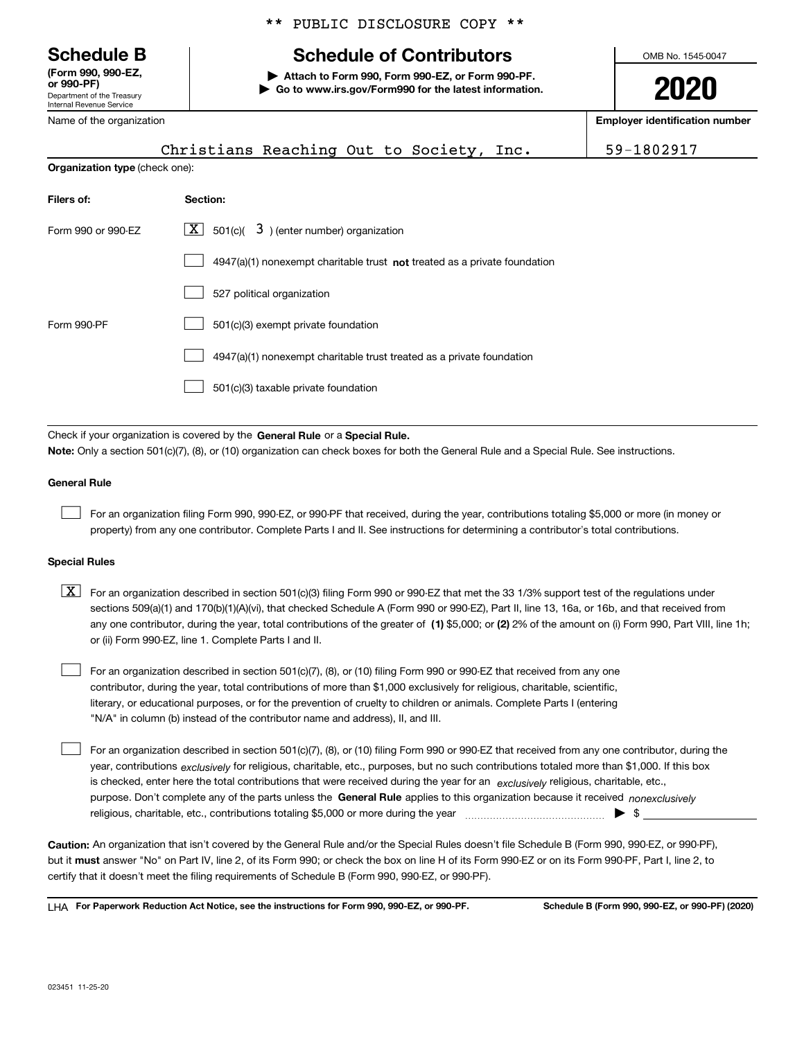\*\* PUBLIC DISCLOSURE COPY \*\*

**Schedule B**
**(Form 990, 990-EZ, or 990-PF)**
Department of the Treasury
Internal Revenue Service

# Schedule of Contributors

▶ **Attach to Form 990, Form 990-EZ, or Form 990-PF.**
▶ **Go to www.irs.gov/Form990 for the latest information.**

OMB No. 1545-0047

**2020**

| Name of the organization | Employer identification number |
|---|---|
| Christians Reaching Out to Society, Inc. | 59-1802917 |

**Organization type** (check one):

| Filers of: | Section: |
|---|---|
| Form 990 or 990-EZ | [X] 501(c)( 3 ) (enter number) organization |
| | [ ] 4947(a)(1) nonexempt charitable trust **not** treated as a private foundation |
| | [ ] 527 political organization |
| Form 990-PF | [ ] 501(c)(3) exempt private foundation |
| | [ ] 4947(a)(1) nonexempt charitable trust treated as a private foundation |
| | [ ] 501(c)(3) taxable private foundation |

Check if your organization is covered by the **General Rule** or a **Special Rule.**

**Note:** Only a section 501(c)(7), (8), or (10) organization can check boxes for both the General Rule and a Special Rule. See instructions.

### General Rule

[ ] For an organization filing Form 990, 990-EZ, or 990-PF that received, during the year, contributions totaling $5,000 or more (in money or property) from any one contributor. Complete Parts I and II. See instructions for determining a contributor's total contributions.

### Special Rules

[X] For an organization described in section 501(c)(3) filing Form 990 or 990-EZ that met the 33 1/3% support test of the regulations under sections 509(a)(1) and 170(b)(1)(A)(vi), that checked Schedule A (Form 990 or 990-EZ), Part II, line 13, 16a, or 16b, and that received from any one contributor, during the year, total contributions of the greater of **(1)** $5,000; or **(2)** 2% of the amount on (i) Form 990, Part VIII, line 1h; or (ii) Form 990-EZ, line 1. Complete Parts I and II.

[ ] For an organization described in section 501(c)(7), (8), or (10) filing Form 990 or 990-EZ that received from any one contributor, during the year, total contributions of more than $1,000 exclusively for religious, charitable, scientific, literary, or educational purposes, or for the prevention of cruelty to children or animals. Complete Parts I (entering "N/A" in column (b) instead of the contributor name and address), II, and III.

[ ] For an organization described in section 501(c)(7), (8), or (10) filing Form 990 or 990-EZ that received from any one contributor, during the year, contributions *exclusively* for religious, charitable, etc., purposes, but no such contributions totaled more than $1,000. If this box is checked, enter here the total contributions that were received during the year for an *exclusively* religious, charitable, etc., purpose. Don't complete any of the parts unless the **General Rule** applies to this organization because it received *nonexclusively* religious, charitable, etc., contributions totaling $5,000 or more during the year ▶ $ ______

**Caution:** An organization that isn't covered by the General Rule and/or the Special Rules doesn't file Schedule B (Form 990, 990-EZ, or 990-PF), but it **must** answer "No" on Part IV, line 2, of its Form 990; or check the box on line H of its Form 990-EZ or on its Form 990-PF, Part I, line 2, to certify that it doesn't meet the filing requirements of Schedule B (Form 990, 990-EZ, or 990-PF).

LHA **For Paperwork Reduction Act Notice, see the instructions for Form 990, 990-EZ, or 990-PF.** **Schedule B (Form 990, 990-EZ, or 990-PF) (2020)**

023451 11-25-20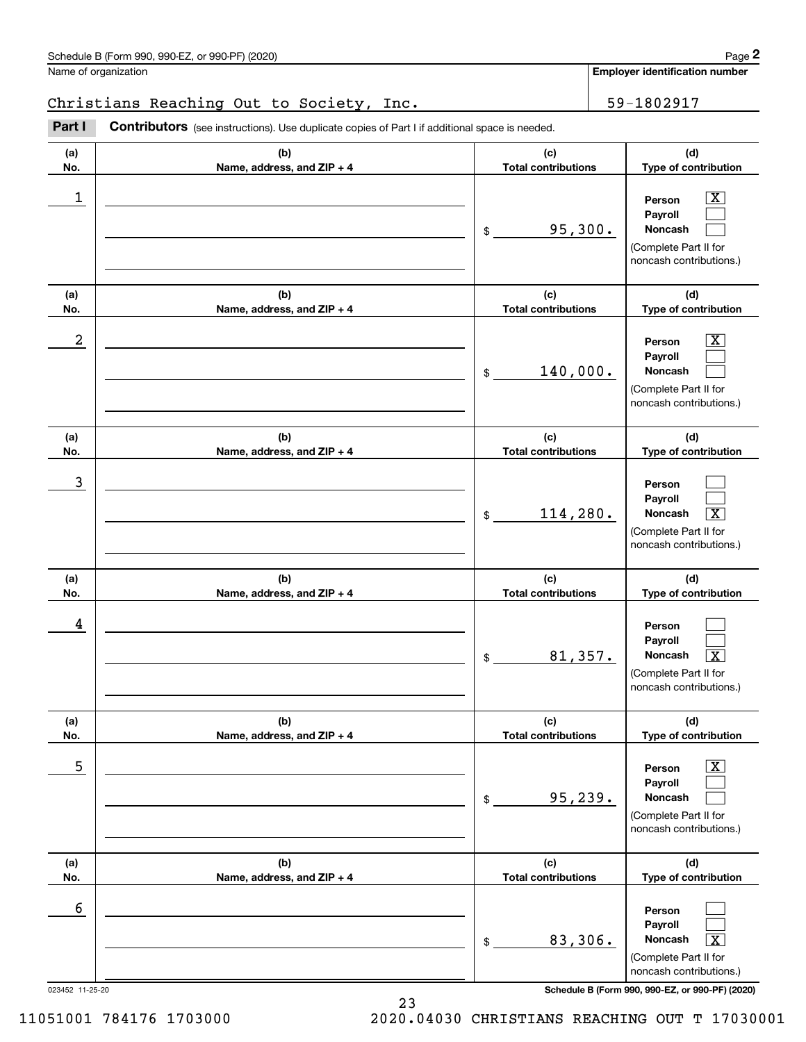Schedule B (Form 990, 990-EZ, or 990-PF) (2020)

Name of organization: Christians Reaching Out to Society, Inc.

Employer identification number: 59-1802917

**Part I** **Contributors** (see instructions). Use duplicate copies of Part I if additional space is needed.

| (a) No. | (b) Name, address, and ZIP + 4 | (c) Total contributions | (d) Type of contribution |
|---|---|---|---|
| 1 | | $ 95,300. | Person [X] Payroll [ ] Noncash [ ] (Complete Part II for noncash contributions.) |
| 2 | | $ 140,000. | Person [X] Payroll [ ] Noncash [ ] (Complete Part II for noncash contributions.) |
| 3 | | $ 114,280. | Person [ ] Payroll [ ] Noncash [X] (Complete Part II for noncash contributions.) |
| 4 | | $ 81,357. | Person [ ] Payroll [ ] Noncash [X] (Complete Part II for noncash contributions.) |
| 5 | | $ 95,239. | Person [X] Payroll [ ] Noncash [ ] (Complete Part II for noncash contributions.) |
| 6 | | $ 83,306. | Person [ ] Payroll [ ] Noncash [X] (Complete Part II for noncash contributions.) |

023452 11-25-20

Schedule B (Form 990, 990-EZ, or 990-PF) (2020)

11051001 784176 1703000 2020.04030 CHRISTIANS REACHING OUT T 17030001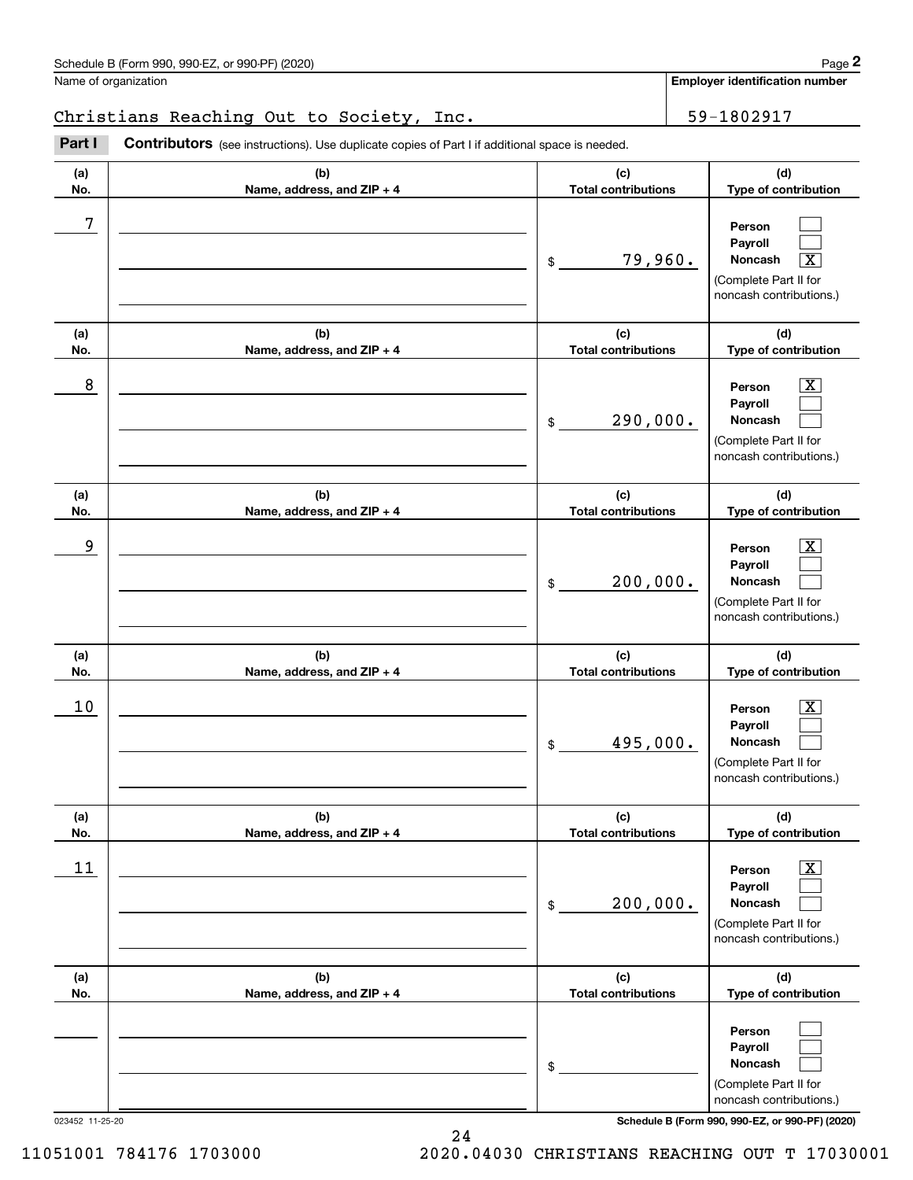Schedule B (Form 990, 990-EZ, or 990-PF) (2020)

Name of organization: Christians Reaching Out to Society, Inc.

Employer identification number: 59-1802917

**Part I** **Contributors** (see instructions). Use duplicate copies of Part I if additional space is needed.

| (a) No. | (b) Name, address, and ZIP + 4 | (c) Total contributions | (d) Type of contribution |
|---|---|---|---|
| 7 | | $ 79,960. | Person [ ] Payroll [ ] Noncash [X] (Complete Part II for noncash contributions.) |
| 8 | | $ 290,000. | Person [X] Payroll [ ] Noncash [ ] (Complete Part II for noncash contributions.) |
| 9 | | $ 200,000. | Person [X] Payroll [ ] Noncash [ ] (Complete Part II for noncash contributions.) |
| 10 | | $ 495,000. | Person [X] Payroll [ ] Noncash [ ] (Complete Part II for noncash contributions.) |
| 11 | | $ 200,000. | Person [X] Payroll [ ] Noncash [ ] (Complete Part II for noncash contributions.) |
| | | $ | Person [ ] Payroll [ ] Noncash [ ] (Complete Part II for noncash contributions.) |

023452 11-25-20

11051001 784176 1703000 2020.04030 CHRISTIANS REACHING OUT T 17030001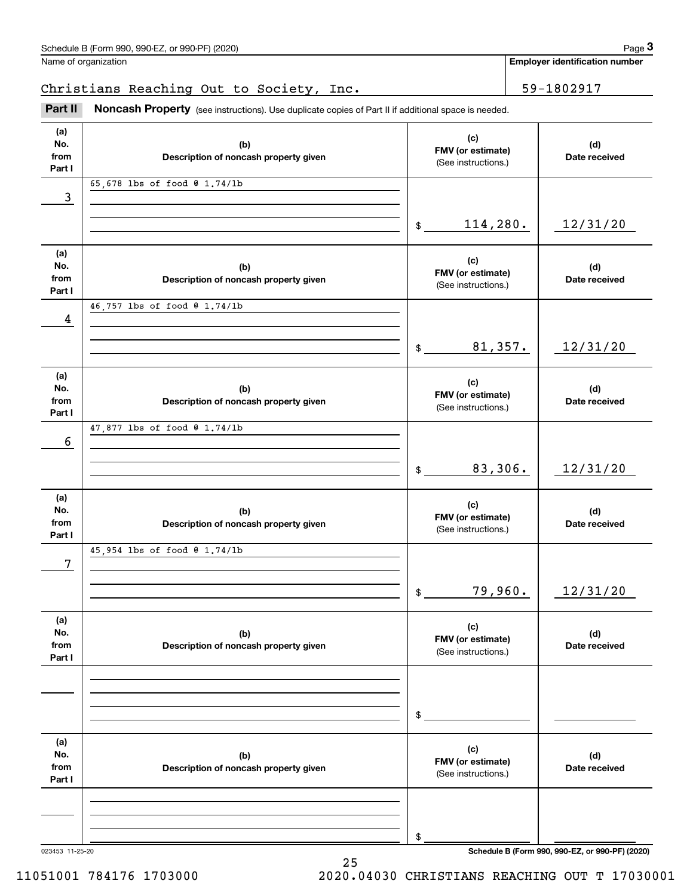Schedule B (Form 990, 990-EZ, or 990-PF) (2020)

Name of organization: Christians Reaching Out to Society, Inc.

Employer identification number: 59-1802917

## Part II Noncash Property

(see instructions). Use duplicate copies of Part II if additional space is needed.

| (a) No. from Part I | (b) Description of noncash property given | (c) FMV (or estimate) (See instructions.) | (d) Date received |
|---|---|---|---|
| 3 | 65,678 lbs of food @ 1.74/lb | $ 114,280. | 12/31/20 |
| 4 | 46,757 lbs of food @ 1.74/lb | $ 81,357. | 12/31/20 |
| 6 | 47,877 lbs of food @ 1.74/lb | $ 83,306. | 12/31/20 |
| 7 | 45,954 lbs of food @ 1.74/lb | $ 79,960. | 12/31/20 |
| | | $ | |
| | | $ | |

023453 11-25-20

Schedule B (Form 990, 990-EZ, or 990-PF) (2020)

11051001 784176 1703000 2020.04030 CHRISTIANS REACHING OUT T 17030001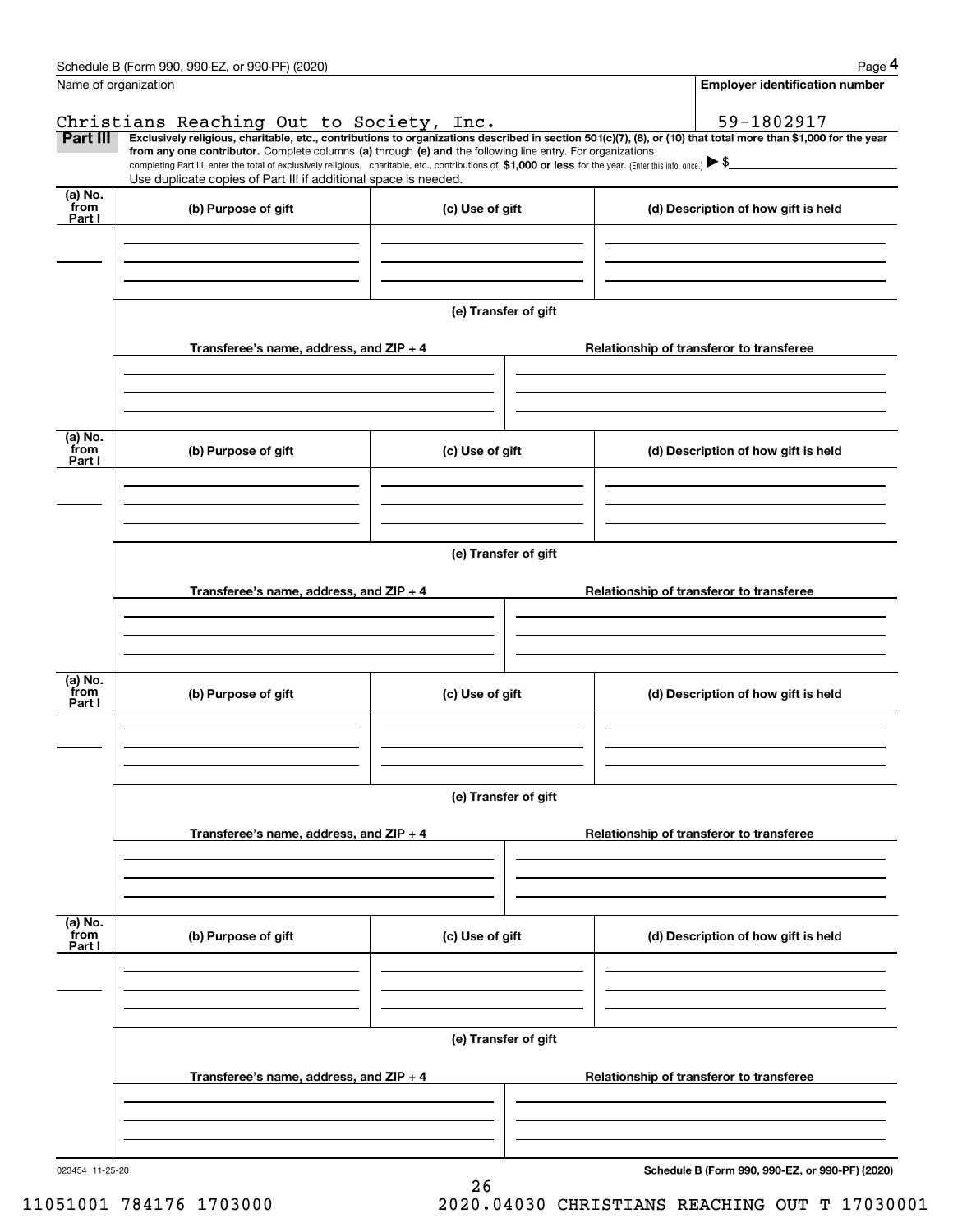Name of organization

Christians Reaching Out to Society, Inc.

Employer identification number

59-1802917

**Part III** **Exclusively religious, charitable, etc., contributions to organizations described in section 501(c)(7), (8), or (10) that total more than $1,000 for the year from any one contributor.** Complete columns **(a)** through **(e) and** the following line entry. For organizations completing Part III, enter the total of exclusively religious, charitable, etc., contributions of **$1,000 or less** for the year. (Enter this info. once.) ▶ $

Use duplicate copies of Part III if additional space is needed.

| (a) No. from Part I | (b) Purpose of gift | (c) Use of gift | (d) Description of how gift is held |
|---|---|---|---|
| | | | |

(e) Transfer of gift

| Transferee's name, address, and ZIP + 4 | Relationship of transferor to transferee |
|---|---|
| | |

| (a) No. from Part I | (b) Purpose of gift | (c) Use of gift | (d) Description of how gift is held |
|---|---|---|---|
| | | | |

(e) Transfer of gift

| Transferee's name, address, and ZIP + 4 | Relationship of transferor to transferee |
|---|---|
| | |

| (a) No. from Part I | (b) Purpose of gift | (c) Use of gift | (d) Description of how gift is held |
|---|---|---|---|
| | | | |

(e) Transfer of gift

| Transferee's name, address, and ZIP + 4 | Relationship of transferor to transferee |
|---|---|
| | |

| (a) No. from Part I | (b) Purpose of gift | (c) Use of gift | (d) Description of how gift is held |
|---|---|---|---|
| | | | |

(e) Transfer of gift

| Transferee's name, address, and ZIP + 4 | Relationship of transferor to transferee |
|---|---|
| | |

023454 11-25-20

11051001 784176 1703000 2020.04030 CHRISTIANS REACHING OUT T 17030001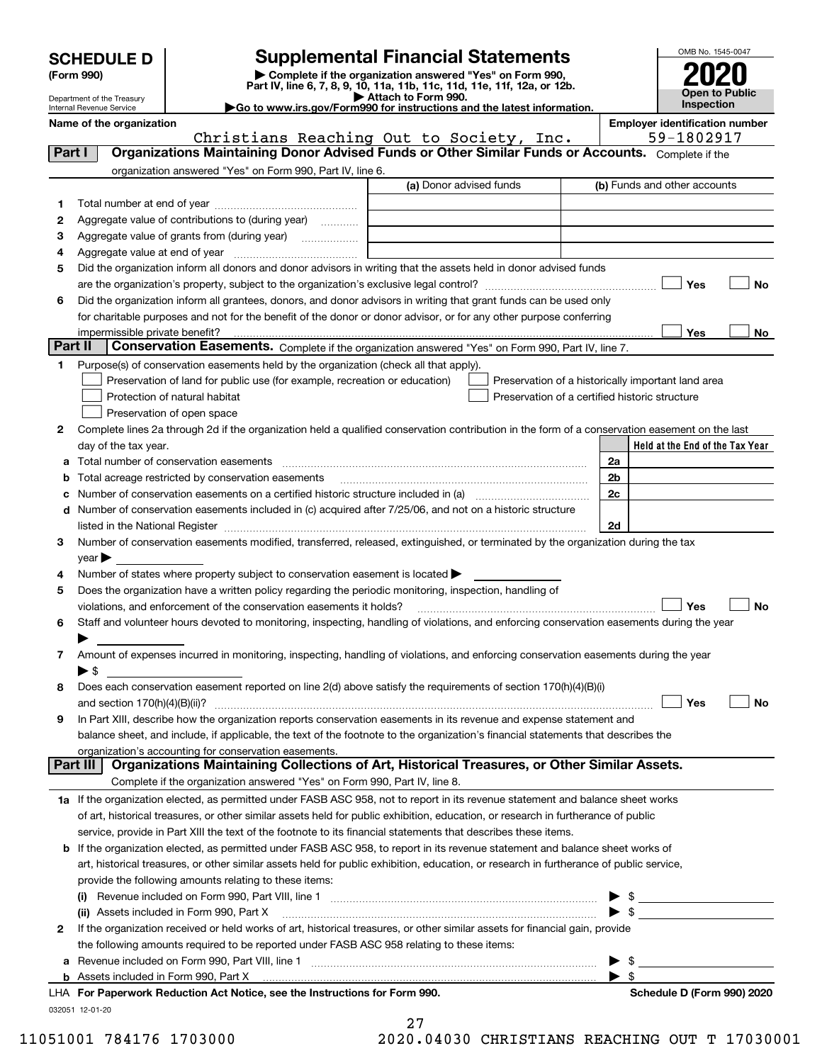# SCHEDULE D (Form 990)

Department of the Treasury
Internal Revenue Service

# Supplemental Financial Statements

▶ Complete if the organization answered "Yes" on Form 990, Part IV, line 6, 7, 8, 9, 10, 11a, 11b, 11c, 11d, 11e, 11f, 12a, or 12b.
▶ Attach to Form 990.
▶Go to www.irs.gov/Form990 for instructions and the latest information.

OMB No. 1545-0047

**2020**

**Open to Public Inspection**

**Name of the organization:** Christians Reaching Out to Society, Inc.

**Employer identification number:** 59-1802917

## Part I Organizations Maintaining Donor Advised Funds or Other Similar Funds or Accounts.

Complete if the organization answered "Yes" on Form 990, Part IV, line 6.

| | | (a) Donor advised funds | (b) Funds and other accounts |
|---|---|---|---|
| 1 | Total number at end of year | | |
| 2 | Aggregate value of contributions to (during year) | | |
| 3 | Aggregate value of grants from (during year) | | |
| 4 | Aggregate value at end of year | | |

5 Did the organization inform all donors and donor advisors in writing that the assets held in donor advised funds are the organization's property, subject to the organization's exclusive legal control? ☐ Yes ☐ No

6 Did the organization inform all grantees, donors, and donor advisors in writing that grant funds can be used only for charitable purposes and not for the benefit of the donor or donor advisor, or for any other purpose conferring impermissible private benefit? ☐ Yes ☐ No

## Part II Conservation Easements.

Complete if the organization answered "Yes" on Form 990, Part IV, line 7.

1 Purpose(s) of conservation easements held by the organization (check all that apply).

- ☐ Preservation of land for public use (for example, recreation or education)
- ☐ Protection of natural habitat
- ☐ Preservation of open space
- ☐ Preservation of a historically important land area
- ☐ Preservation of a certified historic structure

2 Complete lines 2a through 2d if the organization held a qualified conservation contribution in the form of a conservation easement on the last day of the tax year.

| | | | Held at the End of the Tax Year |
|---|---|---|---|
| a | Total number of conservation easements | 2a | |
| b | Total acreage restricted by conservation easements | 2b | |
| c | Number of conservation easements on a certified historic structure included in (a) | 2c | |
| d | Number of conservation easements included in (c) acquired after 7/25/06, and not on a historic structure listed in the National Register | 2d | |

3 Number of conservation easements modified, transferred, released, extinguished, or terminated by the organization during the tax year ▶

4 Number of states where property subject to conservation easement is located ▶

5 Does the organization have a written policy regarding the periodic monitoring, inspection, handling of violations, and enforcement of the conservation easements it holds? ☐ Yes ☐ No

6 Staff and volunteer hours devoted to monitoring, inspecting, handling of violations, and enforcing conservation easements during the year ▶

7 Amount of expenses incurred in monitoring, inspecting, handling of violations, and enforcing conservation easements during the year ▶ $

8 Does each conservation easement reported on line 2(d) above satisfy the requirements of section 170(h)(4)(B)(i) and section 170(h)(4)(B)(ii)? ☐ Yes ☐ No

9 In Part XIII, describe how the organization reports conservation easements in its revenue and expense statement and balance sheet, and include, if applicable, the text of the footnote to the organization's financial statements that describes the organization's accounting for conservation easements.

## Part III Organizations Maintaining Collections of Art, Historical Treasures, or Other Similar Assets.

Complete if the organization answered "Yes" on Form 990, Part IV, line 8.

1a If the organization elected, as permitted under FASB ASC 958, not to report in its revenue statement and balance sheet works of art, historical treasures, or other similar assets held for public exhibition, education, or research in furtherance of public service, provide in Part XIII the text of the footnote to its financial statements that describes these items.

b If the organization elected, as permitted under FASB ASC 958, to report in its revenue statement and balance sheet works of art, historical treasures, or other similar assets held for public exhibition, education, or research in furtherance of public service, provide the following amounts relating to these items:

(i) Revenue included on Form 990, Part VIII, line 1 ▶ $

(ii) Assets included in Form 990, Part X ▶ $

2 If the organization received or held works of art, historical treasures, or other similar assets for financial gain, provide the following amounts required to be reported under FASB ASC 958 relating to these items:

a Revenue included on Form 990, Part VIII, line 1 ▶ $

b Assets included in Form 990, Part X ▶ $

LHA **For Paperwork Reduction Act Notice, see the Instructions for Form 990.** **Schedule D (Form 990) 2020**

032051 12-01-20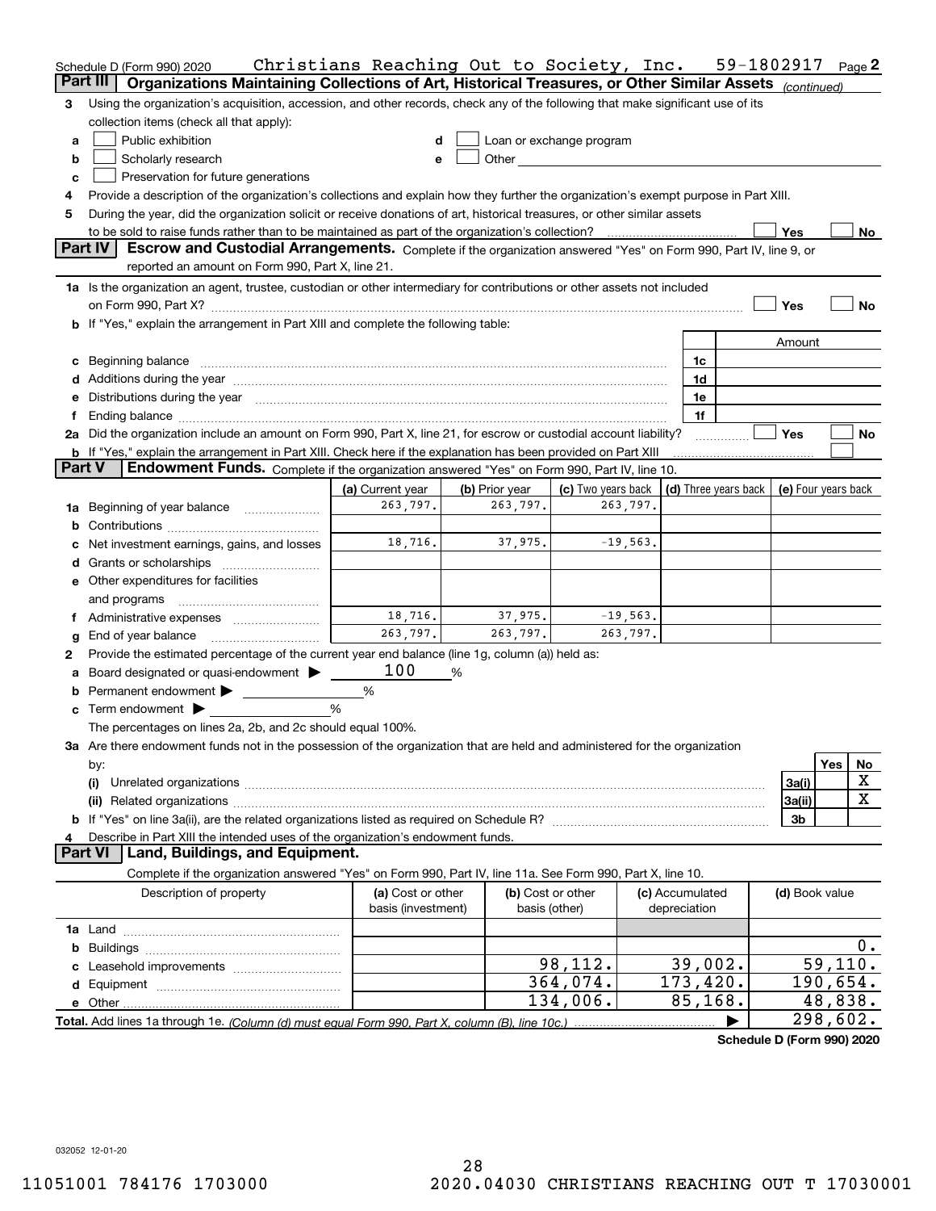Schedule D (Form 990) 2020 Christians Reaching Out to Society, Inc. 59-1802917 Page 2

## Part III Organizations Maintaining Collections of Art, Historical Treasures, or Other Similar Assets *(continued)*

**3** Using the organization's acquisition, accession, and other records, check any of the following that make significant use of its collection items (check all that apply):

- **a** ☐ Public exhibition
- **b** ☐ Scholarly research
- **c** ☐ Preservation for future generations
- **d** ☐ Loan or exchange program
- **e** ☐ Other

**4** Provide a description of the organization's collections and explain how they further the organization's exempt purpose in Part XIII.

**5** During the year, did the organization solicit or receive donations of art, historical treasures, or other similar assets to be sold to raise funds rather than to be maintained as part of the organization's collection? ☐ Yes ☐ No

## Part IV Escrow and Custodial Arrangements.

Complete if the organization answered "Yes" on Form 990, Part IV, line 9, or reported an amount on Form 990, Part X, line 21.

**1a** Is the organization an agent, trustee, custodian or other intermediary for contributions or other assets not included on Form 990, Part X? ☐ Yes ☐ No

**b** If "Yes," explain the arrangement in Part XIII and complete the following table:

| | | | Amount |
|---|---|---|---|
| **c** | Beginning balance | 1c | |
| **d** | Additions during the year | 1d | |
| **e** | Distributions during the year | 1e | |
| **f** | Ending balance | 1f | |

**2a** Did the organization include an amount on Form 990, Part X, line 21, for escrow or custodial account liability? ☐ Yes ☐ No

**b** If "Yes," explain the arrangement in Part XIII. Check here if the explanation has been provided on Part XIII ☐

## Part V Endowment Funds.

Complete if the organization answered "Yes" on Form 990, Part IV, line 10.

| | (a) Current year | (b) Prior year | (c) Two years back | (d) Three years back | (e) Four years back |
|---|---|---|---|---|---|
| **1a** Beginning of year balance | 263,797. | 263,797. | 263,797. | | |
| **b** Contributions | | | | | |
| **c** Net investment earnings, gains, and losses | 18,716. | 37,975. | -19,563. | | |
| **d** Grants or scholarships | | | | | |
| **e** Other expenditures for facilities and programs | | | | | |
| **f** Administrative expenses | 18,716. | 37,975. | -19,563. | | |
| **g** End of year balance | 263,797. | 263,797. | 263,797. | | |

**2** Provide the estimated percentage of the current year end balance (line 1g, column (a)) held as:

- **a** Board designated or quasi-endowment ▶ 100 %
- **b** Permanent endowment ▶ %
- **c** Term endowment ▶ %

The percentages on lines 2a, 2b, and 2c should equal 100%.

**3a** Are there endowment funds not in the possession of the organization that are held and administered for the organization by:

| | | Yes | No |
|---|---|---|---|
| **(i)** Unrelated organizations | 3a(i) | | X |
| **(ii)** Related organizations | 3a(ii) | | X |
| **b** If "Yes" on line 3a(ii), are the related organizations listed as required on Schedule R? | 3b | | |

**4** Describe in Part XIII the intended uses of the organization's endowment funds.

## Part VI Land, Buildings, and Equipment.

Complete if the organization answered "Yes" on Form 990, Part IV, line 11a. See Form 990, Part X, line 10.

| Description of property | (a) Cost or other basis (investment) | (b) Cost or other basis (other) | (c) Accumulated depreciation | (d) Book value |
|---|---|---|---|---|
| **1a** Land | | | | |
| **b** Buildings | | | | 0. |
| **c** Leasehold improvements | | 98,112. | 39,002. | 59,110. |
| **d** Equipment | | 364,074. | 173,420. | 190,654. |
| **e** Other | | 134,006. | 85,168. | 48,838. |
| **Total.** Add lines 1a through 1e. *(Column (d) must equal Form 990, Part X, column (B), line 10c.)* ▶ | | | | 298,602. |

Schedule D (Form 990) 2020

032052 12-01-20

11051001 784176 1703000 2020.04030 CHRISTIANS REACHING OUT T 17030001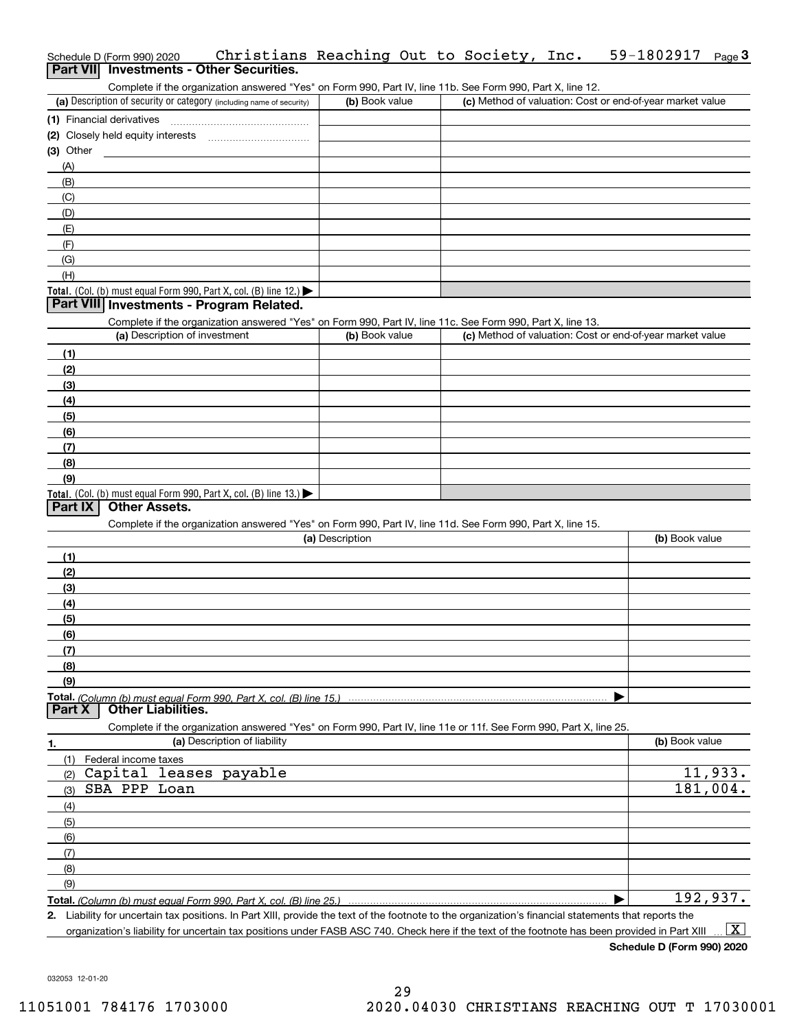Schedule D (Form 990) 2020    Christians Reaching Out to Society, Inc.    59-1802917

## Part VII Investments - Other Securities.

Complete if the organization answered "Yes" on Form 990, Part IV, line 11b. See Form 990, Part X, line 12.

| (a) Description of security or category (including name of security) | (b) Book value | (c) Method of valuation: Cost or end-of-year market value |
|---|---|---|
| (1) Financial derivatives | | |
| (2) Closely held equity interests | | |
| (3) Other | | |
| (A) | | |
| (B) | | |
| (C) | | |
| (D) | | |
| (E) | | |
| (F) | | |
| (G) | | |
| (H) | | |
| **Total.** (Col. (b) must equal Form 990, Part X, col. (B) line 12.) | | |

## Part VIII Investments - Program Related.

Complete if the organization answered "Yes" on Form 990, Part IV, line 11c. See Form 990, Part X, line 13.

| (a) Description of investment | (b) Book value | (c) Method of valuation: Cost or end-of-year market value |
|---|---|---|
| (1) | | |
| (2) | | |
| (3) | | |
| (4) | | |
| (5) | | |
| (6) | | |
| (7) | | |
| (8) | | |
| (9) | | |
| **Total.** (Col. (b) must equal Form 990, Part X, col. (B) line 13.) | | |

## Part IX Other Assets.

Complete if the organization answered "Yes" on Form 990, Part IV, line 11d. See Form 990, Part X, line 15.

| (a) Description | (b) Book value |
|---|---|
| (1) | |
| (2) | |
| (3) | |
| (4) | |
| (5) | |
| (6) | |
| (7) | |
| (8) | |
| (9) | |
| **Total.** *(Column (b) must equal Form 990, Part X, col. (B) line 15.)* | |

## Part X Other Liabilities.

Complete if the organization answered "Yes" on Form 990, Part IV, line 11e or 11f. See Form 990, Part X, line 25.

| 1. (a) Description of liability | (b) Book value |
|---|---|
| (1) Federal income taxes | |
| (2) Capital leases payable | 11,933. |
| (3) SBA PPP Loan | 181,004. |
| (4) | |
| (5) | |
| (6) | |
| (7) | |
| (8) | |
| (9) | |
| **Total.** *(Column (b) must equal Form 990, Part X, col. (B) line 25.)* | 192,937. |

2. Liability for uncertain tax positions. In Part XIII, provide the text of the footnote to the organization's financial statements that reports the organization's liability for uncertain tax positions under FASB ASC 740. Check here if the text of the footnote has been provided in Part XIII ... [X]

**Schedule D (Form 990) 2020**

032053 12-01-20

11051001 784176 1703000    2020.04030 CHRISTIANS REACHING OUT T 17030001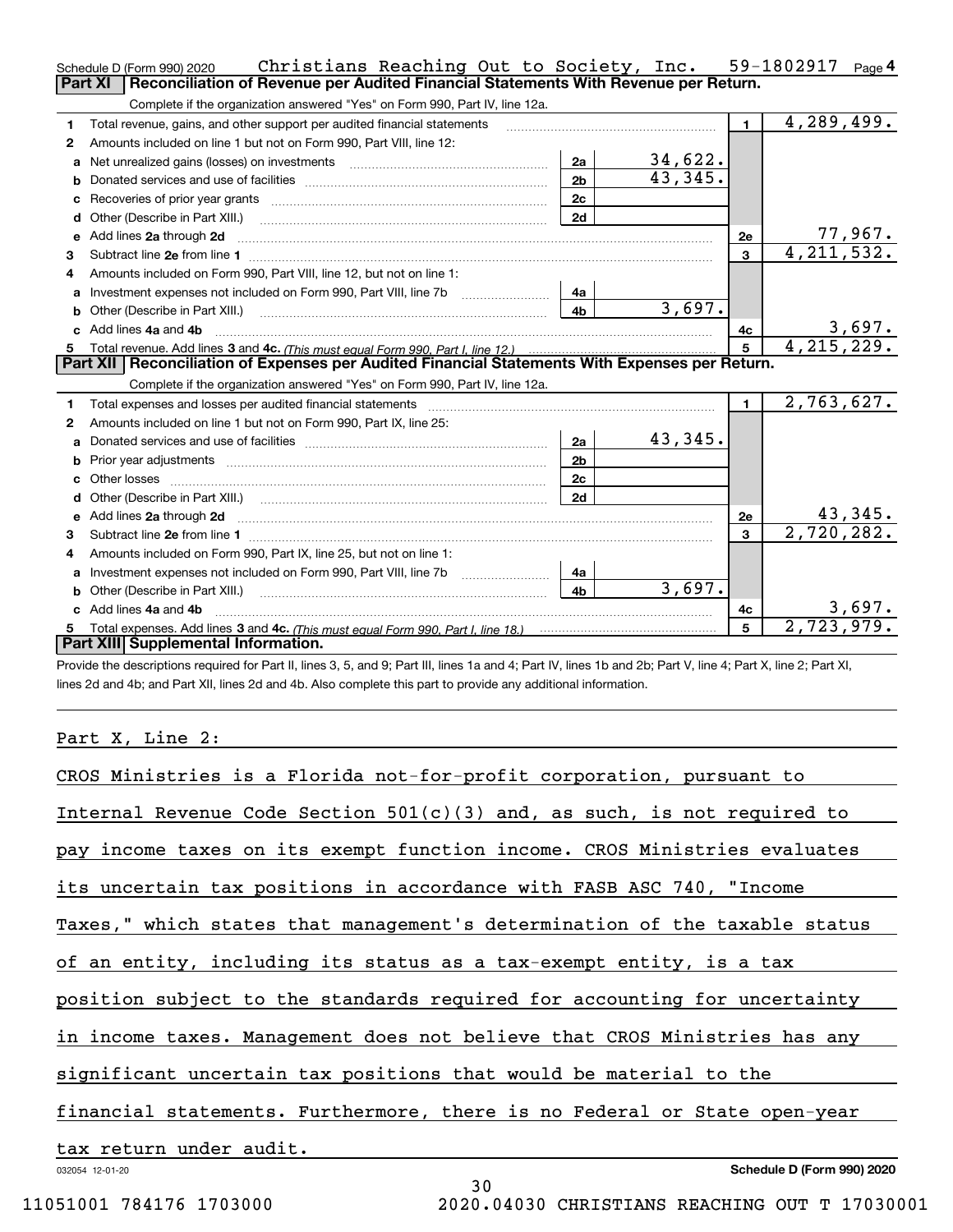Schedule D (Form 990) 2020 Christians Reaching Out to Society, Inc. 59-1802917 Page 4

## Part XI Reconciliation of Revenue per Audited Financial Statements With Revenue per Return.

Complete if the organization answered "Yes" on Form 990, Part IV, line 12a.

| Line | Description | Ref | Amount | Ref | Total |
|---|---|---|---|---|---|
| 1 | Total revenue, gains, and other support per audited financial statements | | | 1 | 4,289,499. |
| 2 | Amounts included on line 1 but not on Form 990, Part VIII, line 12: | | | | |
| a | Net unrealized gains (losses) on investments | 2a | 34,622. | | |
| b | Donated services and use of facilities | 2b | 43,345. | | |
| c | Recoveries of prior year grants | 2c | | | |
| d | Other (Describe in Part XIII.) | 2d | | | |
| e | Add lines 2a through 2d | | | 2e | 77,967. |
| 3 | Subtract line 2e from line 1 | | | 3 | 4,211,532. |
| 4 | Amounts included on Form 990, Part VIII, line 12, but not on line 1: | | | | |
| a | Investment expenses not included on Form 990, Part VIII, line 7b | 4a | | | |
| b | Other (Describe in Part XIII.) | 4b | 3,697. | | |
| c | Add lines 4a and 4b | | | 4c | 3,697. |
| 5 | Total revenue. Add lines 3 and 4c. *(This must equal Form 990, Part I, line 12.)* | | | 5 | 4,215,229. |

## Part XII Reconciliation of Expenses per Audited Financial Statements With Expenses per Return.

Complete if the organization answered "Yes" on Form 990, Part IV, line 12a.

| Line | Description | Ref | Amount | Ref | Total |
|---|---|---|---|---|---|
| 1 | Total expenses and losses per audited financial statements | | | 1 | 2,763,627. |
| 2 | Amounts included on line 1 but not on Form 990, Part IX, line 25: | | | | |
| a | Donated services and use of facilities | 2a | 43,345. | | |
| b | Prior year adjustments | 2b | | | |
| c | Other losses | 2c | | | |
| d | Other (Describe in Part XIII.) | 2d | | | |
| e | Add lines 2a through 2d | | | 2e | 43,345. |
| 3 | Subtract line 2e from line 1 | | | 3 | 2,720,282. |
| 4 | Amounts included on Form 990, Part IX, line 25, but not on line 1: | | | | |
| a | Investment expenses not included on Form 990, Part VIII, line 7b | 4a | | | |
| b | Other (Describe in Part XIII.) | 4b | 3,697. | | |
| c | Add lines 4a and 4b | | | 4c | 3,697. |
| 5 | Total expenses. Add lines 3 and 4c. *(This must equal Form 990, Part I, line 18.)* | | | 5 | 2,723,979. |

## Part XIII Supplemental Information.

Provide the descriptions required for Part II, lines 3, 5, and 9; Part III, lines 1a and 4; Part IV, lines 1b and 2b; Part V, line 4; Part X, line 2; Part XI, lines 2d and 4b; and Part XII, lines 2d and 4b. Also complete this part to provide any additional information.

Part X, Line 2:

CROS Ministries is a Florida not-for-profit corporation, pursuant to Internal Revenue Code Section 501(c)(3) and, as such, is not required to pay income taxes on its exempt function income. CROS Ministries evaluates its uncertain tax positions in accordance with FASB ASC 740, "Income Taxes," which states that management's determination of the taxable status of an entity, including its status as a tax-exempt entity, is a tax position subject to the standards required for accounting for uncertainty in income taxes. Management does not believe that CROS Ministries has any significant uncertain tax positions that would be material to the financial statements. Furthermore, there is no Federal or State open-year tax return under audit.

032054 12-01-20 Schedule D (Form 990) 2020

11051001 784176 1703000 2020.04030 CHRISTIANS REACHING OUT T 17030001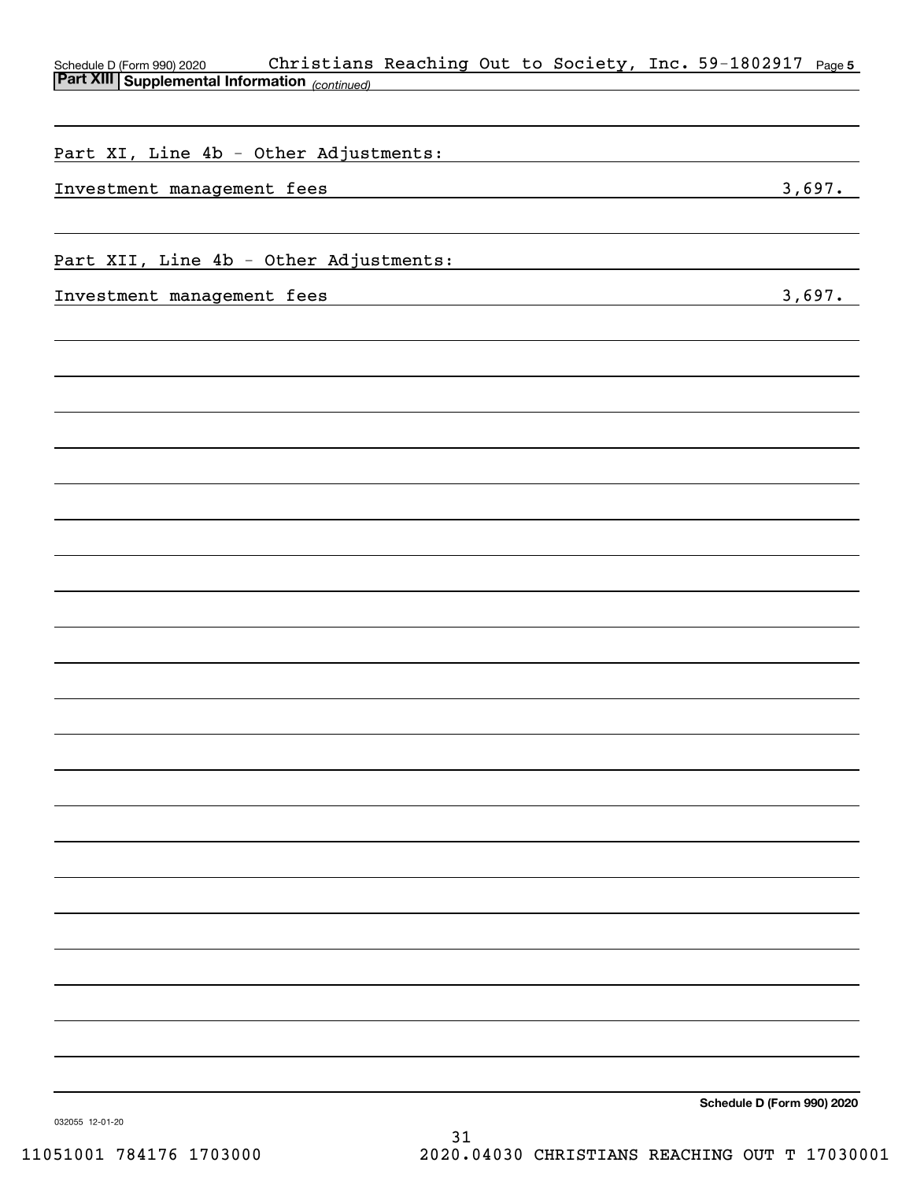Schedule D (Form 990) 2020 Christians Reaching Out to Society, Inc. 59-1802917 Page 5

**Part XIII | Supplemental Information** *(continued)*

Part XI, Line 4b - Other Adjustments:

| | |
|---|---|
| Investment management fees | 3,697. |

Part XII, Line 4b - Other Adjustments:

| | |
|---|---|
| Investment management fees | 3,697. |

**Schedule D (Form 990) 2020**

032055 12-01-20

11051001 784176 1703000 2020.04030 CHRISTIANS REACHING OUT T 17030001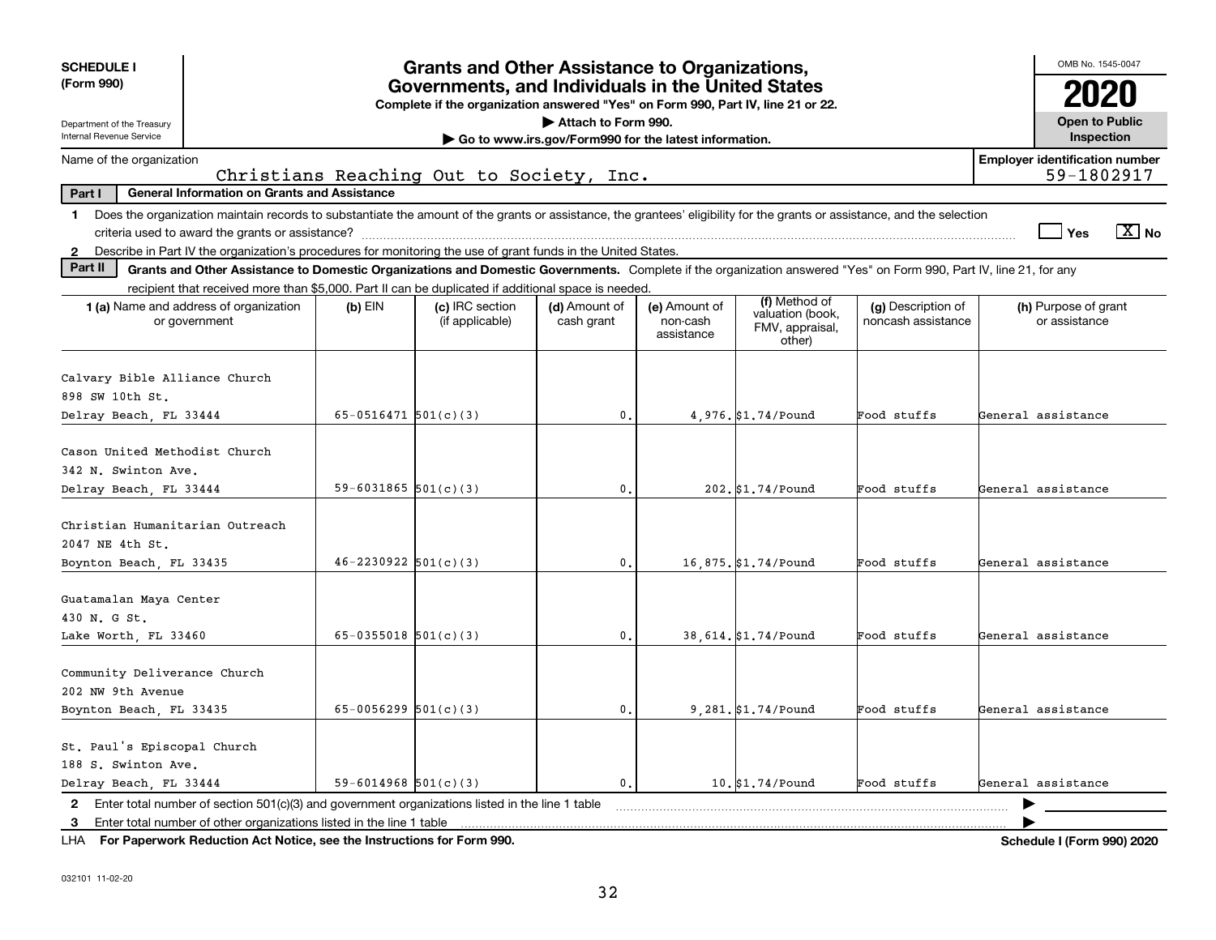**SCHEDULE I (Form 990)**

Department of the Treasury
Internal Revenue Service

# Grants and Other Assistance to Organizations, Governments, and Individuals in the United States

**Complete if the organization answered "Yes" on Form 990, Part IV, line 21 or 22.**

**▶ Attach to Form 990.**

**▶ Go to www.irs.gov/Form990 for the latest information.**

OMB No. 1545-0047

**2020**

**Open to Public Inspection**

Name of the organization: Christians Reaching Out to Society, Inc.

Employer identification number: 59-1802917

**Part I — General Information on Grants and Assistance**

1 Does the organization maintain records to substantiate the amount of the grants or assistance, the grantees' eligibility for the grants or assistance, and the selection criteria used to award the grants or assistance? ☐ Yes ☒ No

2 Describe in Part IV the organization's procedures for monitoring the use of grant funds in the United States.

**Part II — Grants and Other Assistance to Domestic Organizations and Domestic Governments.** Complete if the organization answered "Yes" on Form 990, Part IV, line 21, for any recipient that received more than $5,000. Part II can be duplicated if additional space is needed.

| 1 (a) Name and address of organization or government | (b) EIN | (c) IRC section (if applicable) | (d) Amount of cash grant | (e) Amount of non-cash assistance | (f) Method of valuation (book, FMV, appraisal, other) | (g) Description of noncash assistance | (h) Purpose of grant or assistance |
|---|---|---|---|---|---|---|---|
| Calvary Bible Alliance Church<br>898 SW 10th St.<br>Delray Beach, FL 33444 | 65-0516471 | 501(c)(3) | 0. | 4,976. | $1.74/Pound | Food stuffs | General assistance |
| Cason United Methodist Church<br>342 N. Swinton Ave.<br>Delray Beach, FL 33444 | 59-6031865 | 501(c)(3) | 0. | 202. | $1.74/Pound | Food stuffs | General assistance |
| Christian Humanitarian Outreach<br>2047 NE 4th St.<br>Boynton Beach, FL 33435 | 46-2230922 | 501(c)(3) | 0. | 16,875. | $1.74/Pound | Food stuffs | General assistance |
| Guatamalan Maya Center<br>430 N. G St.<br>Lake Worth, FL 33460 | 65-0355018 | 501(c)(3) | 0. | 38,614. | $1.74/Pound | Food stuffs | General assistance |
| Community Deliverance Church<br>202 NW 9th Avenue<br>Boynton Beach, FL 33435 | 65-0056299 | 501(c)(3) | 0. | 9,281. | $1.74/Pound | Food stuffs | General assistance |
| St. Paul's Episcopal Church<br>188 S. Swinton Ave.<br>Delray Beach, FL 33444 | 59-6014968 | 501(c)(3) | 0. | 10. | $1.74/Pound | Food stuffs | General assistance |

2 Enter total number of section 501(c)(3) and government organizations listed in the line 1 table ▶

3 Enter total number of other organizations listed in the line 1 table ▶

LHA For Paperwork Reduction Act Notice, see the Instructions for Form 990. Schedule I (Form 990) 2020

032101 11-02-20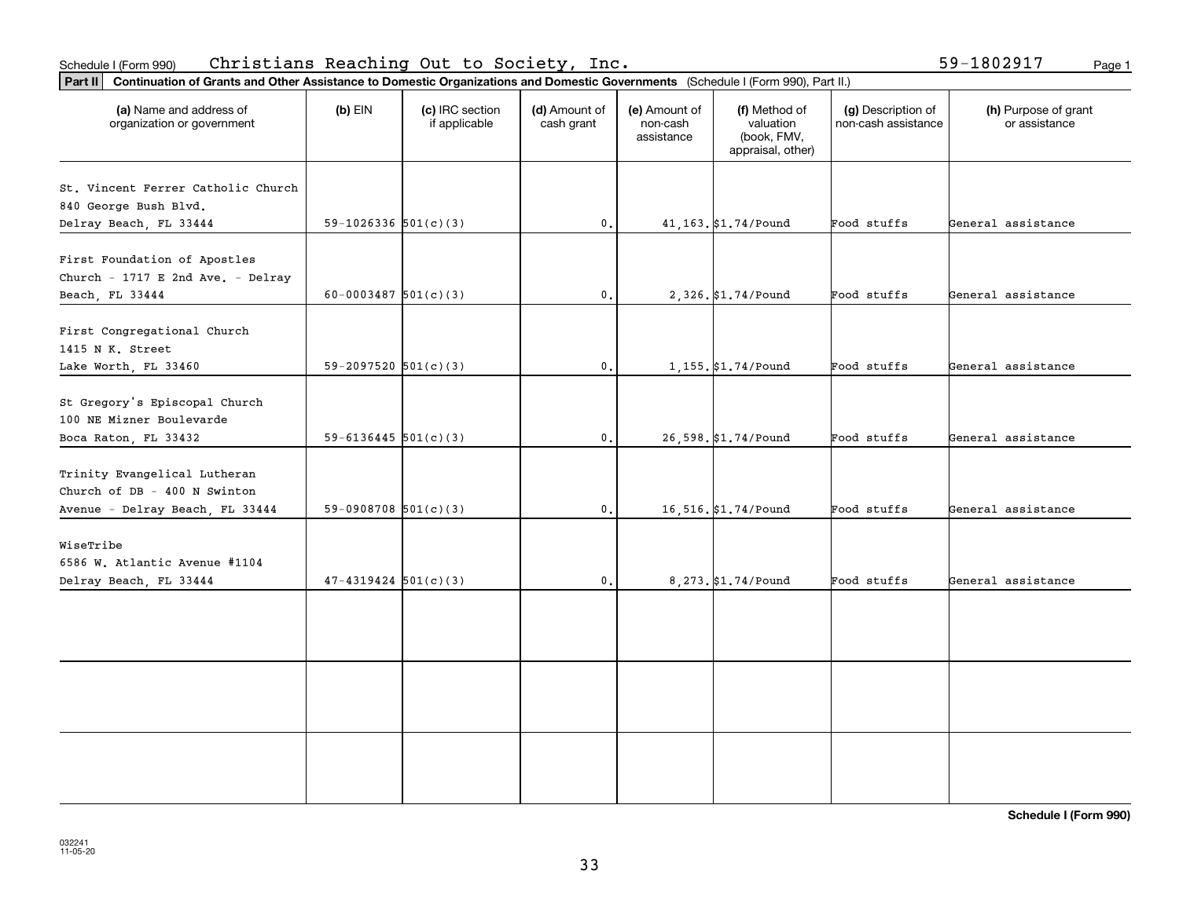Schedule I (Form 990) Christians Reaching Out to Society, Inc. 59-1802917 Page 1

**Part II** **Continuation of Grants and Other Assistance to Domestic Organizations and Domestic Governments** (Schedule I (Form 990), Part II.)

| (a) Name and address of organization or government | (b) EIN | (c) IRC section if applicable | (d) Amount of cash grant | (e) Amount of non-cash assistance | (f) Method of valuation (book, FMV, appraisal, other) | (g) Description of non-cash assistance | (h) Purpose of grant or assistance |
|---|---|---|---|---|---|---|---|
| St. Vincent Ferrer Catholic Church 840 George Bush Blvd. Delray Beach, FL 33444 | 59-1026336 | 501(c)(3) | 0. | 41,163. | $1.74/Pound | Food stuffs | General assistance |
| First Foundation of Apostles Church - 1717 E 2nd Ave. - Delray Beach, FL 33444 | 60-0003487 | 501(c)(3) | 0. | 2,326. | $1.74/Pound | Food stuffs | General assistance |
| First Congregational Church 1415 N K. Street Lake Worth, FL 33460 | 59-2097520 | 501(c)(3) | 0. | 1,155. | $1.74/Pound | Food stuffs | General assistance |
| St Gregory's Episcopal Church 100 NE Mizner Boulevarde Boca Raton, FL 33432 | 59-6136445 | 501(c)(3) | 0. | 26,598. | $1.74/Pound | Food stuffs | General assistance |
| Trinity Evangelical Lutheran Church of DB - 400 N Swinton Avenue - Delray Beach, FL 33444 | 59-0908708 | 501(c)(3) | 0. | 16,516. | $1.74/Pound | Food stuffs | General assistance |
| WiseTribe 6586 W. Atlantic Avenue #1104 Delray Beach, FL 33444 | 47-4319424 | 501(c)(3) | 0. | 8,273. | $1.74/Pound | Food stuffs | General assistance |
| | | | | | | | |
| | | | | | | | |
| | | | | | | | |

**Schedule I (Form 990)**

032241
11-05-20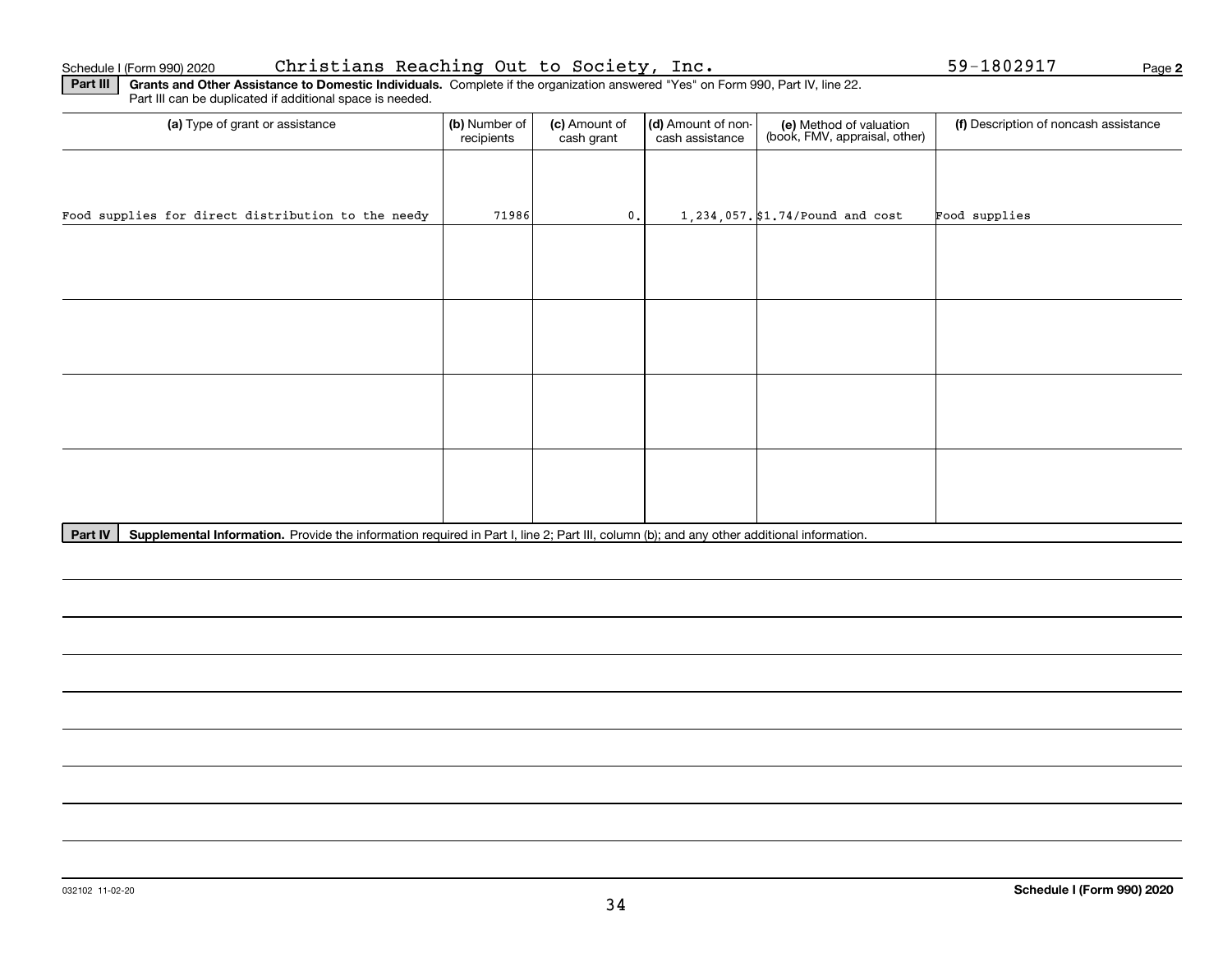Schedule I (Form 990) 2020 Christians Reaching Out to Society, Inc. 59-1802917 Page **2**

**Part III** **Grants and Other Assistance to Domestic Individuals.** Complete if the organization answered "Yes" on Form 990, Part IV, line 22. Part III can be duplicated if additional space is needed.

| (a) Type of grant or assistance | (b) Number of recipients | (c) Amount of cash grant | (d) Amount of non-cash assistance | (e) Method of valuation (book, FMV, appraisal, other) | (f) Description of noncash assistance |
|---|---|---|---|---|---|
| Food supplies for direct distribution to the needy | 71986 | 0. | 1,234,057. | $1.74/Pound and cost | Food supplies |
| | | | | | |
| | | | | | |
| | | | | | |
| | | | | | |

**Part IV** **Supplemental Information.** Provide the information required in Part I, line 2; Part III, column (b); and any other additional information.

032102 11-02-20 **Schedule I (Form 990) 2020**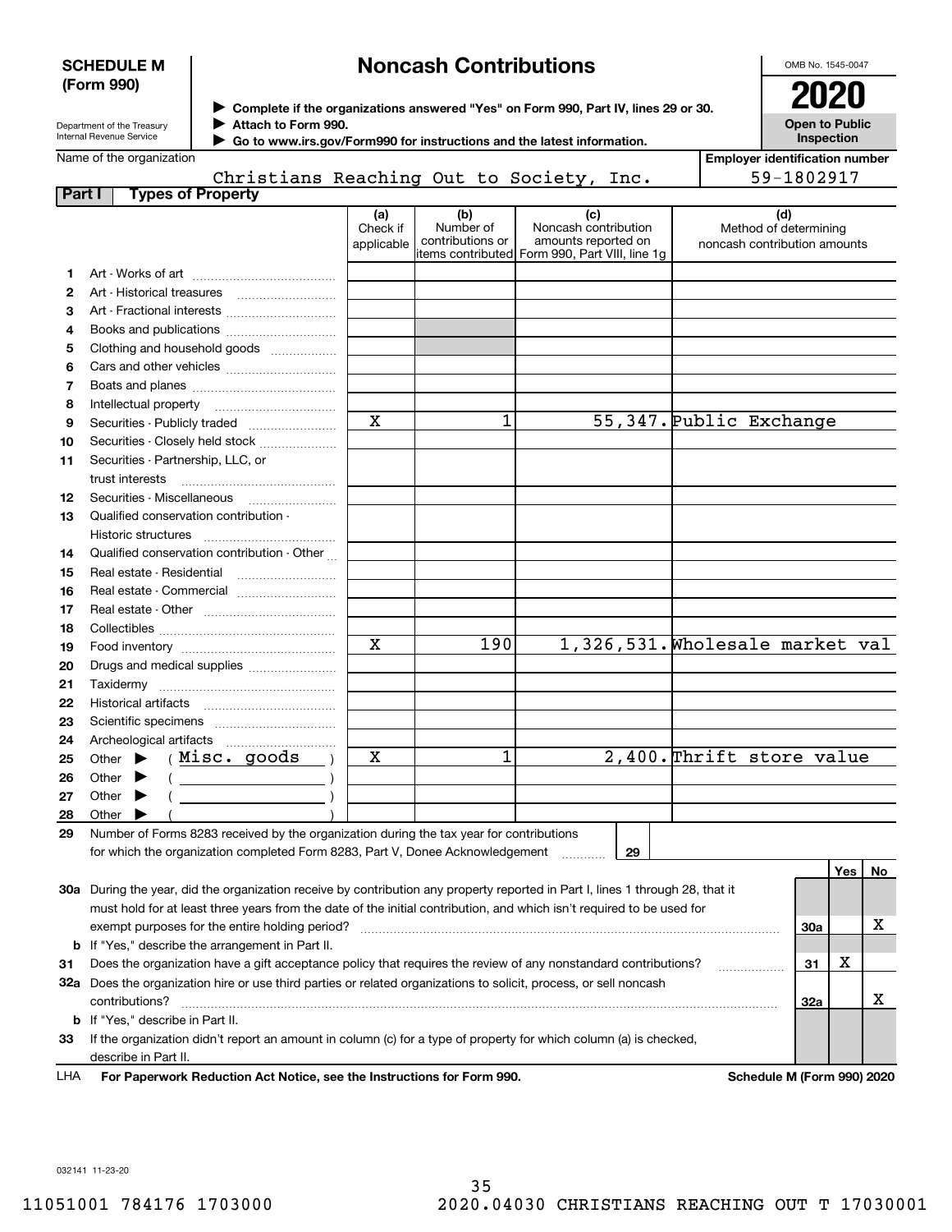**SCHEDULE M (Form 990)**

Department of the Treasury
Internal Revenue Service

# Noncash Contributions

▶ Complete if the organizations answered "Yes" on Form 990, Part IV, lines 29 or 30.
▶ Attach to Form 990.
▶ Go to www.irs.gov/Form990 for instructions and the latest information.

OMB No. 1545-0047

**2020**

**Open to Public Inspection**

Name of the organization: Christians Reaching Out to Society, Inc.

Employer identification number: 59-1802917

**Part I — Types of Property**

| | | (a) Check if applicable | (b) Number of contributions or items contributed | (c) Noncash contribution amounts reported on Form 990, Part VIII, line 1g | (d) Method of determining noncash contribution amounts |
|---|---|---|---|---|---|
| 1 | Art - Works of art | | | | |
| 2 | Art - Historical treasures | | | | |
| 3 | Art - Fractional interests | | | | |
| 4 | Books and publications | | | | |
| 5 | Clothing and household goods | | | | |
| 6 | Cars and other vehicles | | | | |
| 7 | Boats and planes | | | | |
| 8 | Intellectual property | | | | |
| 9 | Securities - Publicly traded | X | 1 | 55,347. | Public Exchange |
| 10 | Securities - Closely held stock | | | | |
| 11 | Securities - Partnership, LLC, or trust interests | | | | |
| 12 | Securities - Miscellaneous | | | | |
| 13 | Qualified conservation contribution - Historic structures | | | | |
| 14 | Qualified conservation contribution - Other | | | | |
| 15 | Real estate - Residential | | | | |
| 16 | Real estate - Commercial | | | | |
| 17 | Real estate - Other | | | | |
| 18 | Collectibles | | | | |
| 19 | Food inventory | X | 190 | 1,326,531. | Wholesale market val |
| 20 | Drugs and medical supplies | | | | |
| 21 | Taxidermy | | | | |
| 22 | Historical artifacts | | | | |
| 23 | Scientific specimens | | | | |
| 24 | Archeological artifacts | | | | |
| 25 | Other ▶ ( Misc. goods ) | X | 1 | 2,400. | Thrift store value |
| 26 | Other ▶ ( ) | | | | |
| 27 | Other ▶ ( ) | | | | |
| 28 | Other ▶ ( ) | | | | |

29 Number of Forms 8283 received by the organization during the tax year for contributions for which the organization completed Form 8283, Part V, Donee Acknowledgement ..... 29

| | | | Yes | No |
|---|---|---|---|---|
| 30a | During the year, did the organization receive by contribution any property reported in Part I, lines 1 through 28, that it must hold for at least three years from the date of the initial contribution, and which isn't required to be used for exempt purposes for the entire holding period? | 30a | | X |
| b | If "Yes," describe the arrangement in Part II. | | | |
| 31 | Does the organization have a gift acceptance policy that requires the review of any nonstandard contributions? | 31 | X | |
| 32a | Does the organization hire or use third parties or related organizations to solicit, process, or sell noncash contributions? | 32a | | X |
| b | If "Yes," describe in Part II. | | | |
| 33 | If the organization didn't report an amount in column (c) for a type of property for which column (a) is checked, describe in Part II. | | | |

LHA **For Paperwork Reduction Act Notice, see the Instructions for Form 990.** **Schedule M (Form 990) 2020**

032141 11-23-20

11051001 784176 1703000 2020.04030 CHRISTIANS REACHING OUT T 17030001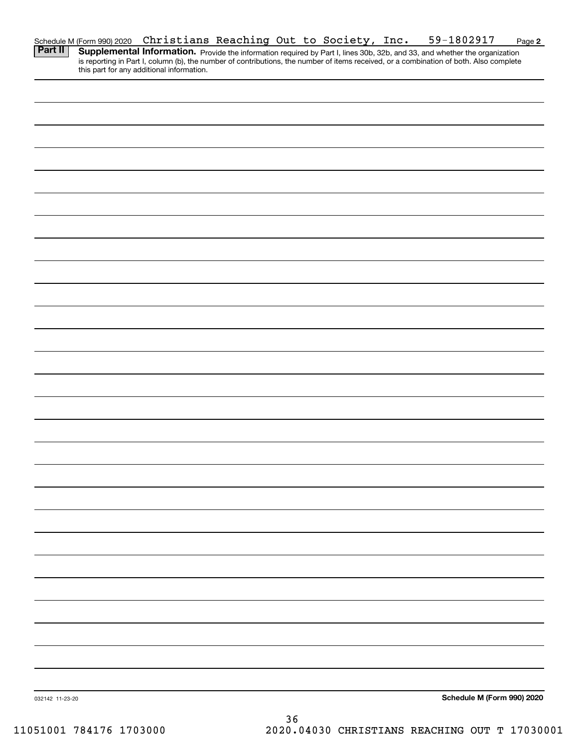Schedule M (Form 990) 2020 Christians Reaching Out to Society, Inc. 59-1802917 Page 2

**Part II** **Supplemental Information.** Provide the information required by Part I, lines 30b, 32b, and 33, and whether the organization is reporting in Part I, column (b), the number of contributions, the number of items received, or a combination of both. Also complete this part for any additional information.

032142 11-23-20 **Schedule M (Form 990) 2020**

11051001 784176 1703000 2020.04030 CHRISTIANS REACHING OUT T 17030001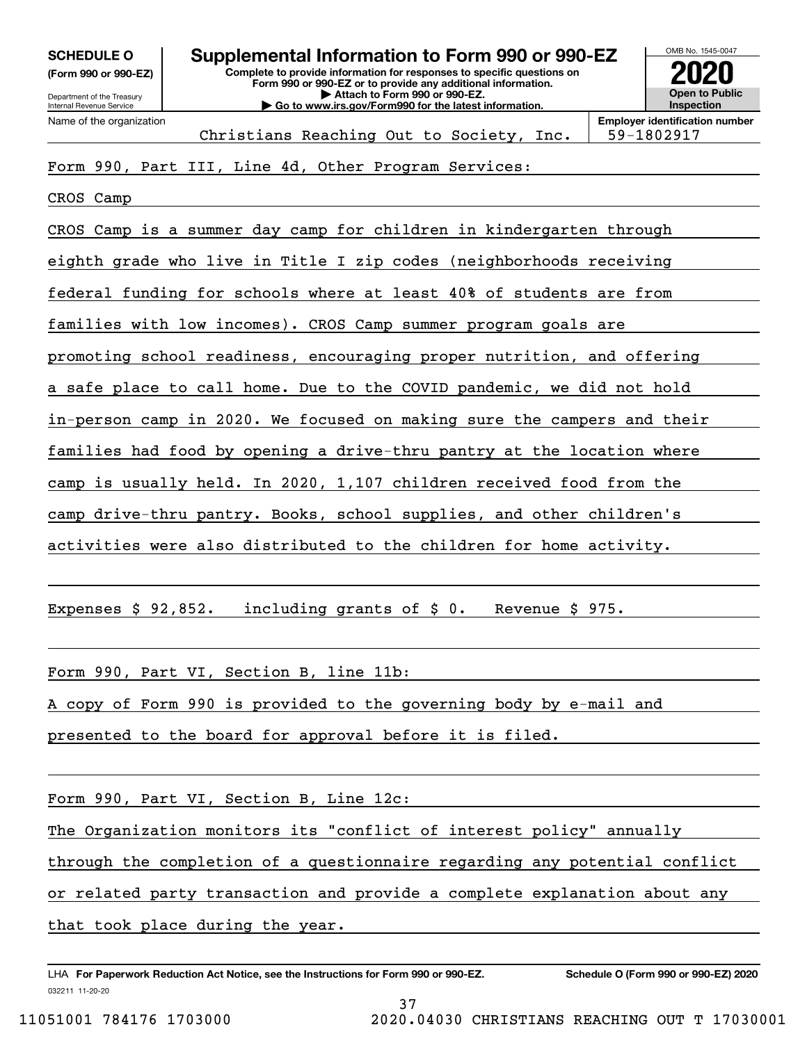**SCHEDULE O**
**(Form 990 or 990-EZ)**

Department of the Treasury
Internal Revenue Service

# Supplemental Information to Form 990 or 990-EZ

**Complete to provide information for responses to specific questions on Form 990 or 990-EZ or to provide any additional information.**
**▶ Attach to Form 990 or 990-EZ.**
**▶ Go to www.irs.gov/Form990 for the latest information.**

OMB No. 1545-0047
**2020**
**Open to Public Inspection**

Name of the organization: Christians Reaching Out to Society, Inc.
**Employer identification number:** 59-1802917

Form 990, Part III, Line 4d, Other Program Services:

CROS Camp

CROS Camp is a summer day camp for children in kindergarten through eighth grade who live in Title I zip codes (neighborhoods receiving federal funding for schools where at least 40% of students are from families with low incomes). CROS Camp summer program goals are promoting school readiness, encouraging proper nutrition, and offering a safe place to call home. Due to the COVID pandemic, we did not hold in-person camp in 2020. We focused on making sure the campers and their families had food by opening a drive-thru pantry at the location where camp is usually held. In 2020, 1,107 children received food from the camp drive-thru pantry. Books, school supplies, and other children's activities were also distributed to the children for home activity.

Expenses $ 92,852. including grants of $ 0. Revenue $ 975.

Form 990, Part VI, Section B, line 11b:

A copy of Form 990 is provided to the governing body by e-mail and presented to the board for approval before it is filed.

Form 990, Part VI, Section B, Line 12c:

The Organization monitors its "conflict of interest policy" annually through the completion of a questionnaire regarding any potential conflict or related party transaction and provide a complete explanation about any that took place during the year.

LHA **For Paperwork Reduction Act Notice, see the Instructions for Form 990 or 990-EZ.** **Schedule O (Form 990 or 990-EZ) 2020**

032211 11-20-20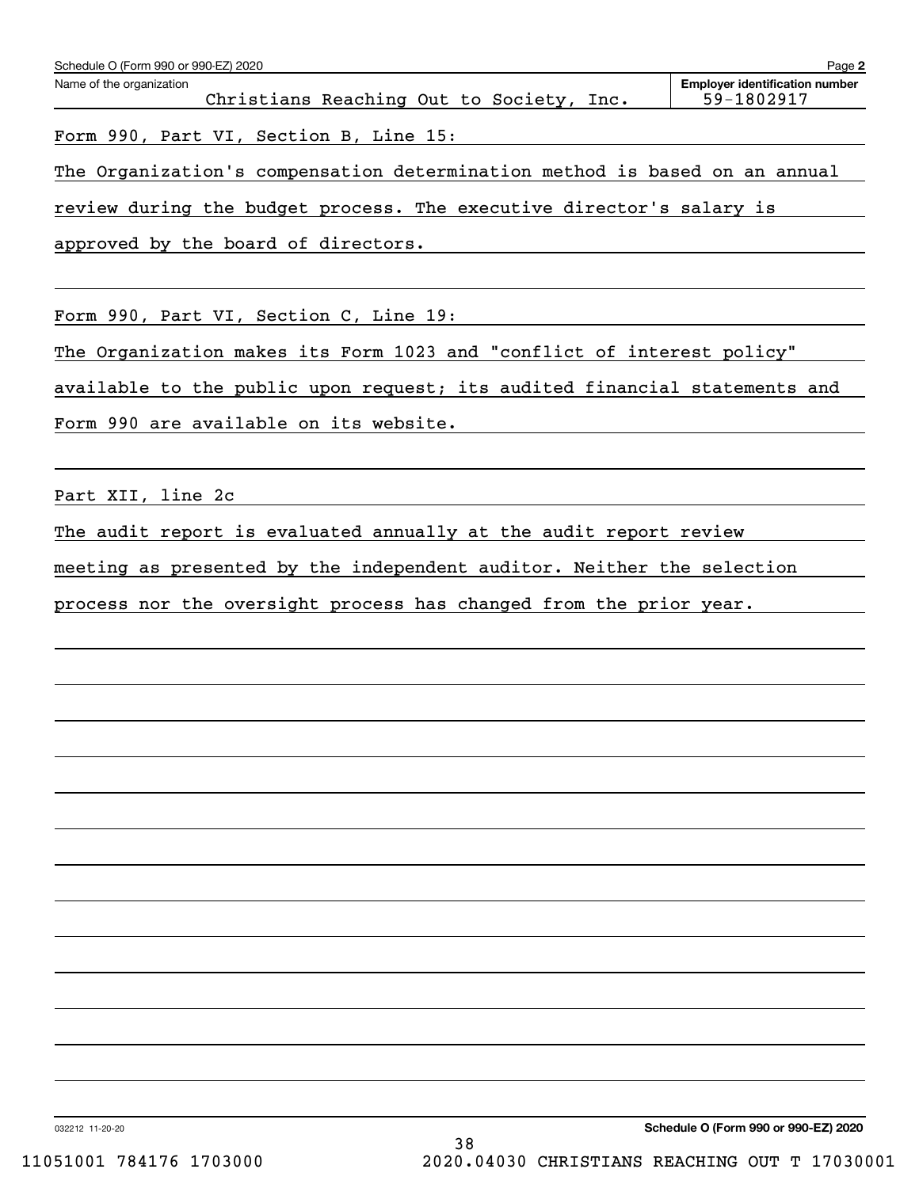Schedule O (Form 990 or 990-EZ) 2020

Name of the organization: Christians Reaching Out to Society, Inc.

Employer identification number: 59-1802917

Form 990, Part VI, Section B, Line 15:

The Organization's compensation determination method is based on an annual review during the budget process. The executive director's salary is approved by the board of directors.

Form 990, Part VI, Section C, Line 19:

The Organization makes its Form 1023 and "conflict of interest policy" available to the public upon request; its audited financial statements and Form 990 are available on its website.

Part XII, line 2c

The audit report is evaluated annually at the audit report review meeting as presented by the independent auditor. Neither the selection process nor the oversight process has changed from the prior year.

032212 11-20-20

Schedule O (Form 990 or 990-EZ) 2020

11051001 784176 1703000 2020.04030 CHRISTIANS REACHING OUT T 17030001